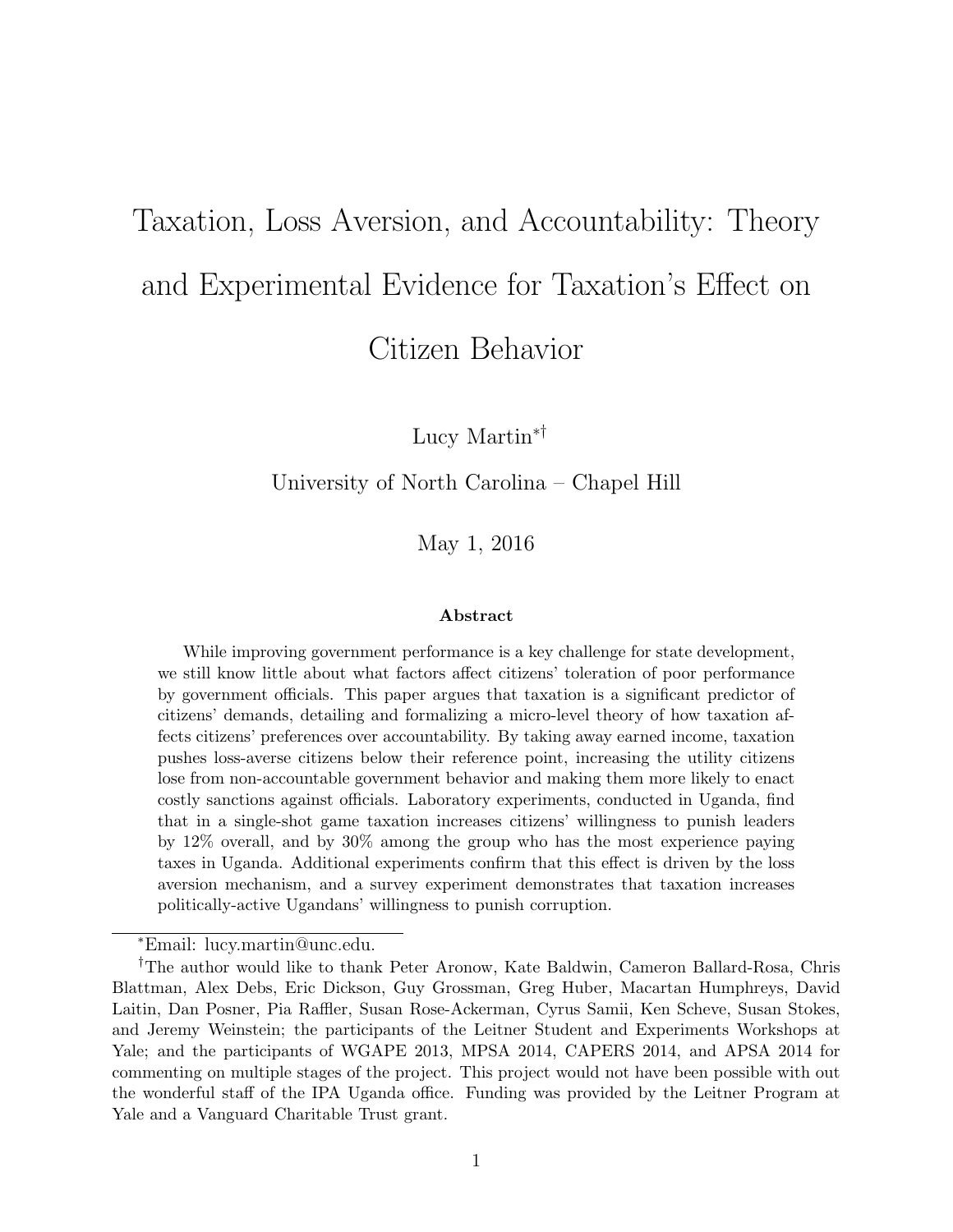# Taxation, Loss Aversion, and Accountability: Theory and Experimental Evidence for Taxation's Effect on Citizen Behavior

Lucy Martin[*†]

University of North Carolina – Chapel Hill

May 1, 2016

### Abstract

While improving government performance is a key challenge for state development, we still know little about what factors affect citizens' toleration of poor performance by government officials. This paper argues that taxation is a significant predictor of citizens' demands, detailing and formalizing a micro-level theory of how taxation affects citizens' preferences over accountability. By taking away earned income, taxation pushes loss-averse citizens below their reference point, increasing the utility citizens lose from non-accountable government behavior and making them more likely to enact costly sanctions against officials. Laboratory experiments, conducted in Uganda, find that in a single-shot game taxation increases citizens' willingness to punish leaders by 12% overall, and by 30% among the group who has the most experience paying taxes in Uganda. Additional experiments confirm that this effect is driven by the loss aversion mechanism, and a survey experiment demonstrates that taxation increases politically-active Ugandans' willingness to punish corruption.

---

[*] Email: lucy.martin@unc.edu.

[†] The author would like to thank Peter Aronow, Kate Baldwin, Cameron Ballard-Rosa, Chris Blattman, Alex Debs, Eric Dickson, Guy Grossman, Greg Huber, Macartan Humphreys, David Laitin, Dan Posner, Pia Raffler, Susan Rose-Ackerman, Cyrus Samii, Ken Scheve, Susan Stokes, and Jeremy Weinstein; the participants of the Leitner Student and Experiments Workshops at Yale; and the participants of WGAPE 2013, MPSA 2014, CAPERS 2014, and APSA 2014 for commenting on multiple stages of the project. This project would not have been possible with out the wonderful staff of the IPA Uganda office. Funding was provided by the Leitner Program at Yale and a Vanguard Charitable Trust grant.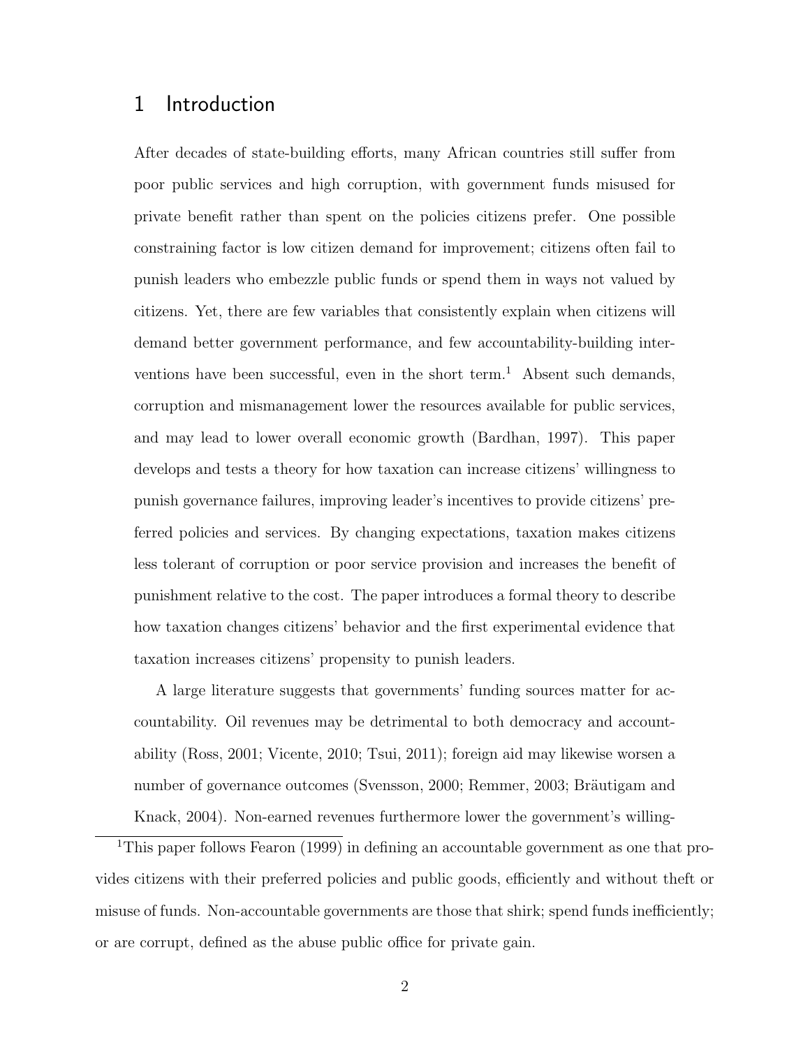# 1 Introduction

After decades of state-building efforts, many African countries still suffer from poor public services and high corruption, with government funds misused for private benefit rather than spent on the policies citizens prefer. One possible constraining factor is low citizen demand for improvement; citizens often fail to punish leaders who embezzle public funds or spend them in ways not valued by citizens. Yet, there are few variables that consistently explain when citizens will demand better government performance, and few accountability-building interventions have been successful, even in the short term.[1] Absent such demands, corruption and mismanagement lower the resources available for public services, and may lead to lower overall economic growth (Bardhan, 1997). This paper develops and tests a theory for how taxation can increase citizens' willingness to punish governance failures, improving leader's incentives to provide citizens' preferred policies and services. By changing expectations, taxation makes citizens less tolerant of corruption or poor service provision and increases the benefit of punishment relative to the cost. The paper introduces a formal theory to describe how taxation changes citizens' behavior and the first experimental evidence that taxation increases citizens' propensity to punish leaders.

A large literature suggests that governments' funding sources matter for accountability. Oil revenues may be detrimental to both democracy and accountability (Ross, 2001; Vicente, 2010; Tsui, 2011); foreign aid may likewise worsen a number of governance outcomes (Svensson, 2000; Remmer, 2003; Bräutigam and Knack, 2004). Non-earned revenues furthermore lower the government's willing-

[1] This paper follows Fearon (1999) in defining an accountable government as one that provides citizens with their preferred policies and public goods, efficiently and without theft or misuse of funds. Non-accountable governments are those that shirk; spend funds inefficiently; or are corrupt, defined as the abuse public office for private gain.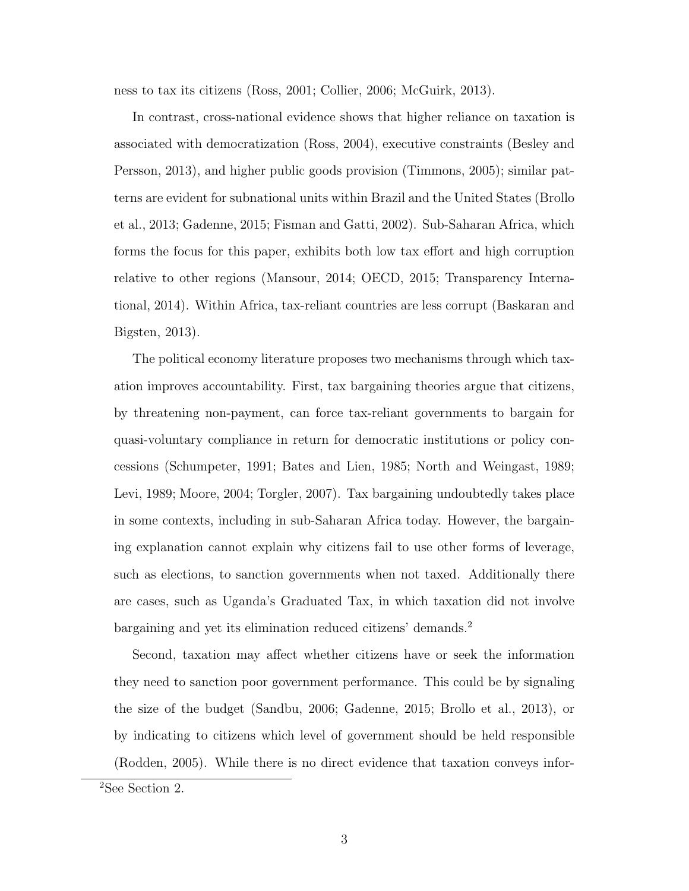ness to tax its citizens (Ross, 2001; Collier, 2006; McGuirk, 2013).

In contrast, cross-national evidence shows that higher reliance on taxation is associated with democratization (Ross, 2004), executive constraints (Besley and Persson, 2013), and higher public goods provision (Timmons, 2005); similar patterns are evident for subnational units within Brazil and the United States (Brollo et al., 2013; Gadenne, 2015; Fisman and Gatti, 2002). Sub-Saharan Africa, which forms the focus for this paper, exhibits both low tax effort and high corruption relative to other regions (Mansour, 2014; OECD, 2015; Transparency International, 2014). Within Africa, tax-reliant countries are less corrupt (Baskaran and Bigsten, 2013).

The political economy literature proposes two mechanisms through which taxation improves accountability. First, tax bargaining theories argue that citizens, by threatening non-payment, can force tax-reliant governments to bargain for quasi-voluntary compliance in return for democratic institutions or policy concessions (Schumpeter, 1991; Bates and Lien, 1985; North and Weingast, 1989; Levi, 1989; Moore, 2004; Torgler, 2007). Tax bargaining undoubtedly takes place in some contexts, including in sub-Saharan Africa today. However, the bargaining explanation cannot explain why citizens fail to use other forms of leverage, such as elections, to sanction governments when not taxed. Additionally there are cases, such as Uganda's Graduated Tax, in which taxation did not involve bargaining and yet its elimination reduced citizens' demands.[2]

Second, taxation may affect whether citizens have or seek the information they need to sanction poor government performance. This could be by signaling the size of the budget (Sandbu, 2006; Gadenne, 2015; Brollo et al., 2013), or by indicating to citizens which level of government should be held responsible (Rodden, 2005). While there is no direct evidence that taxation conveys infor-

[2]See Section 2.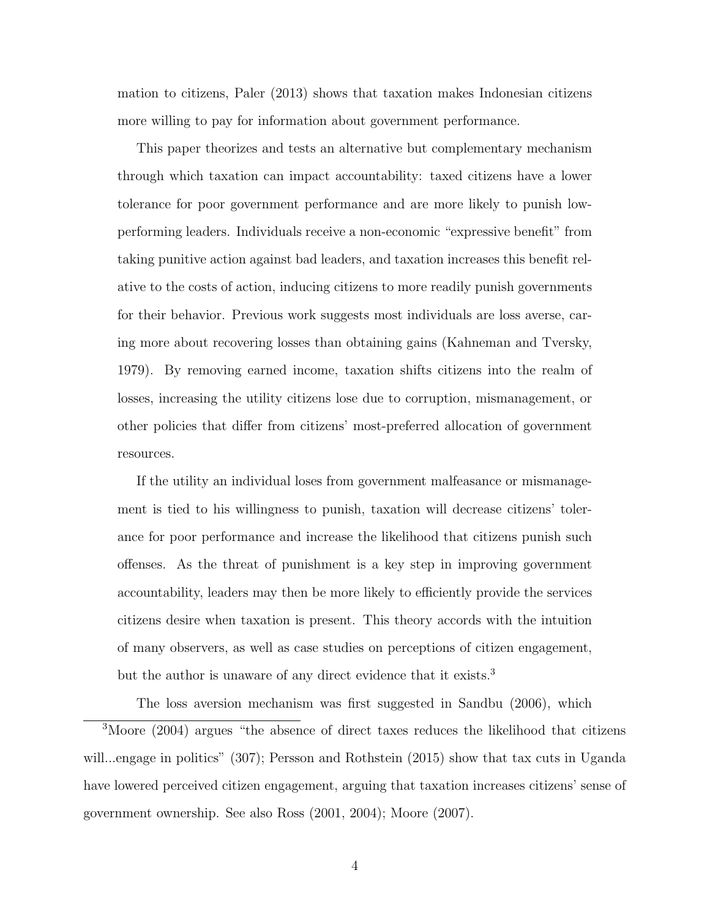mation to citizens, Paler (2013) shows that taxation makes Indonesian citizens more willing to pay for information about government performance.

This paper theorizes and tests an alternative but complementary mechanism through which taxation can impact accountability: taxed citizens have a lower tolerance for poor government performance and are more likely to punish low-performing leaders. Individuals receive a non-economic "expressive benefit" from taking punitive action against bad leaders, and taxation increases this benefit relative to the costs of action, inducing citizens to more readily punish governments for their behavior. Previous work suggests most individuals are loss averse, caring more about recovering losses than obtaining gains (Kahneman and Tversky, 1979). By removing earned income, taxation shifts citizens into the realm of losses, increasing the utility citizens lose due to corruption, mismanagement, or other policies that differ from citizens' most-preferred allocation of government resources.

If the utility an individual loses from government malfeasance or mismanagement is tied to his willingness to punish, taxation will decrease citizens' tolerance for poor performance and increase the likelihood that citizens punish such offenses. As the threat of punishment is a key step in improving government accountability, leaders may then be more likely to efficiently provide the services citizens desire when taxation is present. This theory accords with the intuition of many observers, as well as case studies on perceptions of citizen engagement, but the author is unaware of any direct evidence that it exists.[3]

The loss aversion mechanism was first suggested in Sandbu (2006), which

[3] Moore (2004) argues "the absence of direct taxes reduces the likelihood that citizens will...engage in politics" (307); Persson and Rothstein (2015) show that tax cuts in Uganda have lowered perceived citizen engagement, arguing that taxation increases citizens' sense of government ownership. See also Ross (2001, 2004); Moore (2007).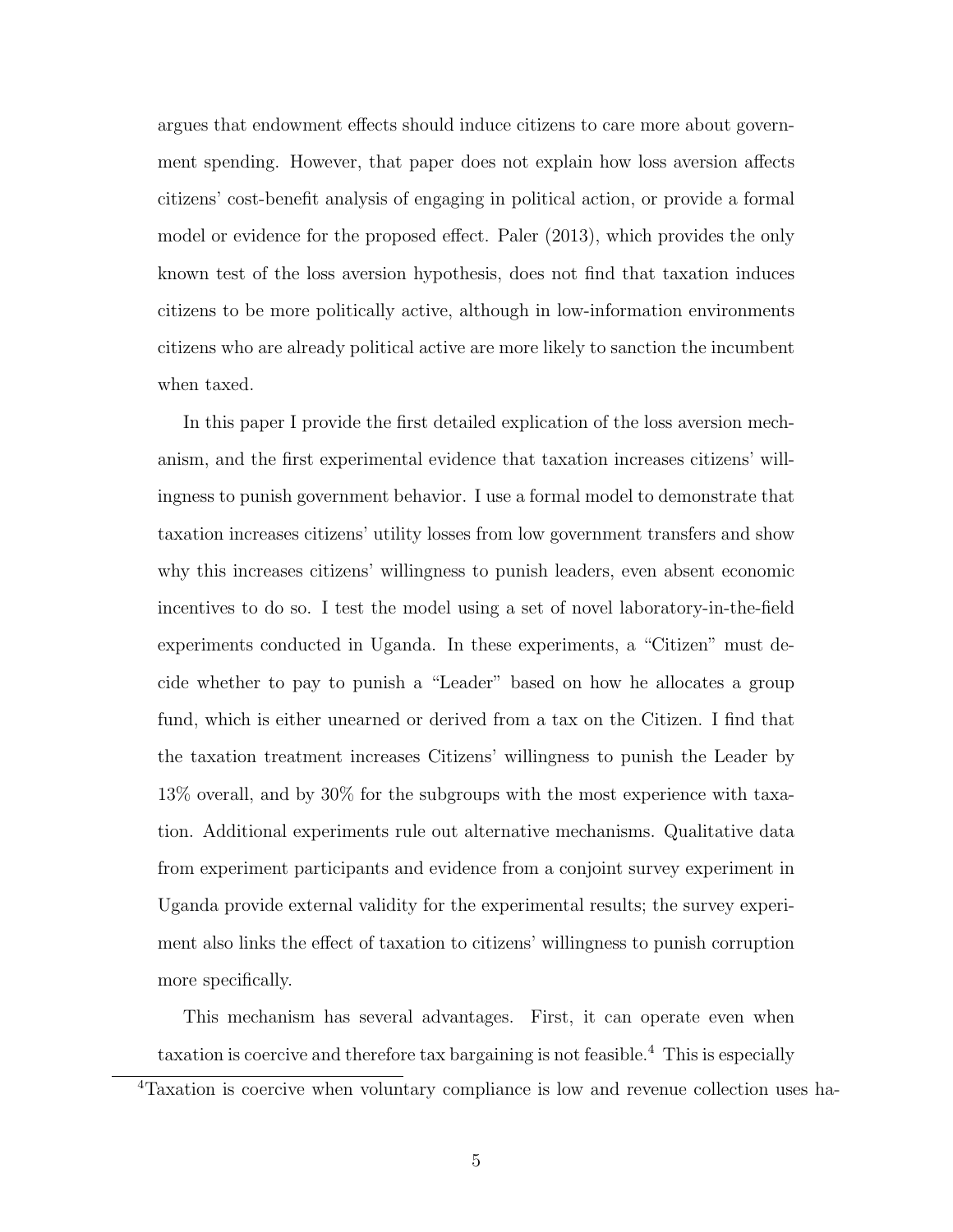argues that endowment effects should induce citizens to care more about government spending. However, that paper does not explain how loss aversion affects citizens' cost-benefit analysis of engaging in political action, or provide a formal model or evidence for the proposed effect. Paler (2013), which provides the only known test of the loss aversion hypothesis, does not find that taxation induces citizens to be more politically active, although in low-information environments citizens who are already political active are more likely to sanction the incumbent when taxed.

In this paper I provide the first detailed explication of the loss aversion mechanism, and the first experimental evidence that taxation increases citizens' willingness to punish government behavior. I use a formal model to demonstrate that taxation increases citizens' utility losses from low government transfers and show why this increases citizens' willingness to punish leaders, even absent economic incentives to do so. I test the model using a set of novel laboratory-in-the-field experiments conducted in Uganda. In these experiments, a "Citizen" must decide whether to pay to punish a "Leader" based on how he allocates a group fund, which is either unearned or derived from a tax on the Citizen. I find that the taxation treatment increases Citizens' willingness to punish the Leader by 13% overall, and by 30% for the subgroups with the most experience with taxation. Additional experiments rule out alternative mechanisms. Qualitative data from experiment participants and evidence from a conjoint survey experiment in Uganda provide external validity for the experimental results; the survey experiment also links the effect of taxation to citizens' willingness to punish corruption more specifically.

This mechanism has several advantages. First, it can operate even when taxation is coercive and therefore tax bargaining is not feasible.[4] This is especially

[4]Taxation is coercive when voluntary compliance is low and revenue collection uses ha-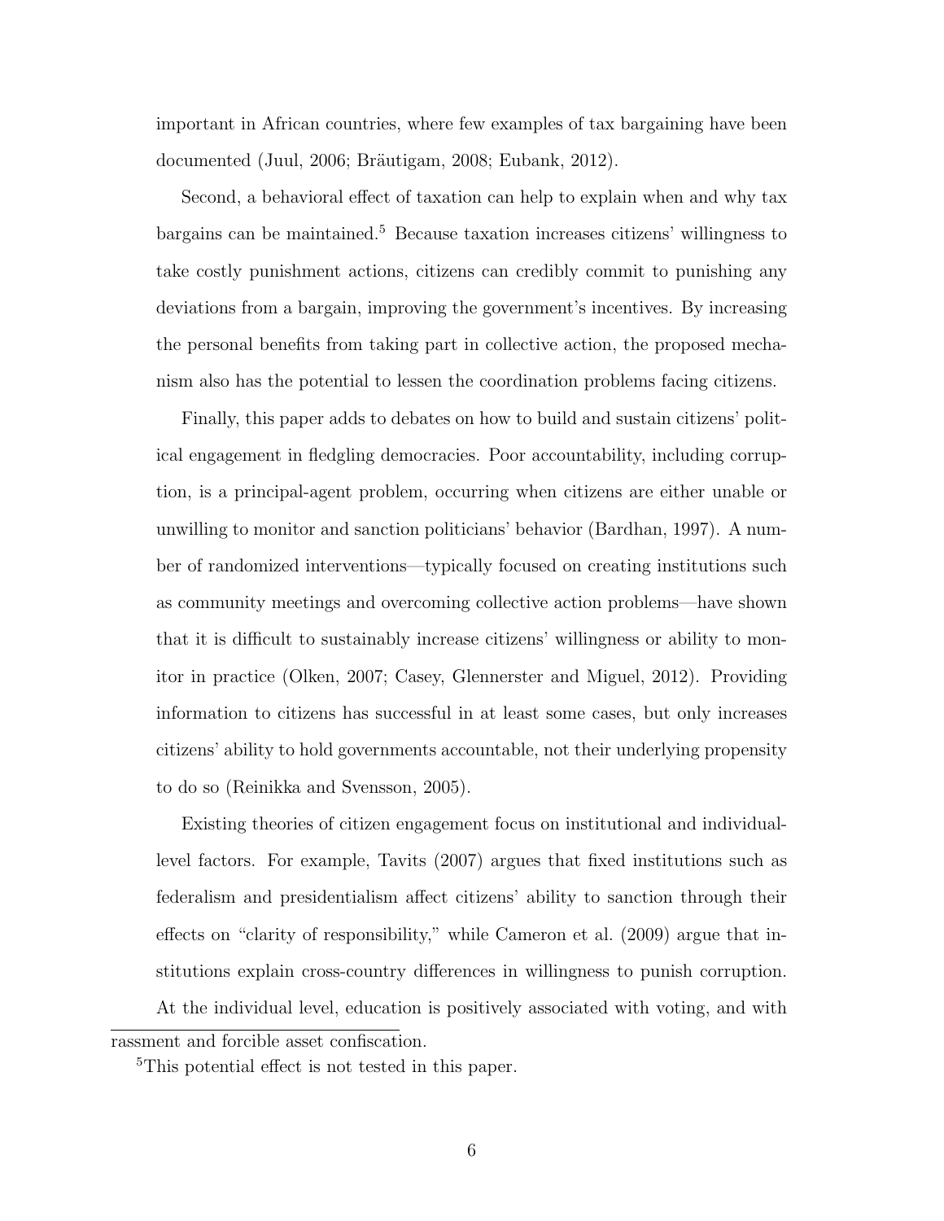important in African countries, where few examples of tax bargaining have been documented (Juul, 2006; Bräutigam, 2008; Eubank, 2012).

Second, a behavioral effect of taxation can help to explain when and why tax bargains can be maintained.[5] Because taxation increases citizens' willingness to take costly punishment actions, citizens can credibly commit to punishing any deviations from a bargain, improving the government's incentives. By increasing the personal benefits from taking part in collective action, the proposed mechanism also has the potential to lessen the coordination problems facing citizens.

Finally, this paper adds to debates on how to build and sustain citizens' political engagement in fledgling democracies. Poor accountability, including corruption, is a principal-agent problem, occurring when citizens are either unable or unwilling to monitor and sanction politicians' behavior (Bardhan, 1997). A number of randomized interventions—typically focused on creating institutions such as community meetings and overcoming collective action problems—have shown that it is difficult to sustainably increase citizens' willingness or ability to monitor in practice (Olken, 2007; Casey, Glennerster and Miguel, 2012). Providing information to citizens has successful in at least some cases, but only increases citizens' ability to hold governments accountable, not their underlying propensity to do so (Reinikka and Svensson, 2005).

Existing theories of citizen engagement focus on institutional and individual-level factors. For example, Tavits (2007) argues that fixed institutions such as federalism and presidentialism affect citizens' ability to sanction through their effects on "clarity of responsibility," while Cameron et al. (2009) argue that institutions explain cross-country differences in willingness to punish corruption. At the individual level, education is positively associated with voting, and with

rassment and forcible asset confiscation.

[5] This potential effect is not tested in this paper.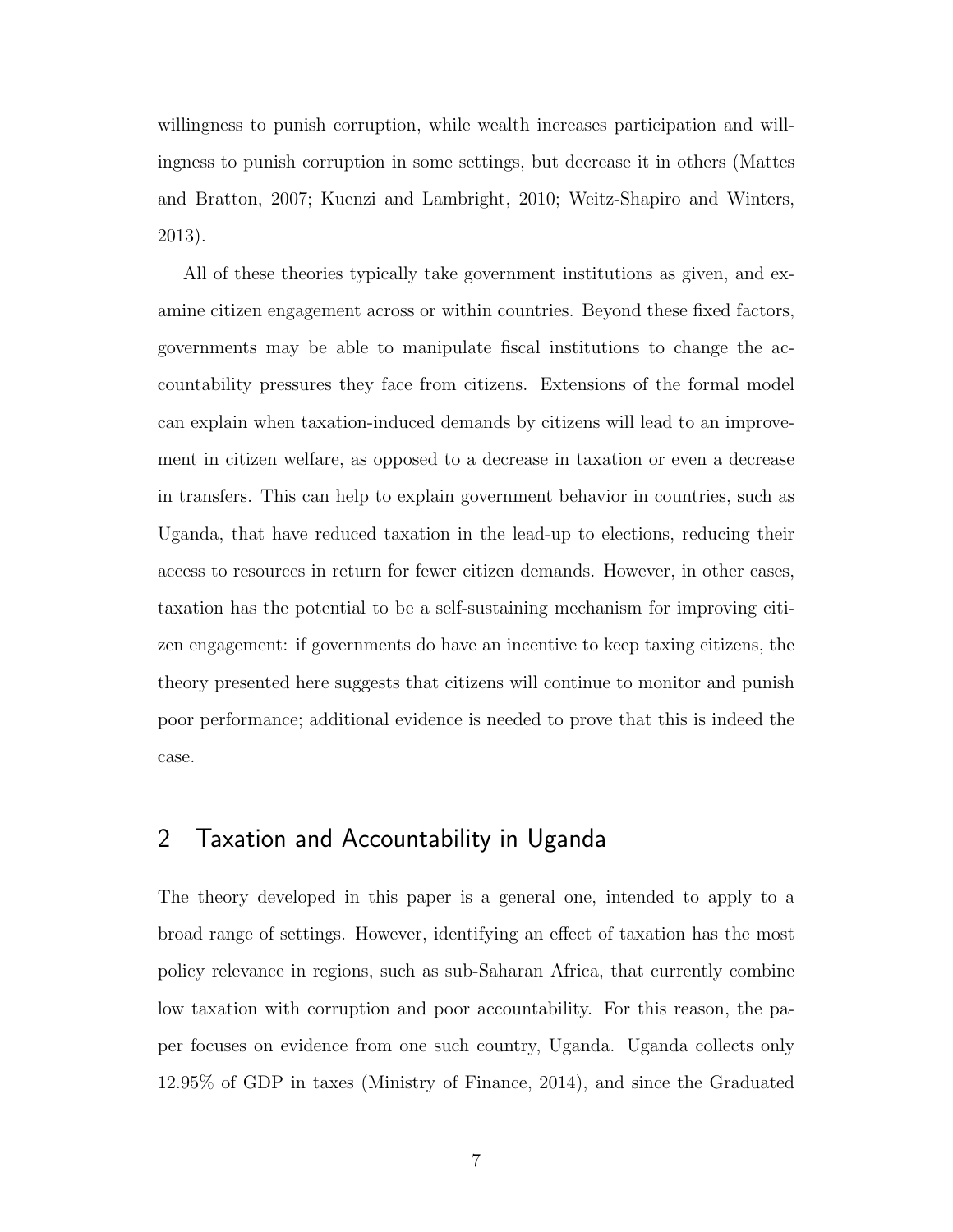willingness to punish corruption, while wealth increases participation and willingness to punish corruption in some settings, but decrease it in others (Mattes and Bratton, 2007; Kuenzi and Lambright, 2010; Weitz-Shapiro and Winters, 2013).

All of these theories typically take government institutions as given, and examine citizen engagement across or within countries. Beyond these fixed factors, governments may be able to manipulate fiscal institutions to change the accountability pressures they face from citizens. Extensions of the formal model can explain when taxation-induced demands by citizens will lead to an improvement in citizen welfare, as opposed to a decrease in taxation or even a decrease in transfers. This can help to explain government behavior in countries, such as Uganda, that have reduced taxation in the lead-up to elections, reducing their access to resources in return for fewer citizen demands. However, in other cases, taxation has the potential to be a self-sustaining mechanism for improving citizen engagement: if governments do have an incentive to keep taxing citizens, the theory presented here suggests that citizens will continue to monitor and punish poor performance; additional evidence is needed to prove that this is indeed the case.

## 2 Taxation and Accountability in Uganda

The theory developed in this paper is a general one, intended to apply to a broad range of settings. However, identifying an effect of taxation has the most policy relevance in regions, such as sub-Saharan Africa, that currently combine low taxation with corruption and poor accountability. For this reason, the paper focuses on evidence from one such country, Uganda. Uganda collects only 12.95% of GDP in taxes (Ministry of Finance, 2014), and since the Graduated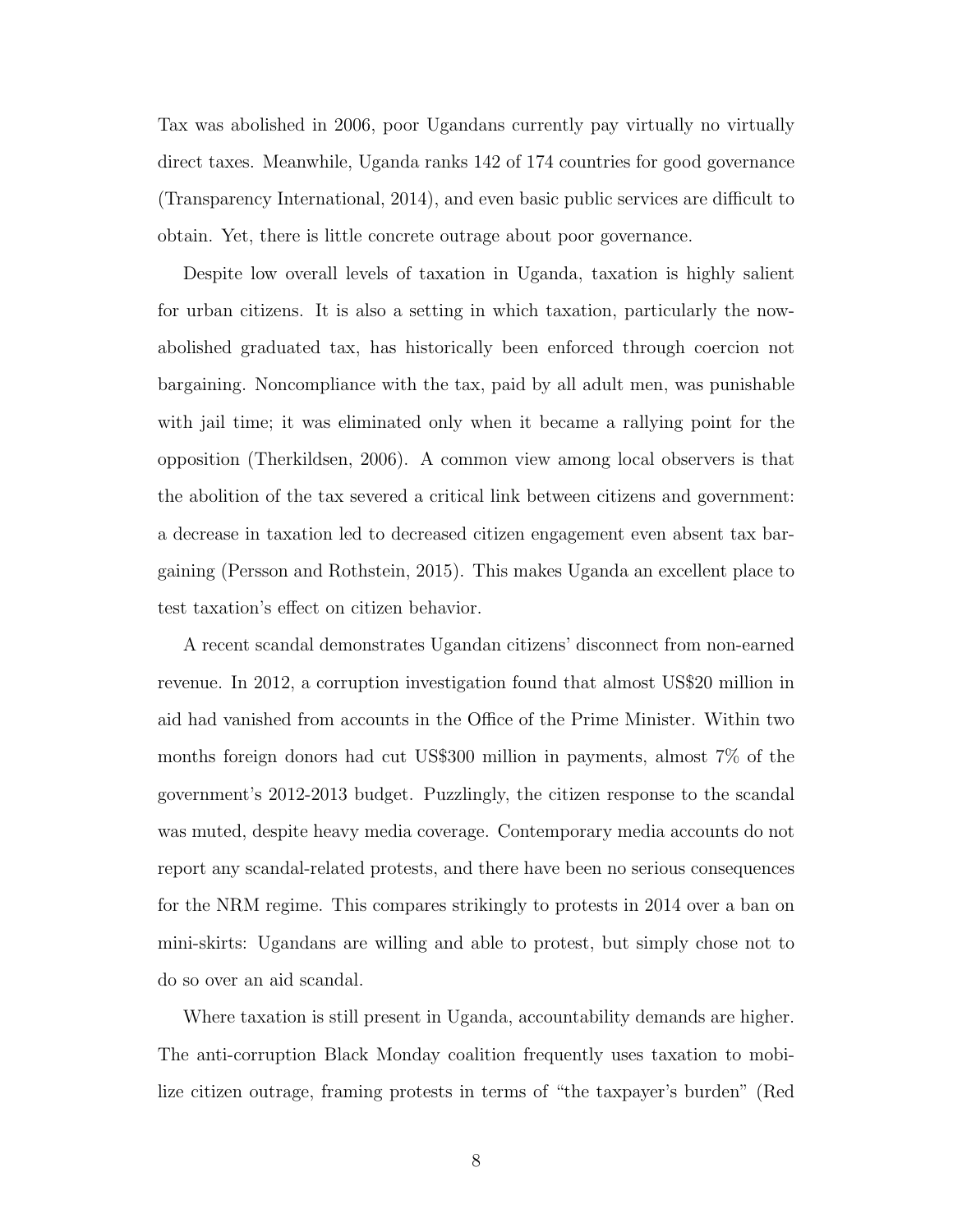Tax was abolished in 2006, poor Ugandans currently pay virtually no virtually direct taxes. Meanwhile, Uganda ranks 142 of 174 countries for good governance (Transparency International, 2014), and even basic public services are difficult to obtain. Yet, there is little concrete outrage about poor governance.

Despite low overall levels of taxation in Uganda, taxation is highly salient for urban citizens. It is also a setting in which taxation, particularly the now-abolished graduated tax, has historically been enforced through coercion not bargaining. Noncompliance with the tax, paid by all adult men, was punishable with jail time; it was eliminated only when it became a rallying point for the opposition (Therkildsen, 2006). A common view among local observers is that the abolition of the tax severed a critical link between citizens and government: a decrease in taxation led to decreased citizen engagement even absent tax bargaining (Persson and Rothstein, 2015). This makes Uganda an excellent place to test taxation's effect on citizen behavior.

A recent scandal demonstrates Ugandan citizens' disconnect from non-earned revenue. In 2012, a corruption investigation found that almost US$20 million in aid had vanished from accounts in the Office of the Prime Minister. Within two months foreign donors had cut US$300 million in payments, almost 7% of the government's 2012-2013 budget. Puzzlingly, the citizen response to the scandal was muted, despite heavy media coverage. Contemporary media accounts do not report any scandal-related protests, and there have been no serious consequences for the NRM regime. This compares strikingly to protests in 2014 over a ban on mini-skirts: Ugandans are willing and able to protest, but simply chose not to do so over an aid scandal.

Where taxation is still present in Uganda, accountability demands are higher. The anti-corruption Black Monday coalition frequently uses taxation to mobilize citizen outrage, framing protests in terms of "the taxpayer's burden" (Red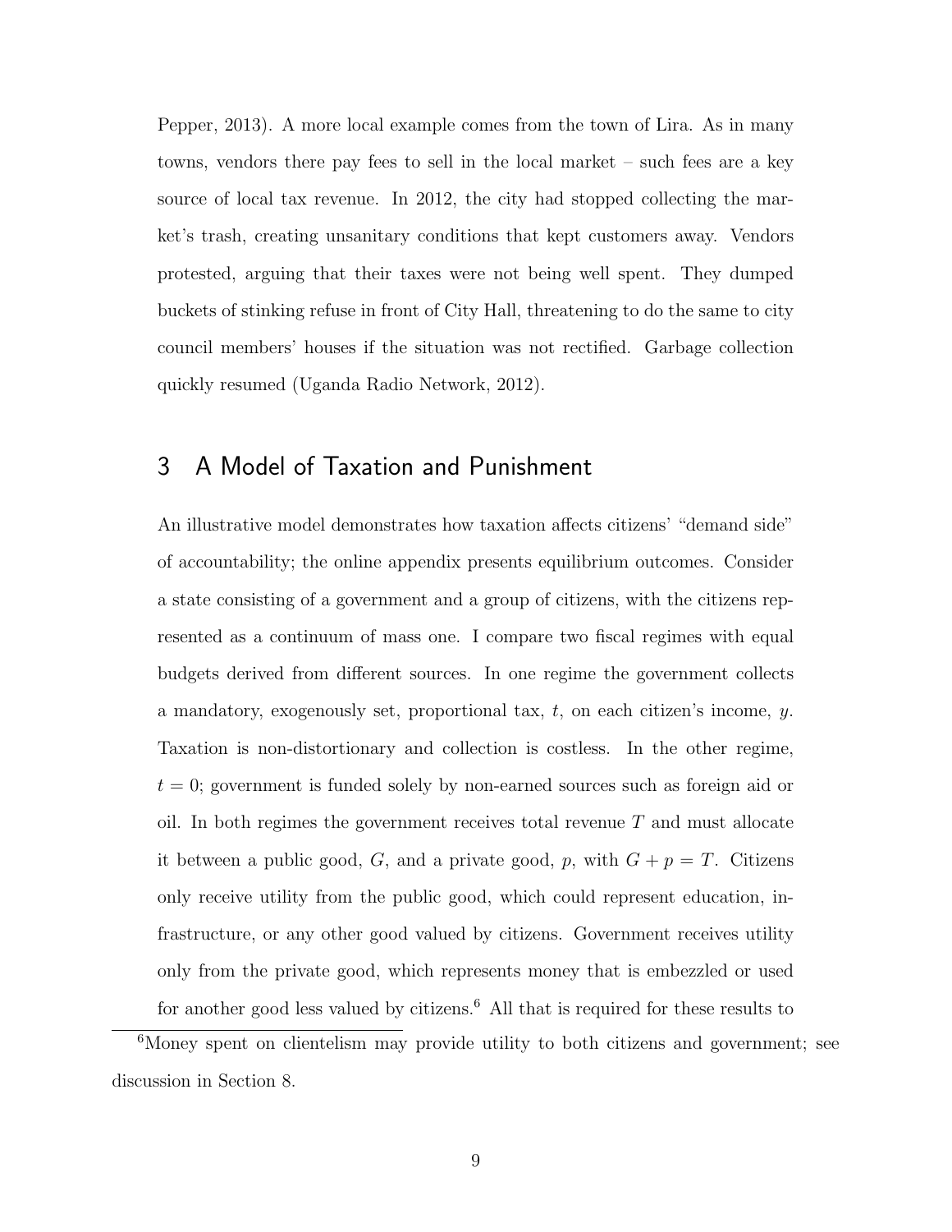Pepper, 2013). A more local example comes from the town of Lira. As in many towns, vendors there pay fees to sell in the local market – such fees are a key source of local tax revenue. In 2012, the city had stopped collecting the market's trash, creating unsanitary conditions that kept customers away. Vendors protested, arguing that their taxes were not being well spent. They dumped buckets of stinking refuse in front of City Hall, threatening to do the same to city council members' houses if the situation was not rectified. Garbage collection quickly resumed (Uganda Radio Network, 2012).

## 3 A Model of Taxation and Punishment

An illustrative model demonstrates how taxation affects citizens' "demand side" of accountability; the online appendix presents equilibrium outcomes. Consider a state consisting of a government and a group of citizens, with the citizens represented as a continuum of mass one. I compare two fiscal regimes with equal budgets derived from different sources. In one regime the government collects a mandatory, exogenously set, proportional tax, $t$, on each citizen's income, $y$. Taxation is non-distortionary and collection is costless. In the other regime, $t = 0$; government is funded solely by non-earned sources such as foreign aid or oil. In both regimes the government receives total revenue $T$ and must allocate it between a public good, $G$, and a private good, $p$, with $G + p = T$. Citizens only receive utility from the public good, which could represent education, infrastructure, or any other good valued by citizens. Government receives utility only from the private good, which represents money that is embezzled or used for another good less valued by citizens.[6] All that is required for these results to

[6] Money spent on clientelism may provide utility to both citizens and government; see discussion in Section 8.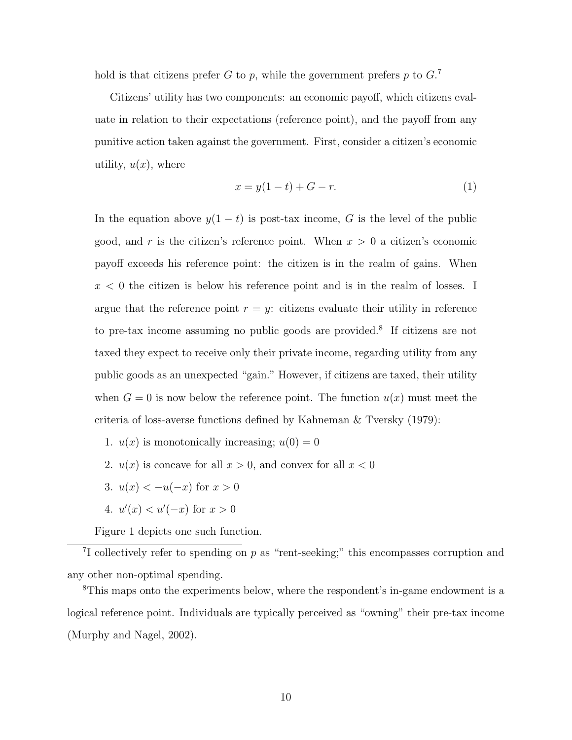hold is that citizens prefer $G$ to $p$, while the government prefers $p$ to $G$.[7]

Citizens' utility has two components: an economic payoff, which citizens evaluate in relation to their expectations (reference point), and the payoff from any punitive action taken against the government. First, consider a citizen's economic utility, $u(x)$, where

$$x = y(1 - t) + G - r. \tag{1}$$

In the equation above $y(1 - t)$ is post-tax income, $G$ is the level of the public good, and $r$ is the citizen's reference point. When $x > 0$ a citizen's economic payoff exceeds his reference point: the citizen is in the realm of gains. When $x < 0$ the citizen is below his reference point and is in the realm of losses. I argue that the reference point $r = y$: citizens evaluate their utility in reference to pre-tax income assuming no public goods are provided.[8] If citizens are not taxed they expect to receive only their private income, regarding utility from any public goods as an unexpected "gain." However, if citizens are taxed, their utility when $G = 0$ is now below the reference point. The function $u(x)$ must meet the criteria of loss-averse functions defined by Kahneman & Tversky (1979):

1. $u(x)$ is monotonically increasing; $u(0) = 0$
2. $u(x)$ is concave for all $x > 0$, and convex for all $x < 0$
3. $u(x) < -u(-x)$ for $x > 0$
4. $u'(x) < u'(-x)$ for $x > 0$

Figure 1 depicts one such function.

[7] I collectively refer to spending on $p$ as "rent-seeking;" this encompasses corruption and any other non-optimal spending.

[8] This maps onto the experiments below, where the respondent's in-game endowment is a logical reference point. Individuals are typically perceived as "owning" their pre-tax income (Murphy and Nagel, 2002).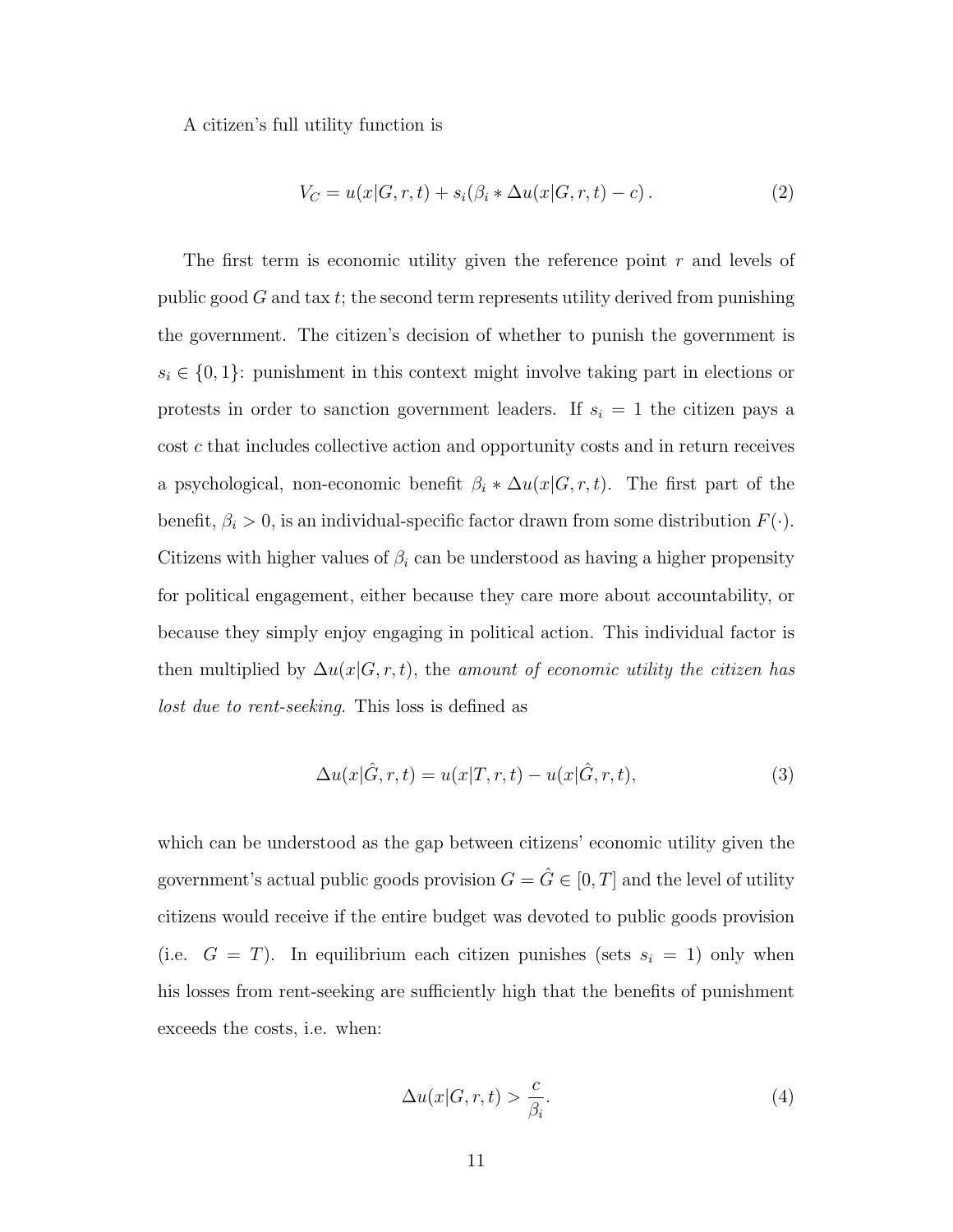A citizen's full utility function is

$$V_C = u(x|G, r, t) + s_i(\beta_i * \Delta u(x|G, r, t) - c)\,. \tag{2}$$

The first term is economic utility given the reference point $r$ and levels of public good $G$ and tax $t$; the second term represents utility derived from punishing the government. The citizen's decision of whether to punish the government is $s_i \in \{0, 1\}$: punishment in this context might involve taking part in elections or protests in order to sanction government leaders. If $s_i = 1$ the citizen pays a cost $c$ that includes collective action and opportunity costs and in return receives a psychological, non-economic benefit $\beta_i * \Delta u(x|G, r, t)$. The first part of the benefit, $\beta_i > 0$, is an individual-specific factor drawn from some distribution $F(\cdot)$. Citizens with higher values of $\beta_i$ can be understood as having a higher propensity for political engagement, either because they care more about accountability, or because they simply enjoy engaging in political action. This individual factor is then multiplied by $\Delta u(x|G, r, t)$, the *amount of economic utility the citizen has lost due to rent-seeking*. This loss is defined as

$$\Delta u(x|\hat{G}, r, t) = u(x|T, r, t) - u(x|\hat{G}, r, t), \tag{3}$$

which can be understood as the gap between citizens' economic utility given the government's actual public goods provision $G = \hat{G} \in [0, T]$ and the level of utility citizens would receive if the entire budget was devoted to public goods provision (i.e. $G = T$). In equilibrium each citizen punishes (sets $s_i = 1$) only when his losses from rent-seeking are sufficiently high that the benefits of punishment exceeds the costs, i.e. when:

$$\Delta u(x|G, r, t) > \frac{c}{\beta_i}. \tag{4}$$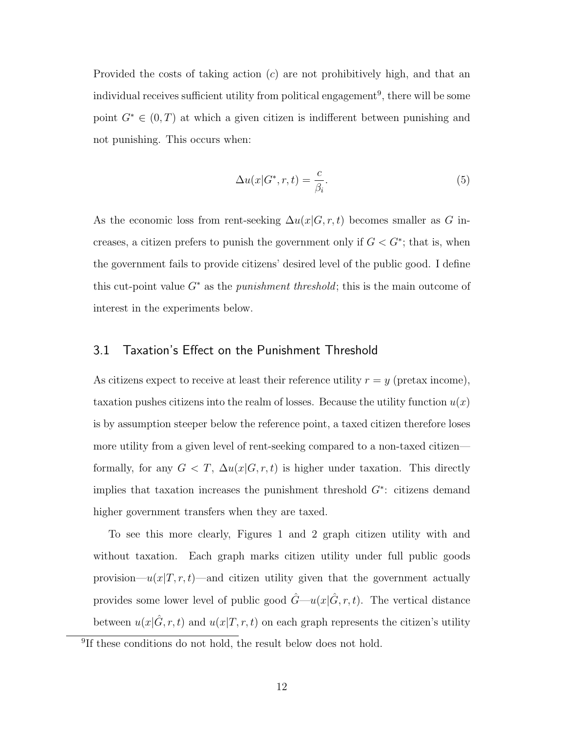Provided the costs of taking action ($c$) are not prohibitively high, and that an individual receives sufficient utility from political engagement[9], there will be some point $G^* \in (0, T)$ at which a given citizen is indifferent between punishing and not punishing. This occurs when:

$$\Delta u(x|G^*, r, t) = \frac{c}{\beta_i}. \tag{5}$$

As the economic loss from rent-seeking $\Delta u(x|G, r, t)$ becomes smaller as $G$ increases, a citizen prefers to punish the government only if $G < G^*$; that is, when the government fails to provide citizens' desired level of the public good. I define this cut-point value $G^*$ as the *punishment threshold*; this is the main outcome of interest in the experiments below.

## 3.1 Taxation's Effect on the Punishment Threshold

As citizens expect to receive at least their reference utility $r = y$ (pretax income), taxation pushes citizens into the realm of losses. Because the utility function $u(x)$ is by assumption steeper below the reference point, a taxed citizen therefore loses more utility from a given level of rent-seeking compared to a non-taxed citizen—formally, for any $G < T$, $\Delta u(x|G, r, t)$ is higher under taxation. This directly implies that taxation increases the punishment threshold $G^*$: citizens demand higher government transfers when they are taxed.

To see this more clearly, Figures 1 and 2 graph citizen utility with and without taxation. Each graph marks citizen utility under full public goods provision—$u(x|T, r, t)$—and citizen utility given that the government actually provides some lower level of public good $\hat{G}$—$u(x|\hat{G}, r, t)$. The vertical distance between $u(x|\hat{G}, r, t)$ and $u(x|T, r, t)$ on each graph represents the citizen's utility

[9]If these conditions do not hold, the result below does not hold.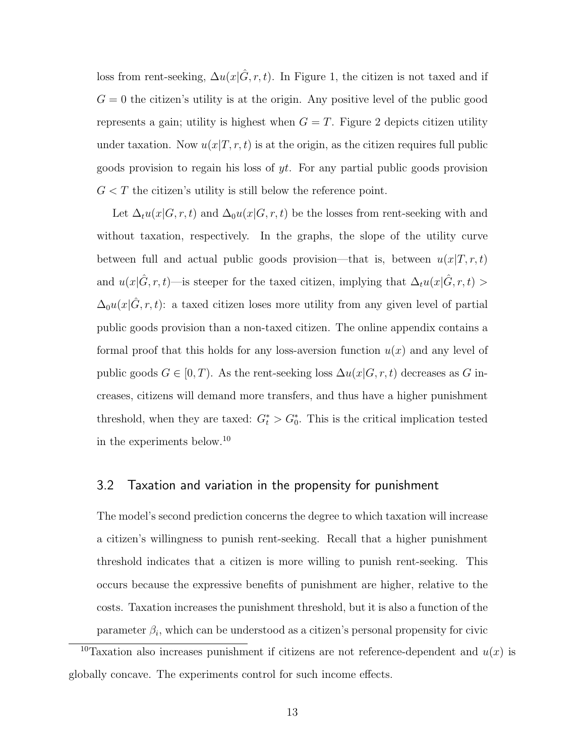loss from rent-seeking, $\Delta u(x|\hat{G}, r, t)$. In Figure 1, the citizen is not taxed and if $G = 0$ the citizen's utility is at the origin. Any positive level of the public good represents a gain; utility is highest when $G = T$. Figure 2 depicts citizen utility under taxation. Now $u(x|T, r, t)$ is at the origin, as the citizen requires full public goods provision to regain his loss of $yt$. For any partial public goods provision $G < T$ the citizen's utility is still below the reference point.

Let $\Delta_t u(x|G, r, t)$ and $\Delta_0 u(x|G, r, t)$ be the losses from rent-seeking with and without taxation, respectively. In the graphs, the slope of the utility curve between full and actual public goods provision—that is, between $u(x|T, r, t)$ and $u(x|\hat{G}, r, t)$—is steeper for the taxed citizen, implying that $\Delta_t u(x|\hat{G}, r, t) > \Delta_0 u(x|\hat{G}, r, t)$: a taxed citizen loses more utility from any given level of partial public goods provision than a non-taxed citizen. The online appendix contains a formal proof that this holds for any loss-aversion function $u(x)$ and any level of public goods $G \in [0, T)$. As the rent-seeking loss $\Delta u(x|G, r, t)$ decreases as $G$ increases, citizens will demand more transfers, and thus have a higher punishment threshold, when they are taxed: $G_t^* > G_0^*$. This is the critical implication tested in the experiments below.[10]

## 3.2 Taxation and variation in the propensity for punishment

The model's second prediction concerns the degree to which taxation will increase a citizen's willingness to punish rent-seeking. Recall that a higher punishment threshold indicates that a citizen is more willing to punish rent-seeking. This occurs because the expressive benefits of punishment are higher, relative to the costs. Taxation increases the punishment threshold, but it is also a function of the parameter $\beta_i$, which can be understood as a citizen's personal propensity for civic

[10]Taxation also increases punishment if citizens are not reference-dependent and $u(x)$ is globally concave. The experiments control for such income effects.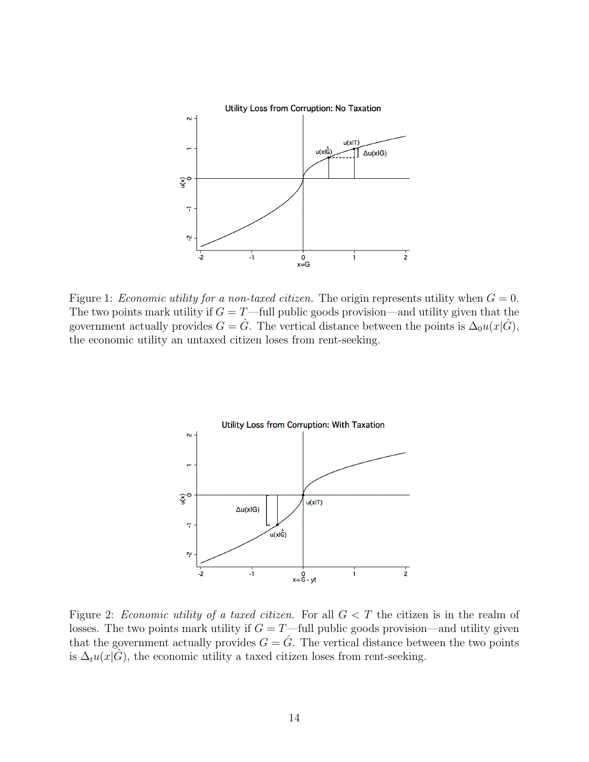Figure 1: *Economic utility for a non-taxed citizen.* The origin represents utility when $G = 0$. The two points mark utility if $G = T$—full public goods provision—and utility given that the government actually provides $G = \hat{G}$. The vertical distance between the points is $\Delta_0 u(x|\hat{G})$, the economic utility an untaxed citizen loses from rent-seeking.

Figure 2: *Economic utility of a taxed citizen.* For all $G < T$ the citizen is in the realm of losses. The two points mark utility if $G = T$—full public goods provision—and utility given that the government actually provides $G = \hat{G}$. The vertical distance between the two points is $\Delta_t u(x|\hat{G})$, the economic utility a taxed citizen loses from rent-seeking.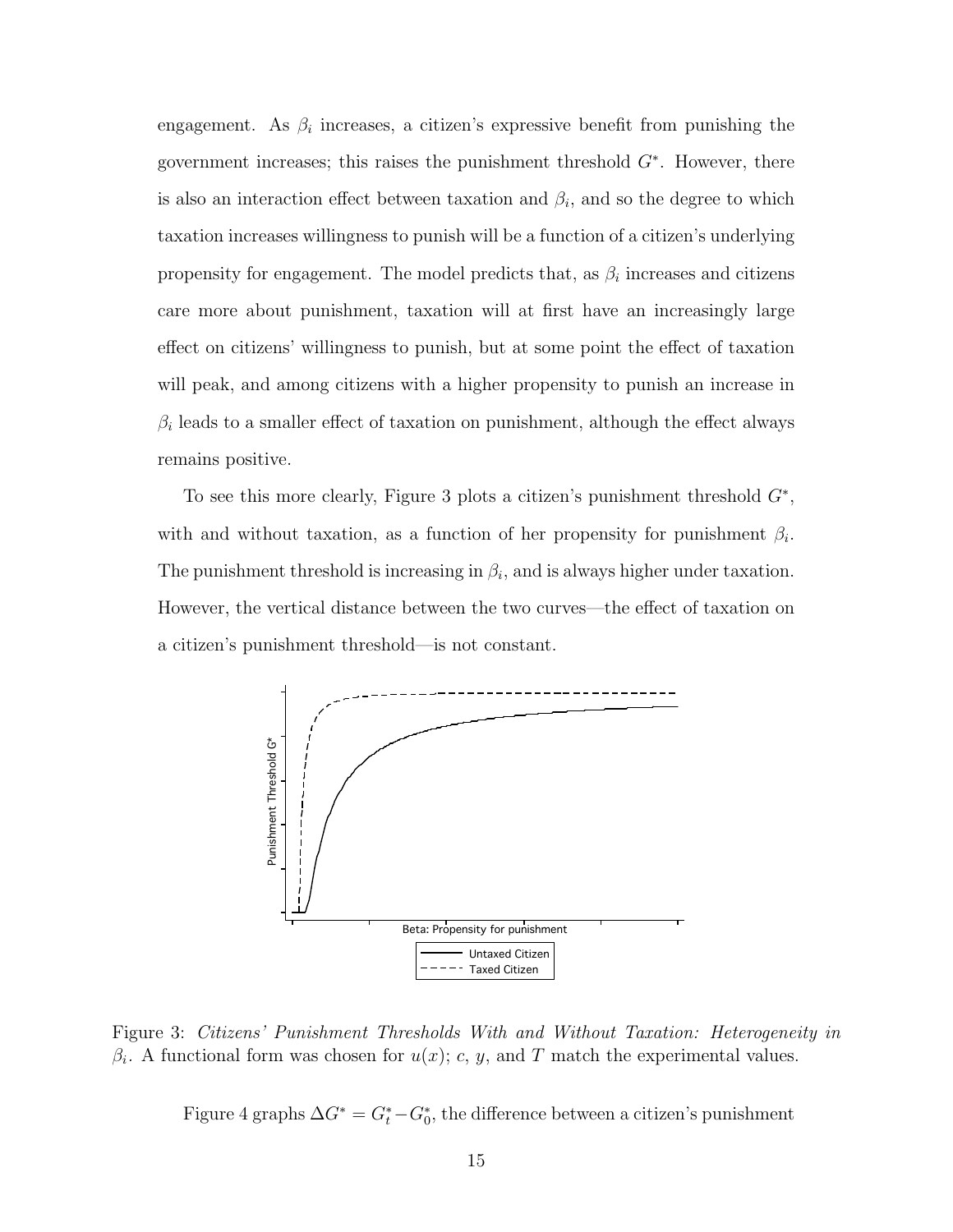engagement. As $\beta_i$ increases, a citizen's expressive benefit from punishing the government increases; this raises the punishment threshold $G^*$. However, there is also an interaction effect between taxation and $\beta_i$, and so the degree to which taxation increases willingness to punish will be a function of a citizen's underlying propensity for engagement. The model predicts that, as $\beta_i$ increases and citizens care more about punishment, taxation will at first have an increasingly large effect on citizens' willingness to punish, but at some point the effect of taxation will peak, and among citizens with a higher propensity to punish an increase in $\beta_i$ leads to a smaller effect of taxation on punishment, although the effect always remains positive.

To see this more clearly, Figure 3 plots a citizen's punishment threshold $G^*$, with and without taxation, as a function of her propensity for punishment $\beta_i$. The punishment threshold is increasing in $\beta_i$, and is always higher under taxation. However, the vertical distance between the two curves—the effect of taxation on a citizen's punishment threshold—is not constant.

Figure 3: *Citizens' Punishment Thresholds With and Without Taxation: Heterogeneity in* $\beta_i$. A functional form was chosen for $u(x)$; $c$, $y$, and $T$ match the experimental values.

Figure 4 graphs $\Delta G^* = G^*_t - G^*_0$, the difference between a citizen's punishment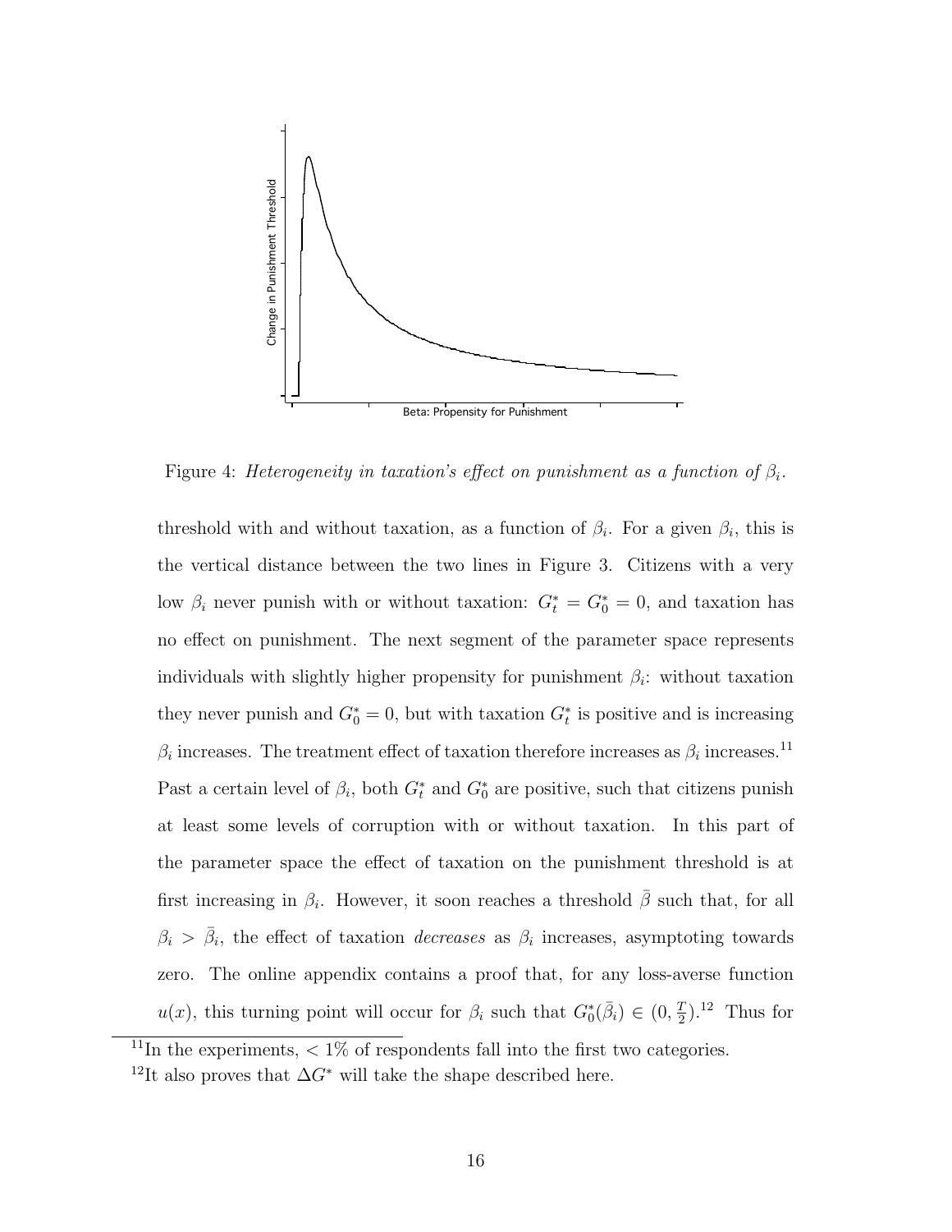Figure 4: *Heterogeneity in taxation's effect on punishment as a function of* $\beta_i$.

threshold with and without taxation, as a function of $\beta_i$. For a given $\beta_i$, this is the vertical distance between the two lines in Figure 3. Citizens with a very low $\beta_i$ never punish with or without taxation: $G_t^* = G_0^* = 0$, and taxation has no effect on punishment. The next segment of the parameter space represents individuals with slightly higher propensity for punishment $\beta_i$: without taxation they never punish and $G_0^* = 0$, but with taxation $G_t^*$ is positive and is increasing $\beta_i$ increases. The treatment effect of taxation therefore increases as $\beta_i$ increases.[11] Past a certain level of $\beta_i$, both $G_t^*$ and $G_0^*$ are positive, such that citizens punish at least some levels of corruption with or without taxation. In this part of the parameter space the effect of taxation on the punishment threshold is at first increasing in $\beta_i$. However, it soon reaches a threshold $\bar{\beta}$ such that, for all $\beta_i > \bar{\beta}_i$, the effect of taxation *decreases* as $\beta_i$ increases, asymptoting towards zero. The online appendix contains a proof that, for any loss-averse function $u(x)$, this turning point will occur for $\beta_i$ such that $G_0^*(\bar{\beta}_i) \in (0, \frac{T}{2})$.[12] Thus for

[11] In the experiments, $< 1\%$ of respondents fall into the first two categories.

[12] It also proves that $\Delta G^*$ will take the shape described here.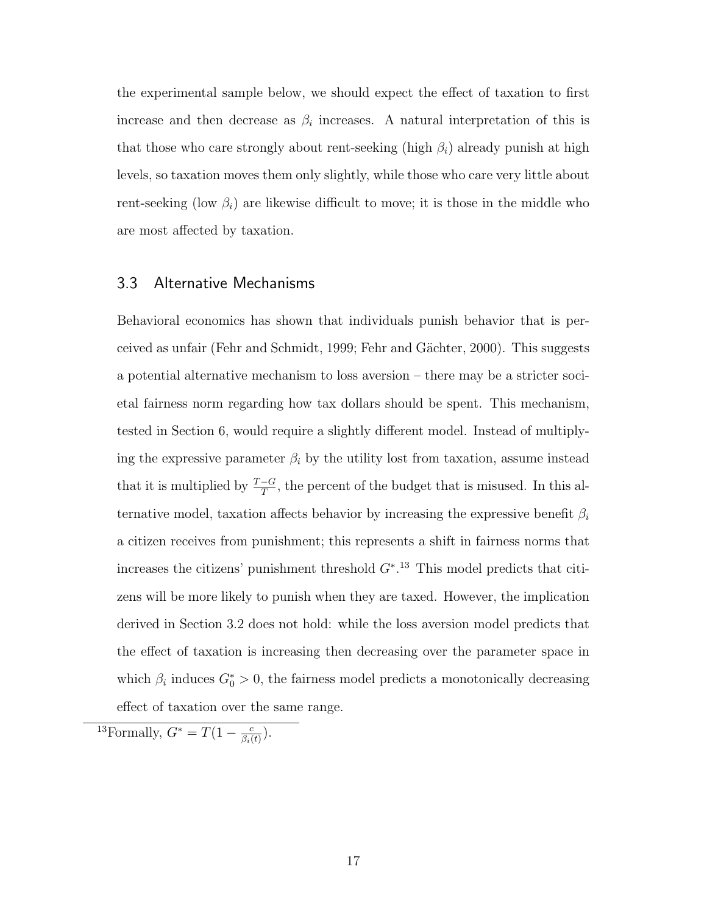the experimental sample below, we should expect the effect of taxation to first increase and then decrease as $\beta_i$ increases. A natural interpretation of this is that those who care strongly about rent-seeking (high $\beta_i$) already punish at high levels, so taxation moves them only slightly, while those who care very little about rent-seeking (low $\beta_i$) are likewise difficult to move; it is those in the middle who are most affected by taxation.

### 3.3 Alternative Mechanisms

Behavioral economics has shown that individuals punish behavior that is perceived as unfair (Fehr and Schmidt, 1999; Fehr and Gächter, 2000). This suggests a potential alternative mechanism to loss aversion – there may be a stricter societal fairness norm regarding how tax dollars should be spent. This mechanism, tested in Section 6, would require a slightly different model. Instead of multiplying the expressive parameter $\beta_i$ by the utility lost from taxation, assume instead that it is multiplied by $\frac{T-G}{T}$, the percent of the budget that is misused. In this alternative model, taxation affects behavior by increasing the expressive benefit $\beta_i$ a citizen receives from punishment; this represents a shift in fairness norms that increases the citizens' punishment threshold $G^*$.[13] This model predicts that citizens will be more likely to punish when they are taxed. However, the implication derived in Section 3.2 does not hold: while the loss aversion model predicts that the effect of taxation is increasing then decreasing over the parameter space in which $\beta_i$ induces $G_0^* > 0$, the fairness model predicts a monotonically decreasing effect of taxation over the same range.

[13] Formally, $G^* = T(1 - \frac{c}{\beta_i(t)})$.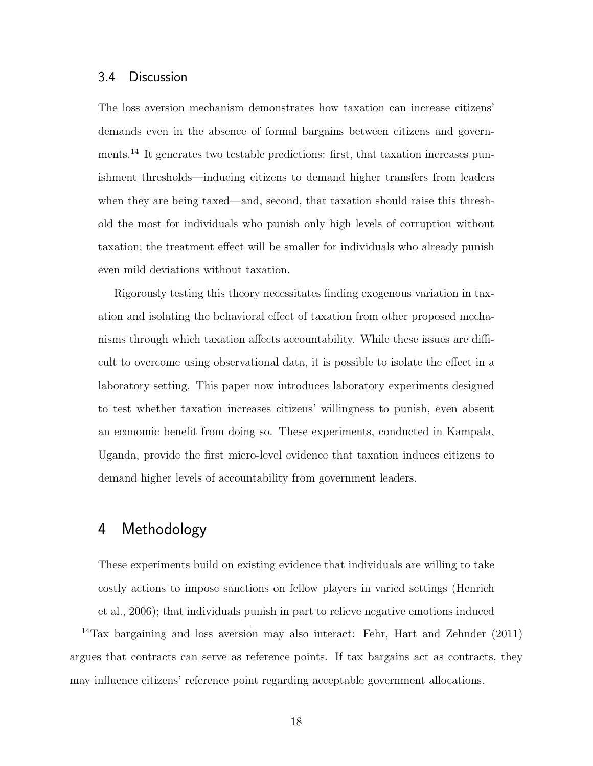### 3.4 Discussion

The loss aversion mechanism demonstrates how taxation can increase citizens' demands even in the absence of formal bargains between citizens and governments.[14] It generates two testable predictions: first, that taxation increases punishment thresholds—inducing citizens to demand higher transfers from leaders when they are being taxed—and, second, that taxation should raise this threshold the most for individuals who punish only high levels of corruption without taxation; the treatment effect will be smaller for individuals who already punish even mild deviations without taxation.

Rigorously testing this theory necessitates finding exogenous variation in taxation and isolating the behavioral effect of taxation from other proposed mechanisms through which taxation affects accountability. While these issues are difficult to overcome using observational data, it is possible to isolate the effect in a laboratory setting. This paper now introduces laboratory experiments designed to test whether taxation increases citizens' willingness to punish, even absent an economic benefit from doing so. These experiments, conducted in Kampala, Uganda, provide the first micro-level evidence that taxation induces citizens to demand higher levels of accountability from government leaders.

## 4 Methodology

These experiments build on existing evidence that individuals are willing to take costly actions to impose sanctions on fellow players in varied settings (Henrich et al., 2006); that individuals punish in part to relieve negative emotions induced

[14] Tax bargaining and loss aversion may also interact: Fehr, Hart and Zehnder (2011) argues that contracts can serve as reference points. If tax bargains act as contracts, they may influence citizens' reference point regarding acceptable government allocations.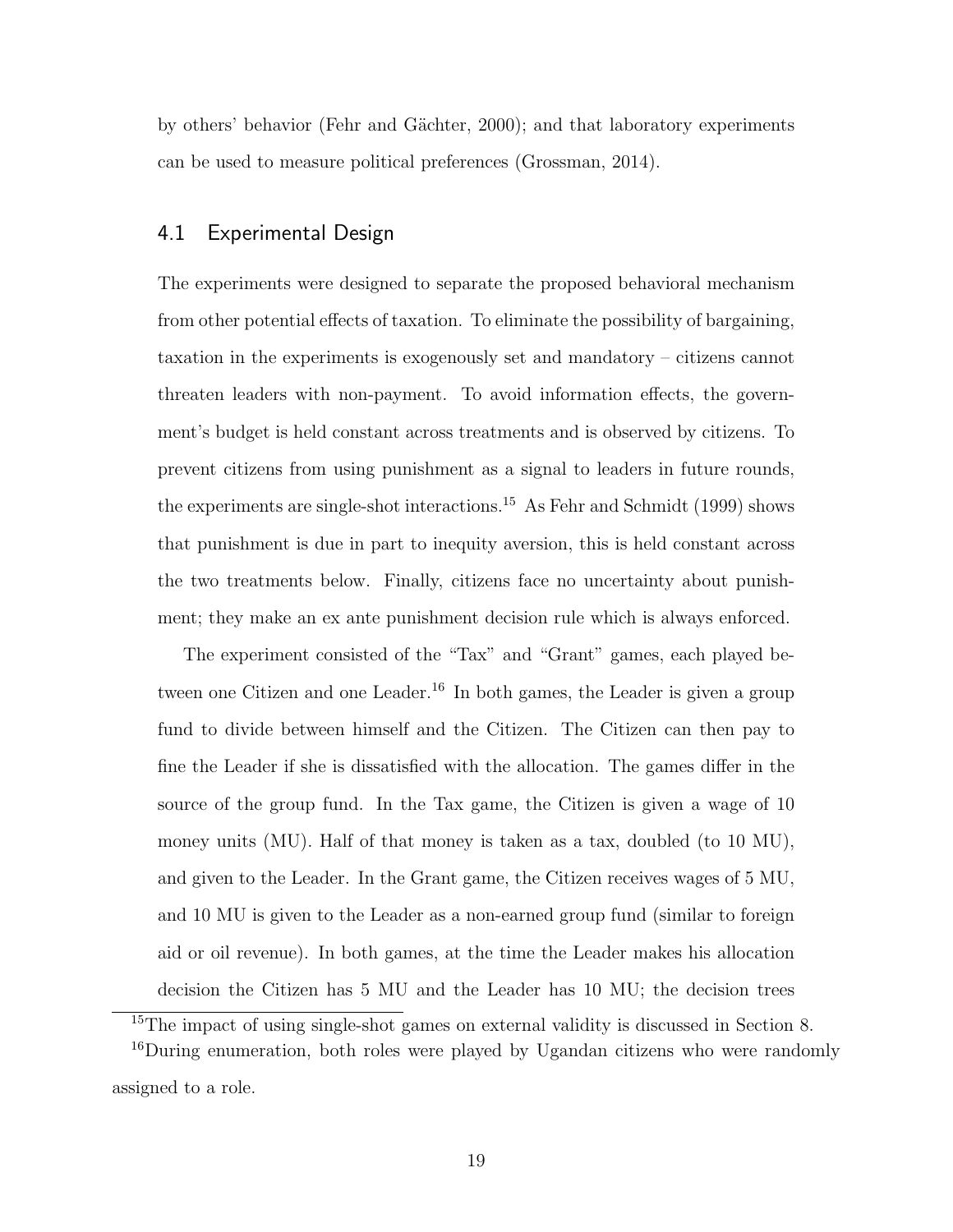by others' behavior (Fehr and Gächter, 2000); and that laboratory experiments can be used to measure political preferences (Grossman, 2014).

## 4.1 Experimental Design

The experiments were designed to separate the proposed behavioral mechanism from other potential effects of taxation. To eliminate the possibility of bargaining, taxation in the experiments is exogenously set and mandatory – citizens cannot threaten leaders with non-payment. To avoid information effects, the government's budget is held constant across treatments and is observed by citizens. To prevent citizens from using punishment as a signal to leaders in future rounds, the experiments are single-shot interactions.[15] As Fehr and Schmidt (1999) shows that punishment is due in part to inequity aversion, this is held constant across the two treatments below. Finally, citizens face no uncertainty about punishment; they make an ex ante punishment decision rule which is always enforced.

The experiment consisted of the "Tax" and "Grant" games, each played between one Citizen and one Leader.[16] In both games, the Leader is given a group fund to divide between himself and the Citizen. The Citizen can then pay to fine the Leader if she is dissatisfied with the allocation. The games differ in the source of the group fund. In the Tax game, the Citizen is given a wage of 10 money units (MU). Half of that money is taken as a tax, doubled (to 10 MU), and given to the Leader. In the Grant game, the Citizen receives wages of 5 MU, and 10 MU is given to the Leader as a non-earned group fund (similar to foreign aid or oil revenue). In both games, at the time the Leader makes his allocation decision the Citizen has 5 MU and the Leader has 10 MU; the decision trees

[15] The impact of using single-shot games on external validity is discussed in Section 8.

[16] During enumeration, both roles were played by Ugandan citizens who were randomly assigned to a role.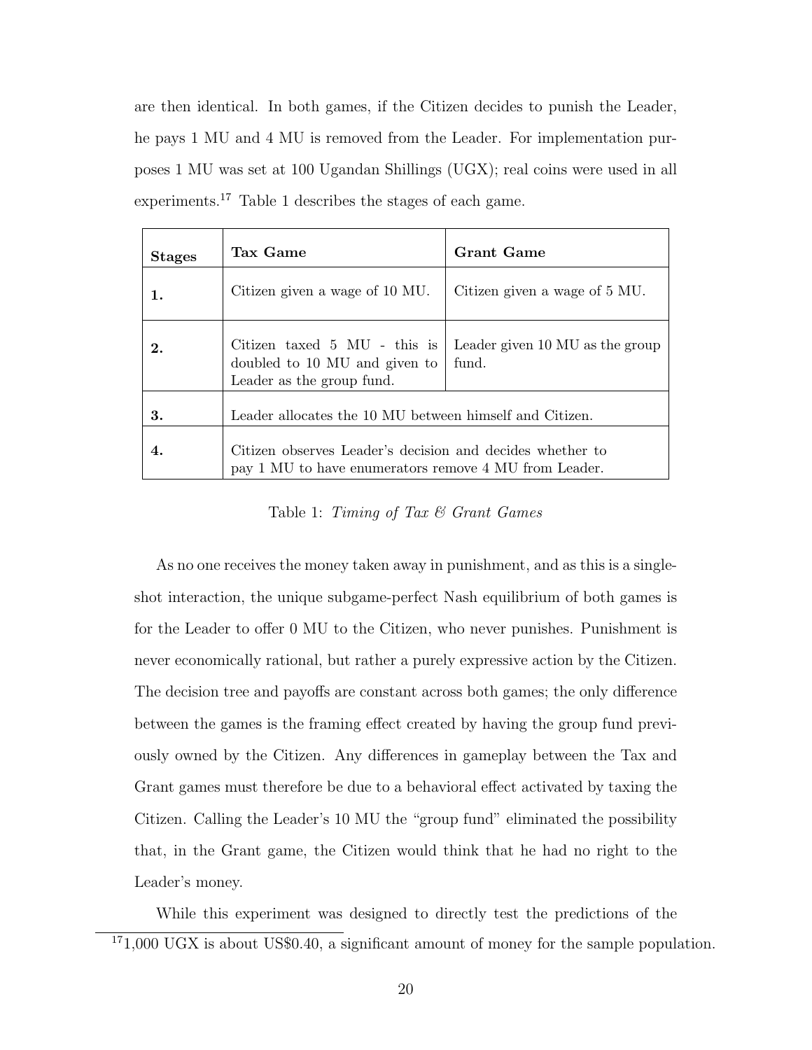are then identical. In both games, if the Citizen decides to punish the Leader, he pays 1 MU and 4 MU is removed from the Leader. For implementation purposes 1 MU was set at 100 Ugandan Shillings (UGX); real coins were used in all experiments.[17] Table 1 describes the stages of each game.

| **Stages** | **Tax Game** | **Grant Game** |
|---|---|---|
| **1.** | Citizen given a wage of 10 MU. | Citizen given a wage of 5 MU. |
| **2.** | Citizen taxed 5 MU - this is doubled to 10 MU and given to Leader as the group fund. | Leader given 10 MU as the group fund. |
| **3.** | Leader allocates the 10 MU between himself and Citizen. | |
| **4.** | Citizen observes Leader's decision and decides whether to pay 1 MU to have enumerators remove 4 MU from Leader. | |

Table 1: *Timing of Tax & Grant Games*

As no one receives the money taken away in punishment, and as this is a single-shot interaction, the unique subgame-perfect Nash equilibrium of both games is for the Leader to offer 0 MU to the Citizen, who never punishes. Punishment is never economically rational, but rather a purely expressive action by the Citizen. The decision tree and payoffs are constant across both games; the only difference between the games is the framing effect created by having the group fund previously owned by the Citizen. Any differences in gameplay between the Tax and Grant games must therefore be due to a behavioral effect activated by taxing the Citizen. Calling the Leader's 10 MU the "group fund" eliminated the possibility that, in the Grant game, the Citizen would think that he had no right to the Leader's money.

While this experiment was designed to directly test the predictions of the

[17] 1,000 UGX is about US$0.40, a significant amount of money for the sample population.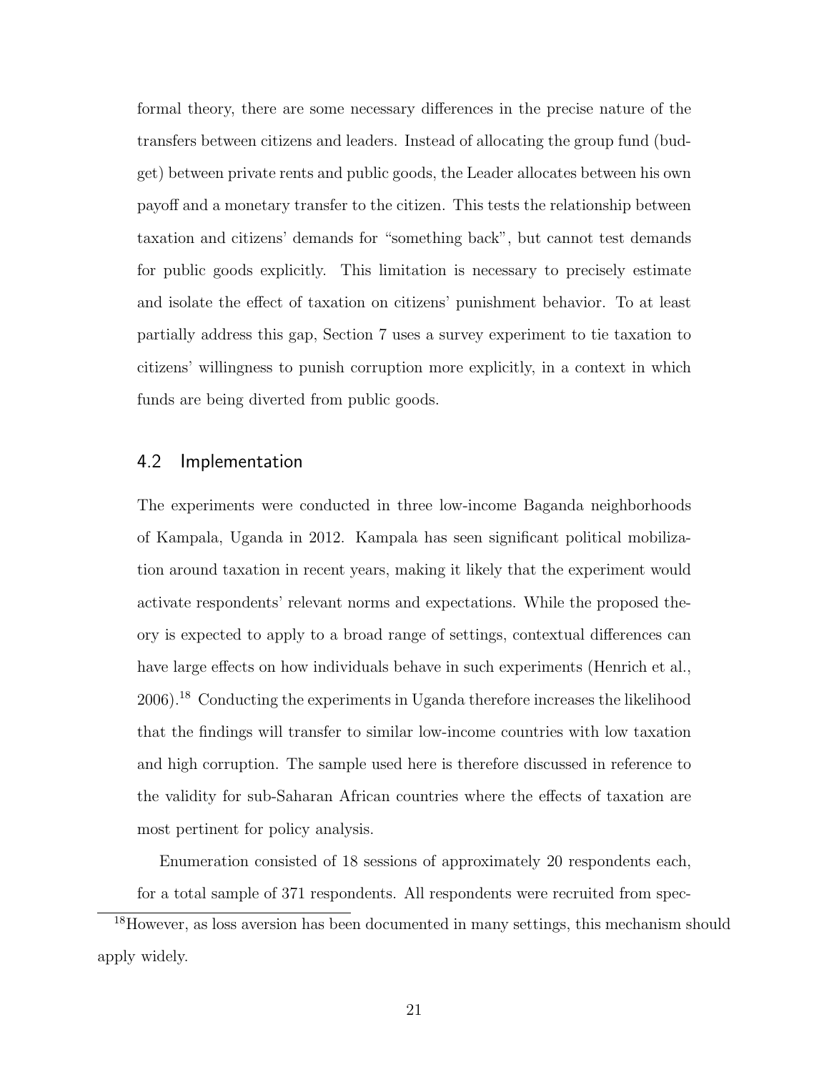formal theory, there are some necessary differences in the precise nature of the transfers between citizens and leaders. Instead of allocating the group fund (budget) between private rents and public goods, the Leader allocates between his own payoff and a monetary transfer to the citizen. This tests the relationship between taxation and citizens' demands for "something back", but cannot test demands for public goods explicitly. This limitation is necessary to precisely estimate and isolate the effect of taxation on citizens' punishment behavior. To at least partially address this gap, Section 7 uses a survey experiment to tie taxation to citizens' willingness to punish corruption more explicitly, in a context in which funds are being diverted from public goods.

## 4.2 Implementation

The experiments were conducted in three low-income Baganda neighborhoods of Kampala, Uganda in 2012. Kampala has seen significant political mobilization around taxation in recent years, making it likely that the experiment would activate respondents' relevant norms and expectations. While the proposed theory is expected to apply to a broad range of settings, contextual differences can have large effects on how individuals behave in such experiments (Henrich et al., 2006).[18] Conducting the experiments in Uganda therefore increases the likelihood that the findings will transfer to similar low-income countries with low taxation and high corruption. The sample used here is therefore discussed in reference to the validity for sub-Saharan African countries where the effects of taxation are most pertinent for policy analysis.

Enumeration consisted of 18 sessions of approximately 20 respondents each, for a total sample of 371 respondents. All respondents were recruited from spec-

[18] However, as loss aversion has been documented in many settings, this mechanism should apply widely.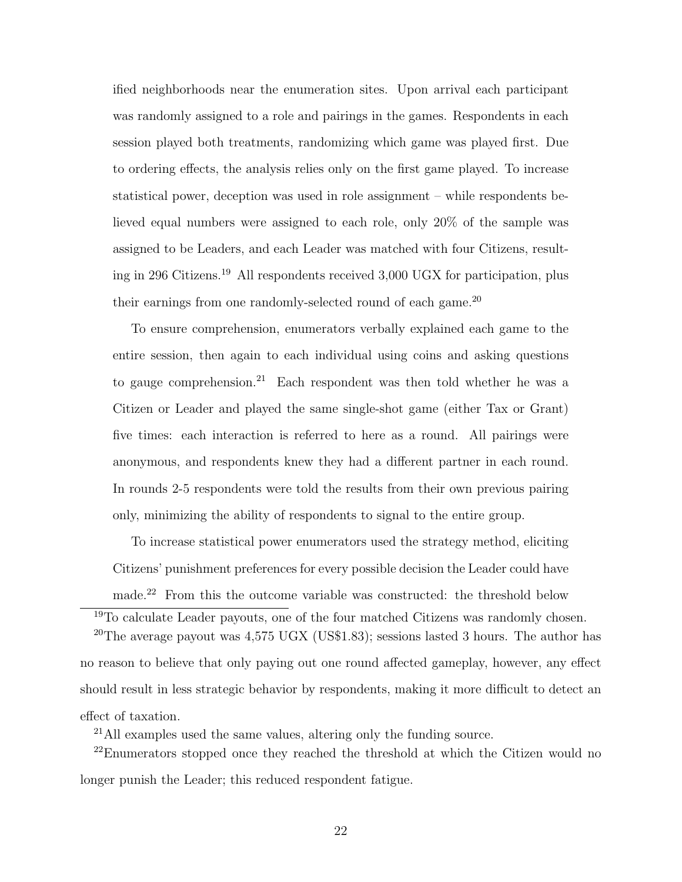ified neighborhoods near the enumeration sites. Upon arrival each participant was randomly assigned to a role and pairings in the games. Respondents in each session played both treatments, randomizing which game was played first. Due to ordering effects, the analysis relies only on the first game played. To increase statistical power, deception was used in role assignment – while respondents believed equal numbers were assigned to each role, only 20% of the sample was assigned to be Leaders, and each Leader was matched with four Citizens, resulting in 296 Citizens.[19] All respondents received 3,000 UGX for participation, plus their earnings from one randomly-selected round of each game.[20]

To ensure comprehension, enumerators verbally explained each game to the entire session, then again to each individual using coins and asking questions to gauge comprehension.[21] Each respondent was then told whether he was a Citizen or Leader and played the same single-shot game (either Tax or Grant) five times: each interaction is referred to here as a round. All pairings were anonymous, and respondents knew they had a different partner in each round. In rounds 2-5 respondents were told the results from their own previous pairing only, minimizing the ability of respondents to signal to the entire group.

To increase statistical power enumerators used the strategy method, eliciting Citizens' punishment preferences for every possible decision the Leader could have made.[22] From this the outcome variable was constructed: the threshold below

[19] To calculate Leader payouts, one of the four matched Citizens was randomly chosen.

[20] The average payout was 4,575 UGX (US$1.83); sessions lasted 3 hours. The author has no reason to believe that only paying out one round affected gameplay, however, any effect should result in less strategic behavior by respondents, making it more difficult to detect an effect of taxation.

[21] All examples used the same values, altering only the funding source.

[22] Enumerators stopped once they reached the threshold at which the Citizen would no longer punish the Leader; this reduced respondent fatigue.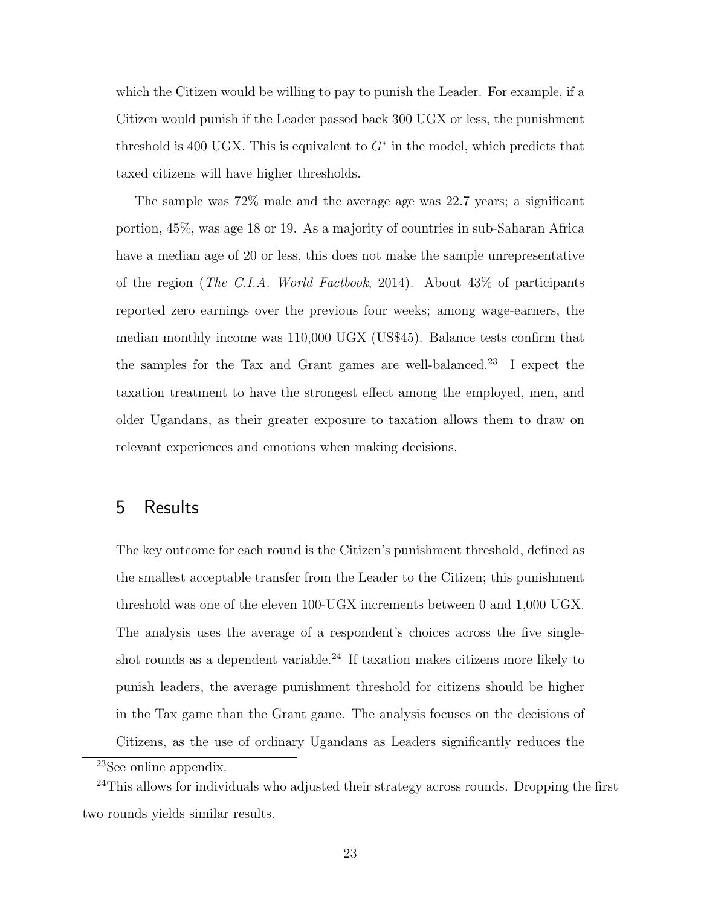which the Citizen would be willing to pay to punish the Leader. For example, if a Citizen would punish if the Leader passed back 300 UGX or less, the punishment threshold is 400 UGX. This is equivalent to $G^*$ in the model, which predicts that taxed citizens will have higher thresholds.

The sample was 72% male and the average age was 22.7 years; a significant portion, 45%, was age 18 or 19. As a majority of countries in sub-Saharan Africa have a median age of 20 or less, this does not make the sample unrepresentative of the region (*The C.I.A. World Factbook*, 2014). About 43% of participants reported zero earnings over the previous four weeks; among wage-earners, the median monthly income was 110,000 UGX (US$45). Balance tests confirm that the samples for the Tax and Grant games are well-balanced.[23] I expect the taxation treatment to have the strongest effect among the employed, men, and older Ugandans, as their greater exposure to taxation allows them to draw on relevant experiences and emotions when making decisions.

## 5 Results

The key outcome for each round is the Citizen's punishment threshold, defined as the smallest acceptable transfer from the Leader to the Citizen; this punishment threshold was one of the eleven 100-UGX increments between 0 and 1,000 UGX. The analysis uses the average of a respondent's choices across the five single-shot rounds as a dependent variable.[24] If taxation makes citizens more likely to punish leaders, the average punishment threshold for citizens should be higher in the Tax game than the Grant game. The analysis focuses on the decisions of Citizens, as the use of ordinary Ugandans as Leaders significantly reduces the

[23] See online appendix.

[24] This allows for individuals who adjusted their strategy across rounds. Dropping the first two rounds yields similar results.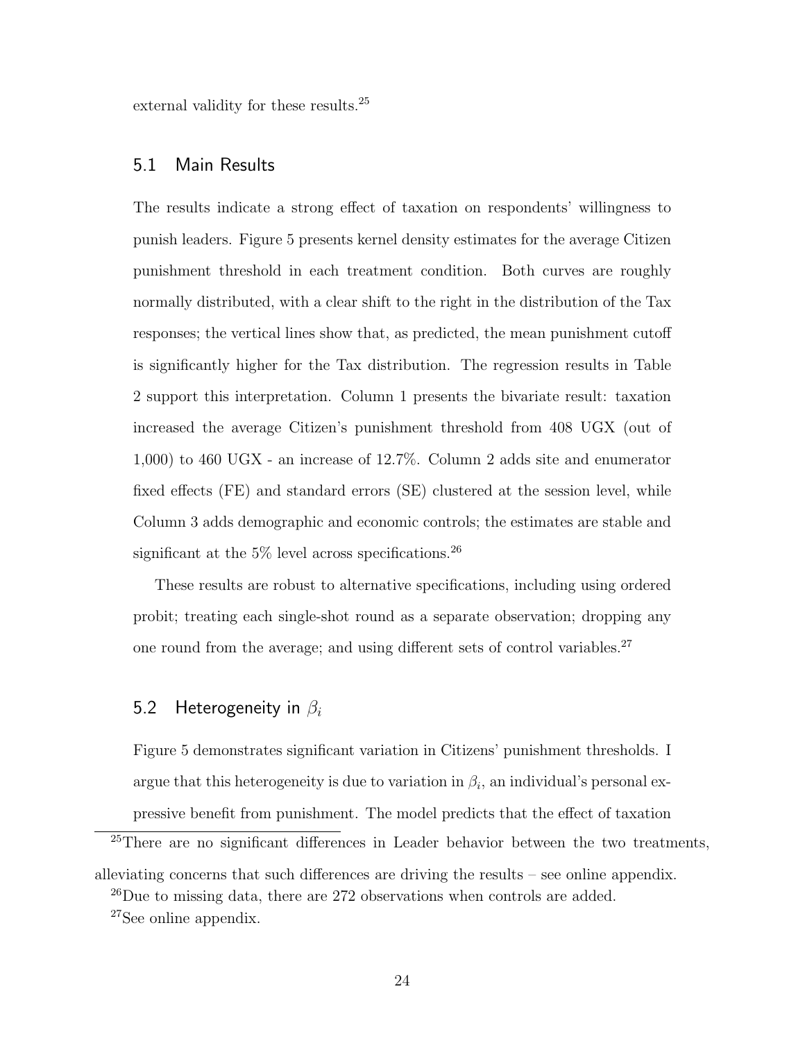external validity for these results.[25]

## 5.1 Main Results

The results indicate a strong effect of taxation on respondents' willingness to punish leaders. Figure 5 presents kernel density estimates for the average Citizen punishment threshold in each treatment condition. Both curves are roughly normally distributed, with a clear shift to the right in the distribution of the Tax responses; the vertical lines show that, as predicted, the mean punishment cutoff is significantly higher for the Tax distribution. The regression results in Table 2 support this interpretation. Column 1 presents the bivariate result: taxation increased the average Citizen's punishment threshold from 408 UGX (out of 1,000) to 460 UGX - an increase of 12.7%. Column 2 adds site and enumerator fixed effects (FE) and standard errors (SE) clustered at the session level, while Column 3 adds demographic and economic controls; the estimates are stable and significant at the 5% level across specifications.[26]

These results are robust to alternative specifications, including using ordered probit; treating each single-shot round as a separate observation; dropping any one round from the average; and using different sets of control variables.[27]

## 5.2 Heterogeneity in $\beta_i$

Figure 5 demonstrates significant variation in Citizens' punishment thresholds. I argue that this heterogeneity is due to variation in $\beta_i$, an individual's personal expressive benefit from punishment. The model predicts that the effect of taxation

[25] There are no significant differences in Leader behavior between the two treatments, alleviating concerns that such differences are driving the results – see online appendix.

[26] Due to missing data, there are 272 observations when controls are added.

[27] See online appendix.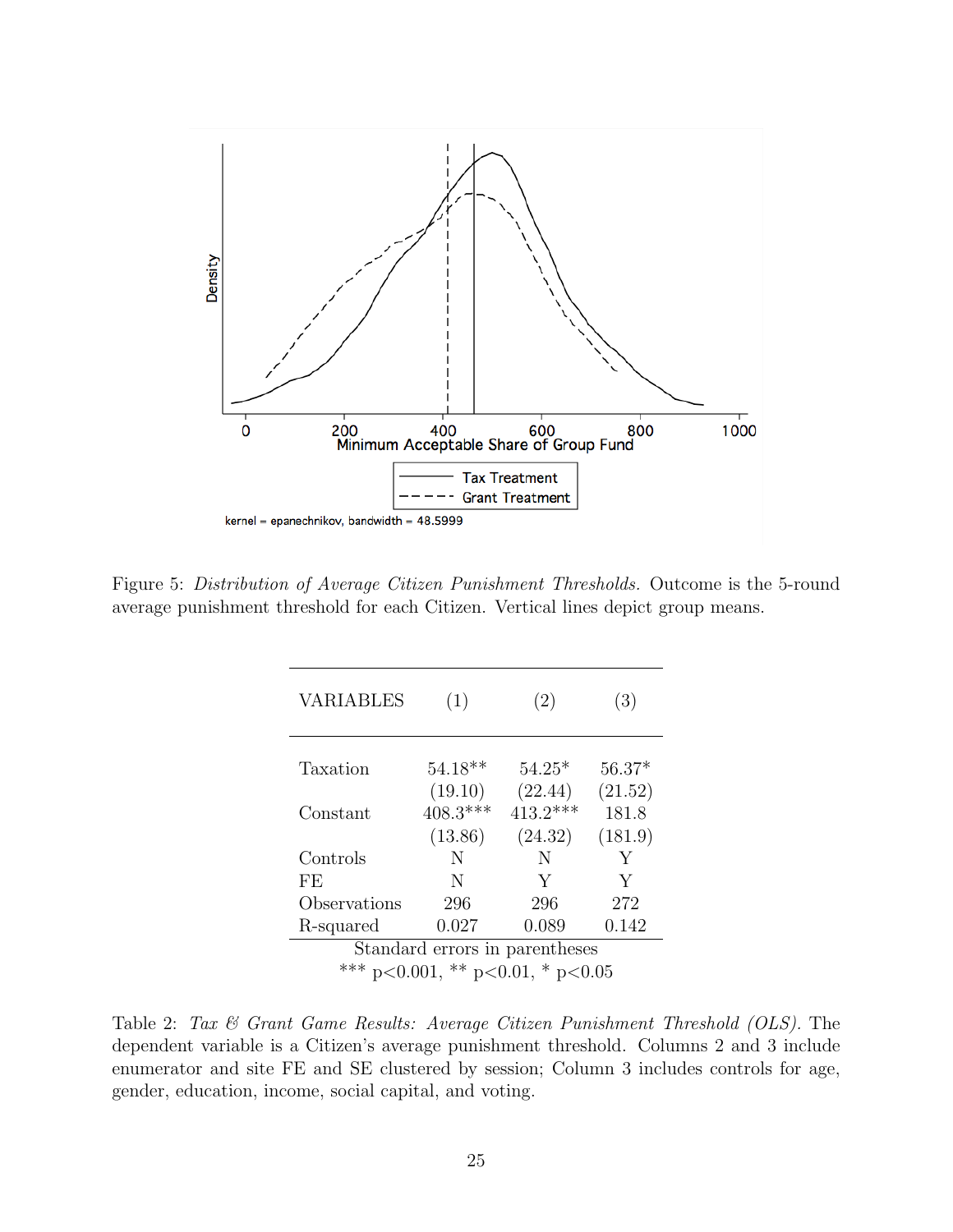Figure 5: *Distribution of Average Citizen Punishment Thresholds.* Outcome is the 5-round average punishment threshold for each Citizen. Vertical lines depict group means.

| VARIABLES | (1) | (2) | (3) |
|---|---|---|---|
| Taxation | 54.18** | 54.25* | 56.37* |
| | (19.10) | (22.44) | (21.52) |
| Constant | 408.3*** | 413.2*** | 181.8 |
| | (13.86) | (24.32) | (181.9) |
| Controls | N | N | Y |
| FE | N | Y | Y |
| Observations | 296 | 296 | 272 |
| R-squared | 0.027 | 0.089 | 0.142 |

Standard errors in parentheses
*** p<0.001, ** p<0.01, * p<0.05

Table 2: *Tax & Grant Game Results: Average Citizen Punishment Threshold (OLS).* The dependent variable is a Citizen's average punishment threshold. Columns 2 and 3 include enumerator and site FE and SE clustered by session; Column 3 includes controls for age, gender, education, income, social capital, and voting.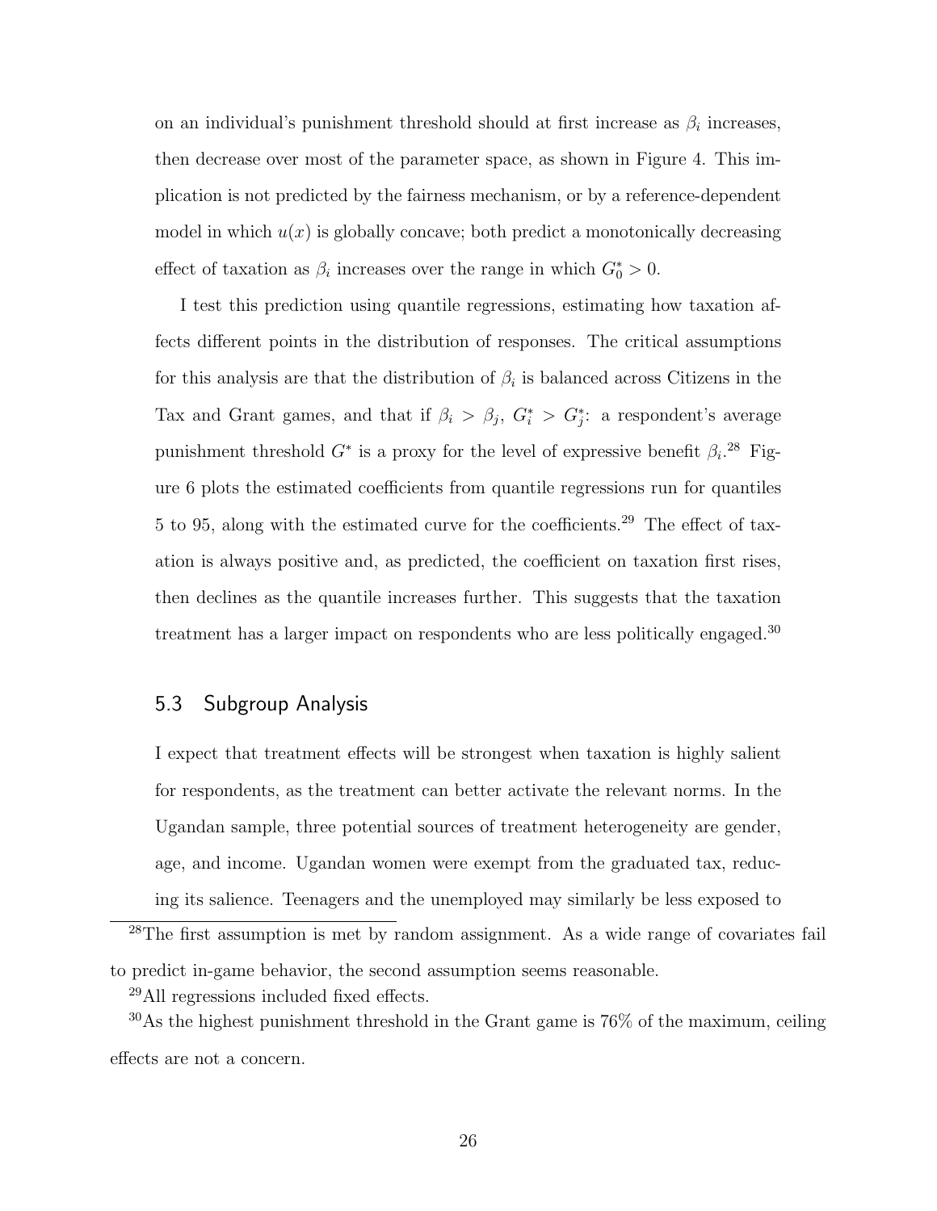on an individual's punishment threshold should at first increase as $\beta_i$ increases, then decrease over most of the parameter space, as shown in Figure 4. This implication is not predicted by the fairness mechanism, or by a reference-dependent model in which $u(x)$ is globally concave; both predict a monotonically decreasing effect of taxation as $\beta_i$ increases over the range in which $G_0^* > 0$.

I test this prediction using quantile regressions, estimating how taxation affects different points in the distribution of responses. The critical assumptions for this analysis are that the distribution of $\beta_i$ is balanced across Citizens in the Tax and Grant games, and that if $\beta_i > \beta_j$, $G_i^* > G_j^*$: a respondent's average punishment threshold $G^*$ is a proxy for the level of expressive benefit $\beta_i$.[28] Figure 6 plots the estimated coefficients from quantile regressions run for quantiles 5 to 95, along with the estimated curve for the coefficients.[29] The effect of taxation is always positive and, as predicted, the coefficient on taxation first rises, then declines as the quantile increases further. This suggests that the taxation treatment has a larger impact on respondents who are less politically engaged.[30]

## 5.3 Subgroup Analysis

I expect that treatment effects will be strongest when taxation is highly salient for respondents, as the treatment can better activate the relevant norms. In the Ugandan sample, three potential sources of treatment heterogeneity are gender, age, and income. Ugandan women were exempt from the graduated tax, reducing its salience. Teenagers and the unemployed may similarly be less exposed to

[28] The first assumption is met by random assignment. As a wide range of covariates fail to predict in-game behavior, the second assumption seems reasonable.

[29] All regressions included fixed effects.

[30] As the highest punishment threshold in the Grant game is 76% of the maximum, ceiling effects are not a concern.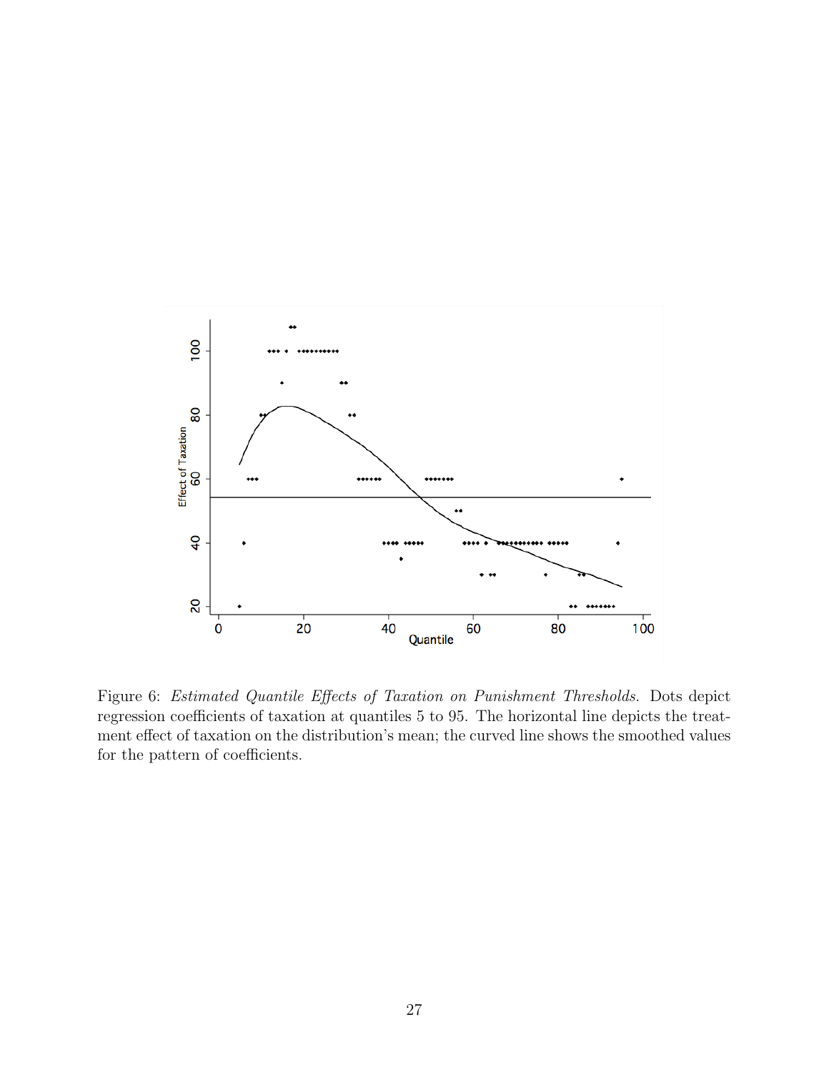Figure 6: *Estimated Quantile Effects of Taxation on Punishment Thresholds.* Dots depict regression coefficients of taxation at quantiles 5 to 95. The horizontal line depicts the treatment effect of taxation on the distribution's mean; the curved line shows the smoothed values for the pattern of coefficients.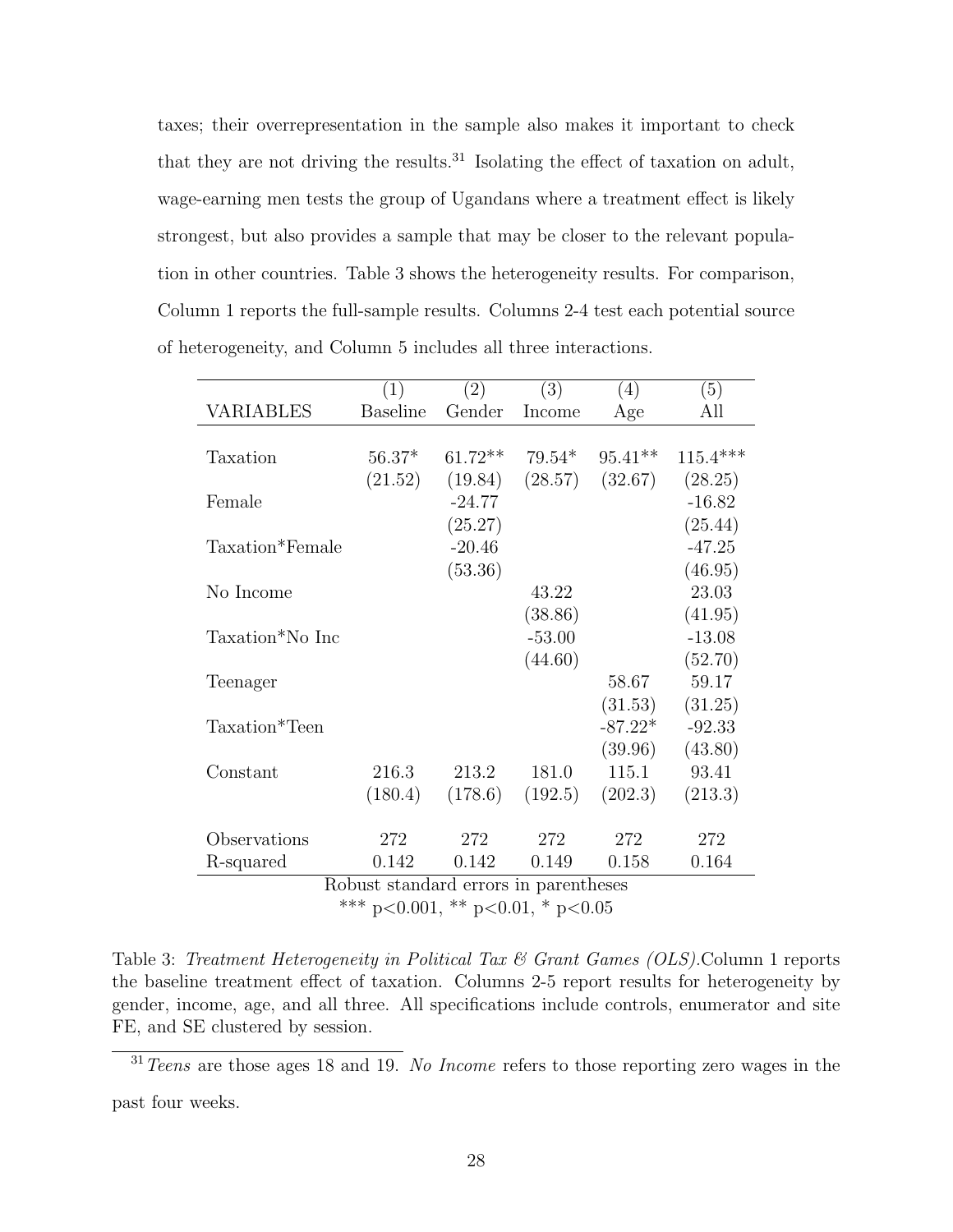taxes; their overrepresentation in the sample also makes it important to check that they are not driving the results.[31] Isolating the effect of taxation on adult, wage-earning men tests the group of Ugandans where a treatment effect is likely strongest, but also provides a sample that may be closer to the relevant population in other countries. Table 3 shows the heterogeneity results. For comparison, Column 1 reports the full-sample results. Columns 2-4 test each potential source of heterogeneity, and Column 5 includes all three interactions.

| | (1) | (2) | (3) | (4) | (5) |
|---|---|---|---|---|---|
| VARIABLES | Baseline | Gender | Income | Age | All |
| Taxation | 56.37* | 61.72** | 79.54* | 95.41** | 115.4*** |
| | (21.52) | (19.84) | (28.57) | (32.67) | (28.25) |
| Female | | -24.77 | | | -16.82 |
| | | (25.27) | | | (25.44) |
| Taxation*Female | | -20.46 | | | -47.25 |
| | | (53.36) | | | (46.95) |
| No Income | | | 43.22 | | 23.03 |
| | | | (38.86) | | (41.95) |
| Taxation*No Inc | | | -53.00 | | -13.08 |
| | | | (44.60) | | (52.70) |
| Teenager | | | | 58.67 | 59.17 |
| | | | | (31.53) | (31.25) |
| Taxation*Teen | | | | -87.22* | -92.33 |
| | | | | (39.96) | (43.80) |
| Constant | 216.3 | 213.2 | 181.0 | 115.1 | 93.41 |
| | (180.4) | (178.6) | (192.5) | (202.3) | (213.3) |
| Observations | 272 | 272 | 272 | 272 | 272 |
| R-squared | 0.142 | 0.142 | 0.149 | 0.158 | 0.164 |

Robust standard errors in parentheses

*** $p<0.001$, ** $p<0.01$, * $p<0.05$

Table 3: *Treatment Heterogeneity in Political Tax & Grant Games (OLS).* Column 1 reports the baseline treatment effect of taxation. Columns 2-5 report results for heterogeneity by gender, income, age, and all three. All specifications include controls, enumerator and site FE, and SE clustered by session.

[31] *Teens* are those ages 18 and 19. *No Income* refers to those reporting zero wages in the past four weeks.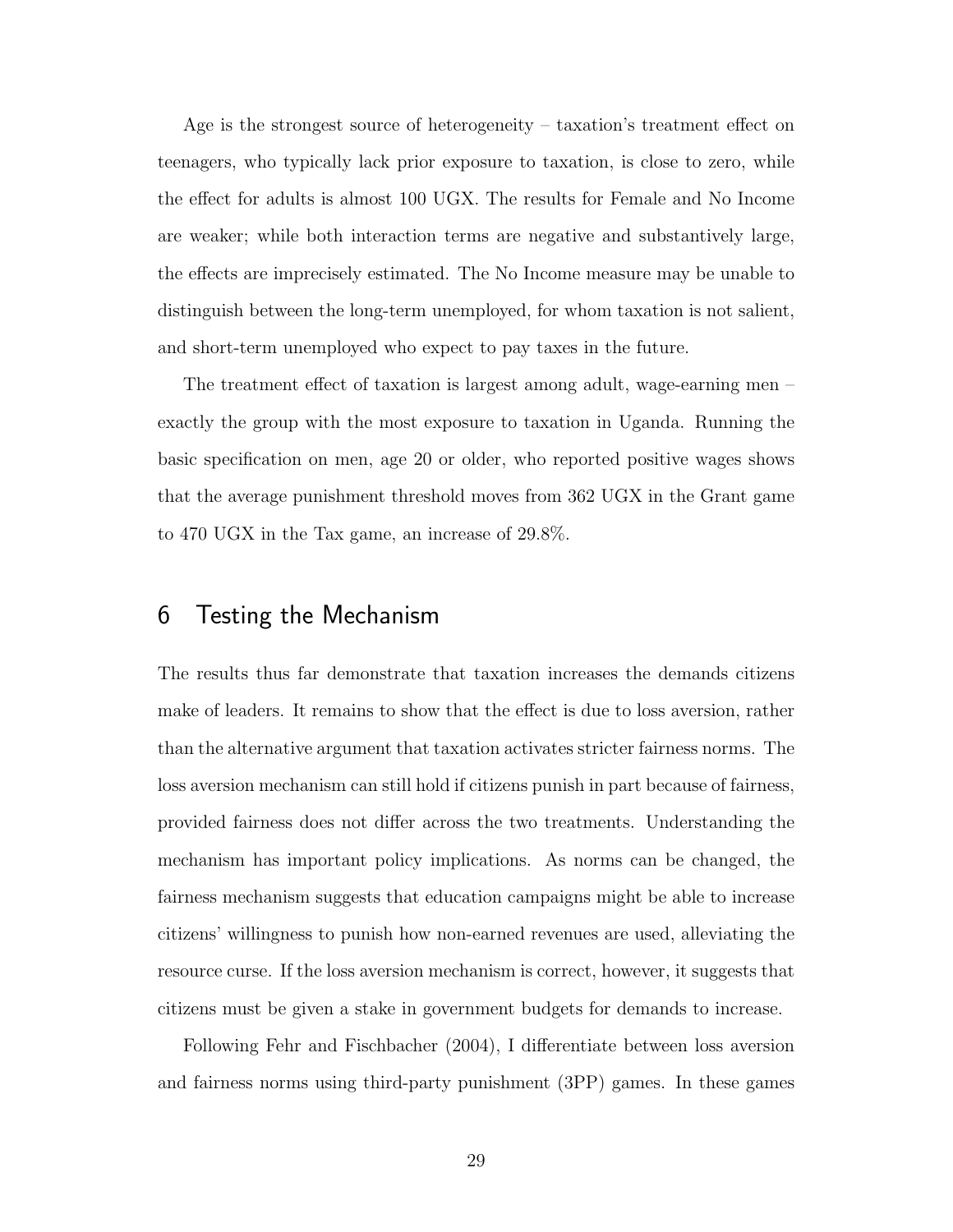Age is the strongest source of heterogeneity – taxation's treatment effect on teenagers, who typically lack prior exposure to taxation, is close to zero, while the effect for adults is almost 100 UGX. The results for Female and No Income are weaker; while both interaction terms are negative and substantively large, the effects are imprecisely estimated. The No Income measure may be unable to distinguish between the long-term unemployed, for whom taxation is not salient, and short-term unemployed who expect to pay taxes in the future.

The treatment effect of taxation is largest among adult, wage-earning men – exactly the group with the most exposure to taxation in Uganda. Running the basic specification on men, age 20 or older, who reported positive wages shows that the average punishment threshold moves from 362 UGX in the Grant game to 470 UGX in the Tax game, an increase of 29.8%.

# 6 Testing the Mechanism

The results thus far demonstrate that taxation increases the demands citizens make of leaders. It remains to show that the effect is due to loss aversion, rather than the alternative argument that taxation activates stricter fairness norms. The loss aversion mechanism can still hold if citizens punish in part because of fairness, provided fairness does not differ across the two treatments. Understanding the mechanism has important policy implications. As norms can be changed, the fairness mechanism suggests that education campaigns might be able to increase citizens' willingness to punish how non-earned revenues are used, alleviating the resource curse. If the loss aversion mechanism is correct, however, it suggests that citizens must be given a stake in government budgets for demands to increase.

Following Fehr and Fischbacher (2004), I differentiate between loss aversion and fairness norms using third-party punishment (3PP) games. In these games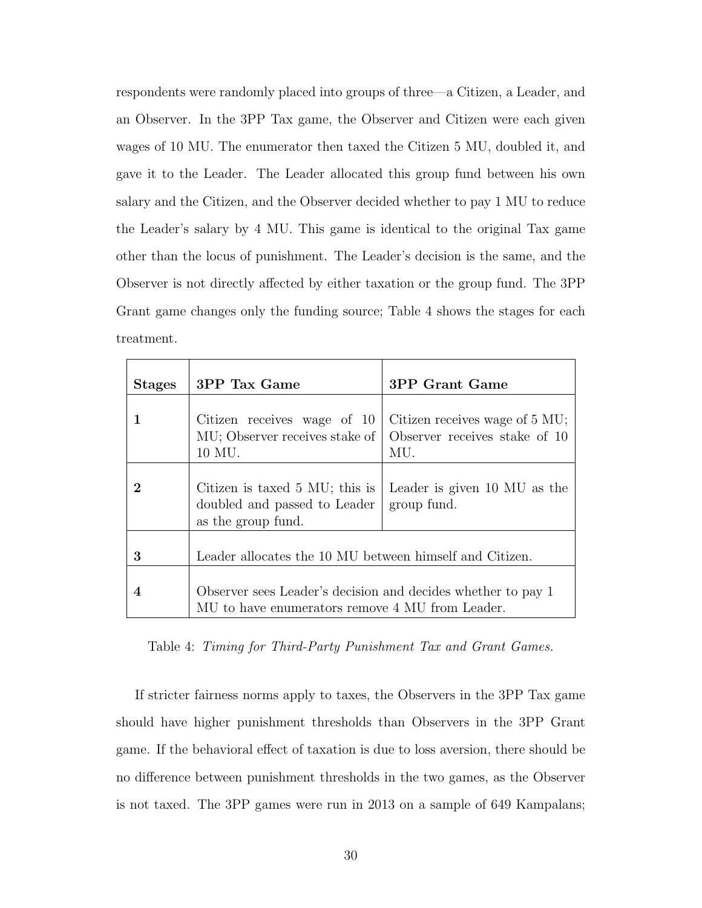respondents were randomly placed into groups of three—a Citizen, a Leader, and an Observer. In the 3PP Tax game, the Observer and Citizen were each given wages of 10 MU. The enumerator then taxed the Citizen 5 MU, doubled it, and gave it to the Leader. The Leader allocated this group fund between his own salary and the Citizen, and the Observer decided whether to pay 1 MU to reduce the Leader's salary by 4 MU. This game is identical to the original Tax game other than the locus of punishment. The Leader's decision is the same, and the Observer is not directly affected by either taxation or the group fund. The 3PP Grant game changes only the funding source; Table 4 shows the stages for each treatment.

| **Stages** | **3PP Tax Game** | **3PP Grant Game** |
|---|---|---|
| **1** | Citizen receives wage of 10 MU; Observer receives stake of 10 MU. | Citizen receives wage of 5 MU; Observer receives stake of 10 MU. |
| **2** | Citizen is taxed 5 MU; this is doubled and passed to Leader as the group fund. | Leader is given 10 MU as the group fund. |
| **3** | Leader allocates the 10 MU between himself and Citizen. | |
| **4** | Observer sees Leader's decision and decides whether to pay 1 MU to have enumerators remove 4 MU from Leader. | |

Table 4: *Timing for Third-Party Punishment Tax and Grant Games.*

If stricter fairness norms apply to taxes, the Observers in the 3PP Tax game should have higher punishment thresholds than Observers in the 3PP Grant game. If the behavioral effect of taxation is due to loss aversion, there should be no difference between punishment thresholds in the two games, as the Observer is not taxed. The 3PP games were run in 2013 on a sample of 649 Kampalans;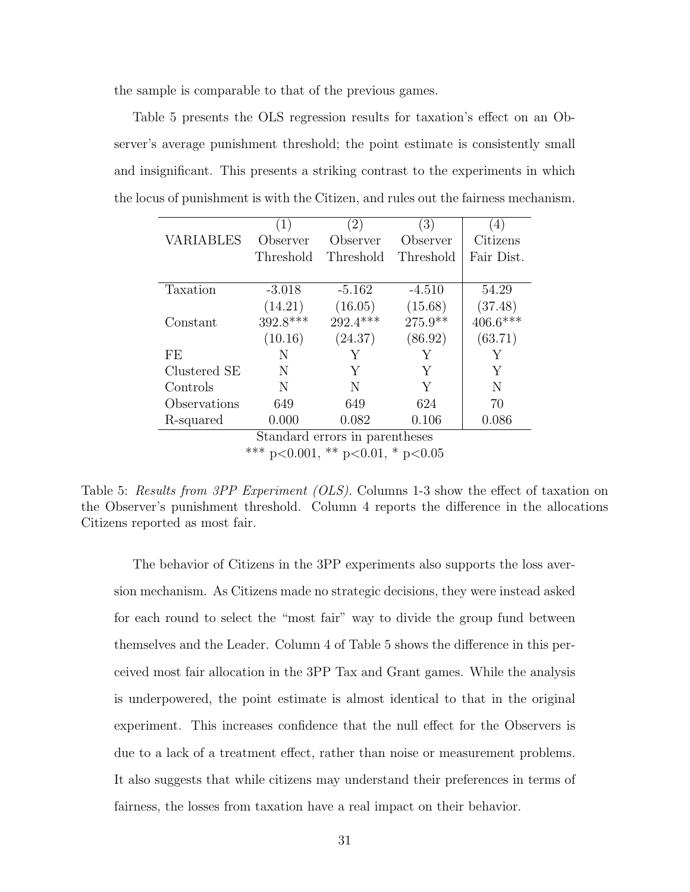the sample is comparable to that of the previous games.

Table 5 presents the OLS regression results for taxation's effect on an Observer's average punishment threshold; the point estimate is consistently small and insignificant. This presents a striking contrast to the experiments in which the locus of punishment is with the Citizen, and rules out the fairness mechanism.

| VARIABLES | (1) Observer Threshold | (2) Observer Threshold | (3) Observer Threshold | (4) Citizens Fair Dist. |
|---|---|---|---|---|
| Taxation | -3.018 | -5.162 | -4.510 | 54.29 |
| | (14.21) | (16.05) | (15.68) | (37.48) |
| Constant | 392.8*** | 292.4*** | 275.9** | 406.6*** |
| | (10.16) | (24.37) | (86.92) | (63.71) |
| FE | N | Y | Y | Y |
| Clustered SE | N | Y | Y | Y |
| Controls | N | N | Y | N |
| Observations | 649 | 649 | 624 | 70 |
| R-squared | 0.000 | 0.082 | 0.106 | 0.086 |

Standard errors in parentheses
*** $p<0.001$, ** $p<0.01$, * $p<0.05$

Table 5: *Results from 3PP Experiment (OLS).* Columns 1-3 show the effect of taxation on the Observer's punishment threshold. Column 4 reports the difference in the allocations Citizens reported as most fair.

The behavior of Citizens in the 3PP experiments also supports the loss aversion mechanism. As Citizens made no strategic decisions, they were instead asked for each round to select the "most fair" way to divide the group fund between themselves and the Leader. Column 4 of Table 5 shows the difference in this perceived most fair allocation in the 3PP Tax and Grant games. While the analysis is underpowered, the point estimate is almost identical to that in the original experiment. This increases confidence that the null effect for the Observers is due to a lack of a treatment effect, rather than noise or measurement problems. It also suggests that while citizens may understand their preferences in terms of fairness, the losses from taxation have a real impact on their behavior.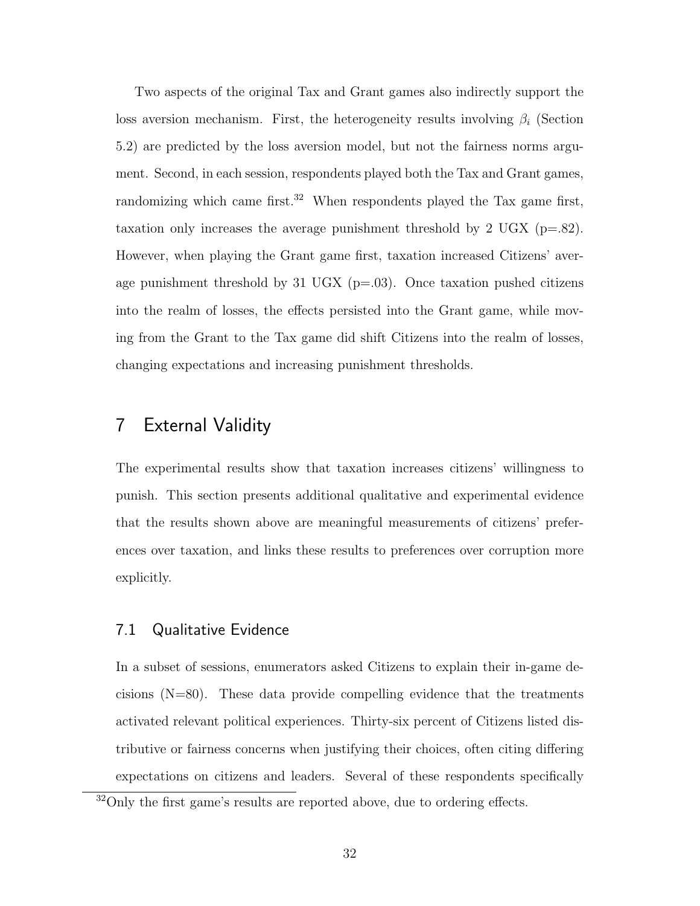Two aspects of the original Tax and Grant games also indirectly support the loss aversion mechanism. First, the heterogeneity results involving $\beta_i$ (Section 5.2) are predicted by the loss aversion model, but not the fairness norms argument. Second, in each session, respondents played both the Tax and Grant games, randomizing which came first.[32] When respondents played the Tax game first, taxation only increases the average punishment threshold by 2 UGX (p=.82). However, when playing the Grant game first, taxation increased Citizens' average punishment threshold by 31 UGX (p=.03). Once taxation pushed citizens into the realm of losses, the effects persisted into the Grant game, while moving from the Grant to the Tax game did shift Citizens into the realm of losses, changing expectations and increasing punishment thresholds.

# 7 External Validity

The experimental results show that taxation increases citizens' willingness to punish. This section presents additional qualitative and experimental evidence that the results shown above are meaningful measurements of citizens' preferences over taxation, and links these results to preferences over corruption more explicitly.

## 7.1 Qualitative Evidence

In a subset of sessions, enumerators asked Citizens to explain their in-game decisions (N=80). These data provide compelling evidence that the treatments activated relevant political experiences. Thirty-six percent of Citizens listed distributive or fairness concerns when justifying their choices, often citing differing expectations on citizens and leaders. Several of these respondents specifically

[32] Only the first game's results are reported above, due to ordering effects.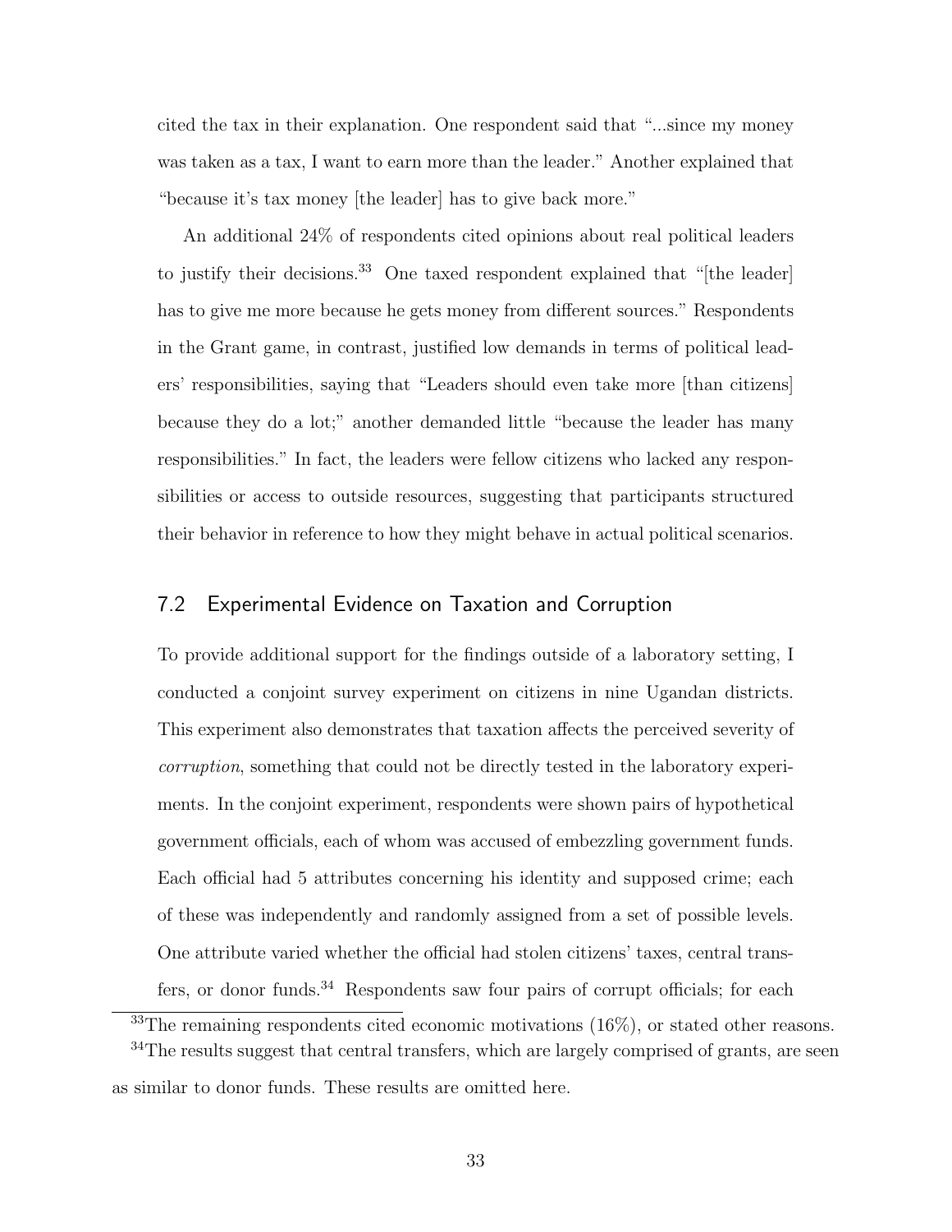cited the tax in their explanation. One respondent said that "...since my money was taken as a tax, I want to earn more than the leader." Another explained that "because it's tax money [the leader] has to give back more."

An additional 24% of respondents cited opinions about real political leaders to justify their decisions.[33] One taxed respondent explained that "[the leader] has to give me more because he gets money from different sources." Respondents in the Grant game, in contrast, justified low demands in terms of political leaders' responsibilities, saying that "Leaders should even take more [than citizens] because they do a lot;" another demanded little "because the leader has many responsibilities." In fact, the leaders were fellow citizens who lacked any responsibilities or access to outside resources, suggesting that participants structured their behavior in reference to how they might behave in actual political scenarios.

## 7.2 Experimental Evidence on Taxation and Corruption

To provide additional support for the findings outside of a laboratory setting, I conducted a conjoint survey experiment on citizens in nine Ugandan districts. This experiment also demonstrates that taxation affects the perceived severity of *corruption*, something that could not be directly tested in the laboratory experiments. In the conjoint experiment, respondents were shown pairs of hypothetical government officials, each of whom was accused of embezzling government funds. Each official had 5 attributes concerning his identity and supposed crime; each of these was independently and randomly assigned from a set of possible levels. One attribute varied whether the official had stolen citizens' taxes, central transfers, or donor funds.[34] Respondents saw four pairs of corrupt officials; for each

[33] The remaining respondents cited economic motivations (16%), or stated other reasons.

[34] The results suggest that central transfers, which are largely comprised of grants, are seen as similar to donor funds. These results are omitted here.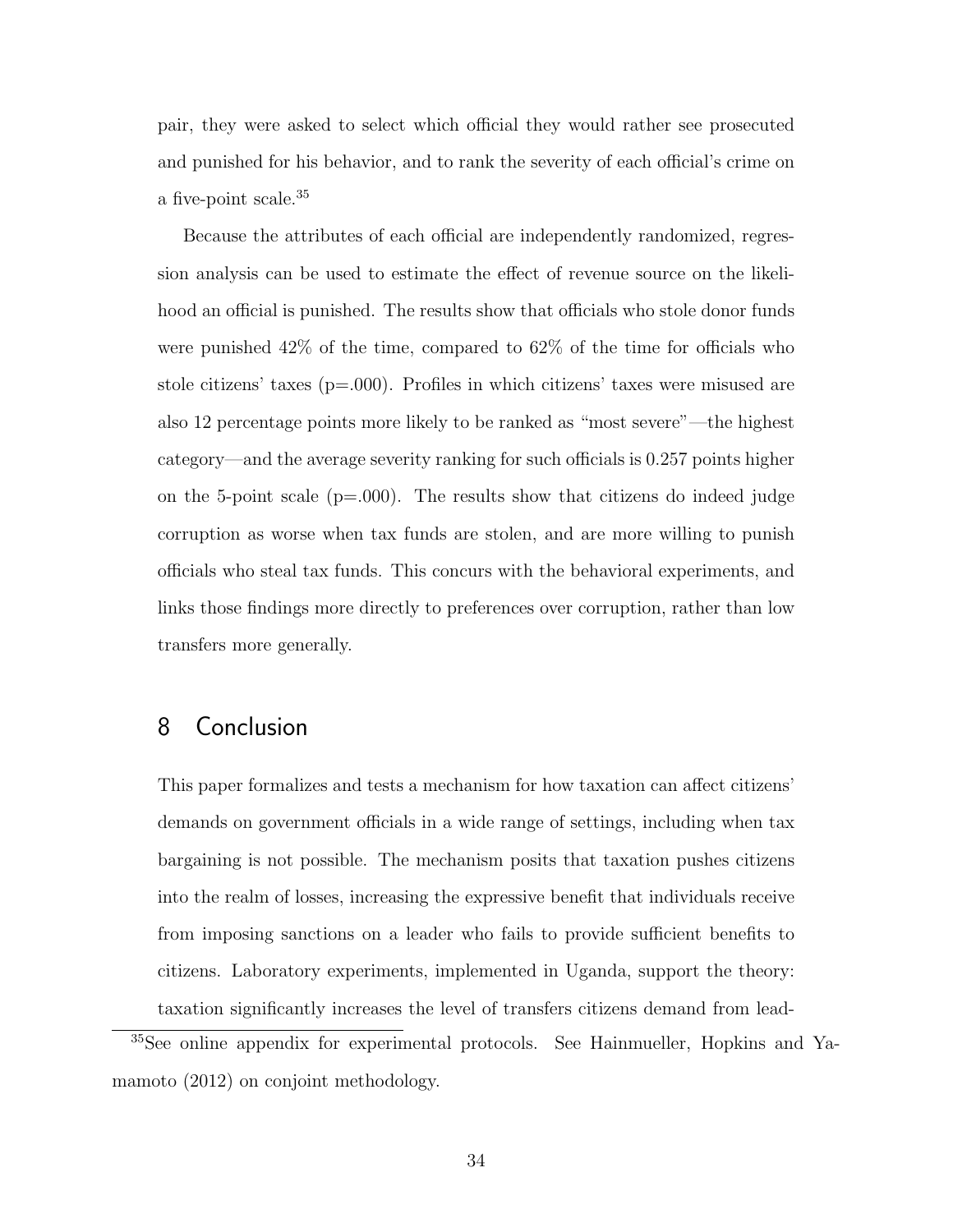pair, they were asked to select which official they would rather see prosecuted and punished for his behavior, and to rank the severity of each official's crime on a five-point scale.[35]

Because the attributes of each official are independently randomized, regression analysis can be used to estimate the effect of revenue source on the likelihood an official is punished. The results show that officials who stole donor funds were punished 42% of the time, compared to 62% of the time for officials who stole citizens' taxes (p=.000). Profiles in which citizens' taxes were misused are also 12 percentage points more likely to be ranked as "most severe"—the highest category—and the average severity ranking for such officials is 0.257 points higher on the 5-point scale (p=.000). The results show that citizens do indeed judge corruption as worse when tax funds are stolen, and are more willing to punish officials who steal tax funds. This concurs with the behavioral experiments, and links those findings more directly to preferences over corruption, rather than low transfers more generally.

## 8 Conclusion

This paper formalizes and tests a mechanism for how taxation can affect citizens' demands on government officials in a wide range of settings, including when tax bargaining is not possible. The mechanism posits that taxation pushes citizens into the realm of losses, increasing the expressive benefit that individuals receive from imposing sanctions on a leader who fails to provide sufficient benefits to citizens. Laboratory experiments, implemented in Uganda, support the theory: taxation significantly increases the level of transfers citizens demand from lead-

[35] See online appendix for experimental protocols. See Hainmueller, Hopkins and Yamamoto (2012) on conjoint methodology.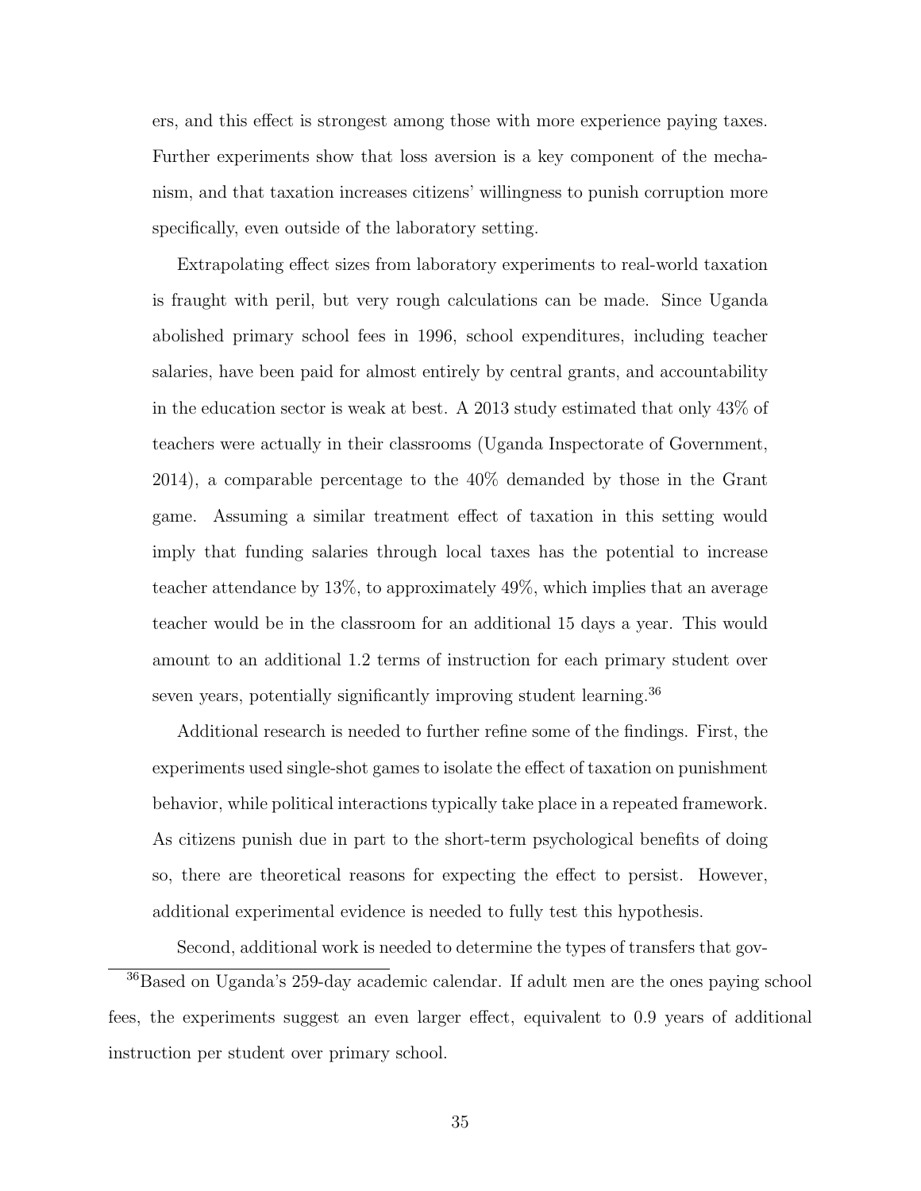ers, and this effect is strongest among those with more experience paying taxes. Further experiments show that loss aversion is a key component of the mechanism, and that taxation increases citizens' willingness to punish corruption more specifically, even outside of the laboratory setting.

Extrapolating effect sizes from laboratory experiments to real-world taxation is fraught with peril, but very rough calculations can be made. Since Uganda abolished primary school fees in 1996, school expenditures, including teacher salaries, have been paid for almost entirely by central grants, and accountability in the education sector is weak at best. A 2013 study estimated that only 43% of teachers were actually in their classrooms (Uganda Inspectorate of Government, 2014), a comparable percentage to the 40% demanded by those in the Grant game. Assuming a similar treatment effect of taxation in this setting would imply that funding salaries through local taxes has the potential to increase teacher attendance by 13%, to approximately 49%, which implies that an average teacher would be in the classroom for an additional 15 days a year. This would amount to an additional 1.2 terms of instruction for each primary student over seven years, potentially significantly improving student learning.[36]

Additional research is needed to further refine some of the findings. First, the experiments used single-shot games to isolate the effect of taxation on punishment behavior, while political interactions typically take place in a repeated framework. As citizens punish due in part to the short-term psychological benefits of doing so, there are theoretical reasons for expecting the effect to persist. However, additional experimental evidence is needed to fully test this hypothesis.

Second, additional work is needed to determine the types of transfers that gov-

[36] Based on Uganda's 259-day academic calendar. If adult men are the ones paying school fees, the experiments suggest an even larger effect, equivalent to 0.9 years of additional instruction per student over primary school.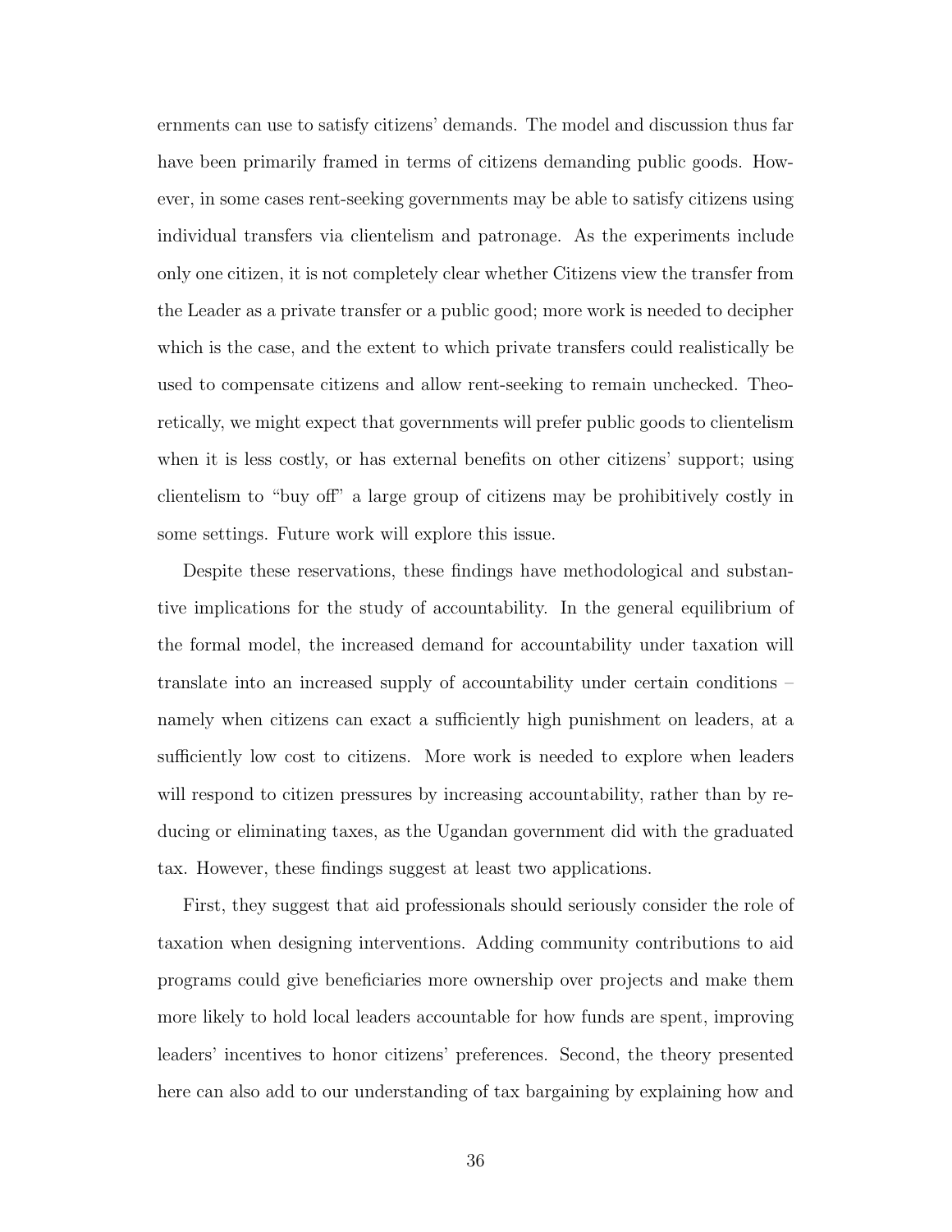ernments can use to satisfy citizens' demands. The model and discussion thus far have been primarily framed in terms of citizens demanding public goods. However, in some cases rent-seeking governments may be able to satisfy citizens using individual transfers via clientelism and patronage. As the experiments include only one citizen, it is not completely clear whether Citizens view the transfer from the Leader as a private transfer or a public good; more work is needed to decipher which is the case, and the extent to which private transfers could realistically be used to compensate citizens and allow rent-seeking to remain unchecked. Theoretically, we might expect that governments will prefer public goods to clientelism when it is less costly, or has external benefits on other citizens' support; using clientelism to "buy off" a large group of citizens may be prohibitively costly in some settings. Future work will explore this issue.

Despite these reservations, these findings have methodological and substantive implications for the study of accountability. In the general equilibrium of the formal model, the increased demand for accountability under taxation will translate into an increased supply of accountability under certain conditions – namely when citizens can exact a sufficiently high punishment on leaders, at a sufficiently low cost to citizens. More work is needed to explore when leaders will respond to citizen pressures by increasing accountability, rather than by reducing or eliminating taxes, as the Ugandan government did with the graduated tax. However, these findings suggest at least two applications.

First, they suggest that aid professionals should seriously consider the role of taxation when designing interventions. Adding community contributions to aid programs could give beneficiaries more ownership over projects and make them more likely to hold local leaders accountable for how funds are spent, improving leaders' incentives to honor citizens' preferences. Second, the theory presented here can also add to our understanding of tax bargaining by explaining how and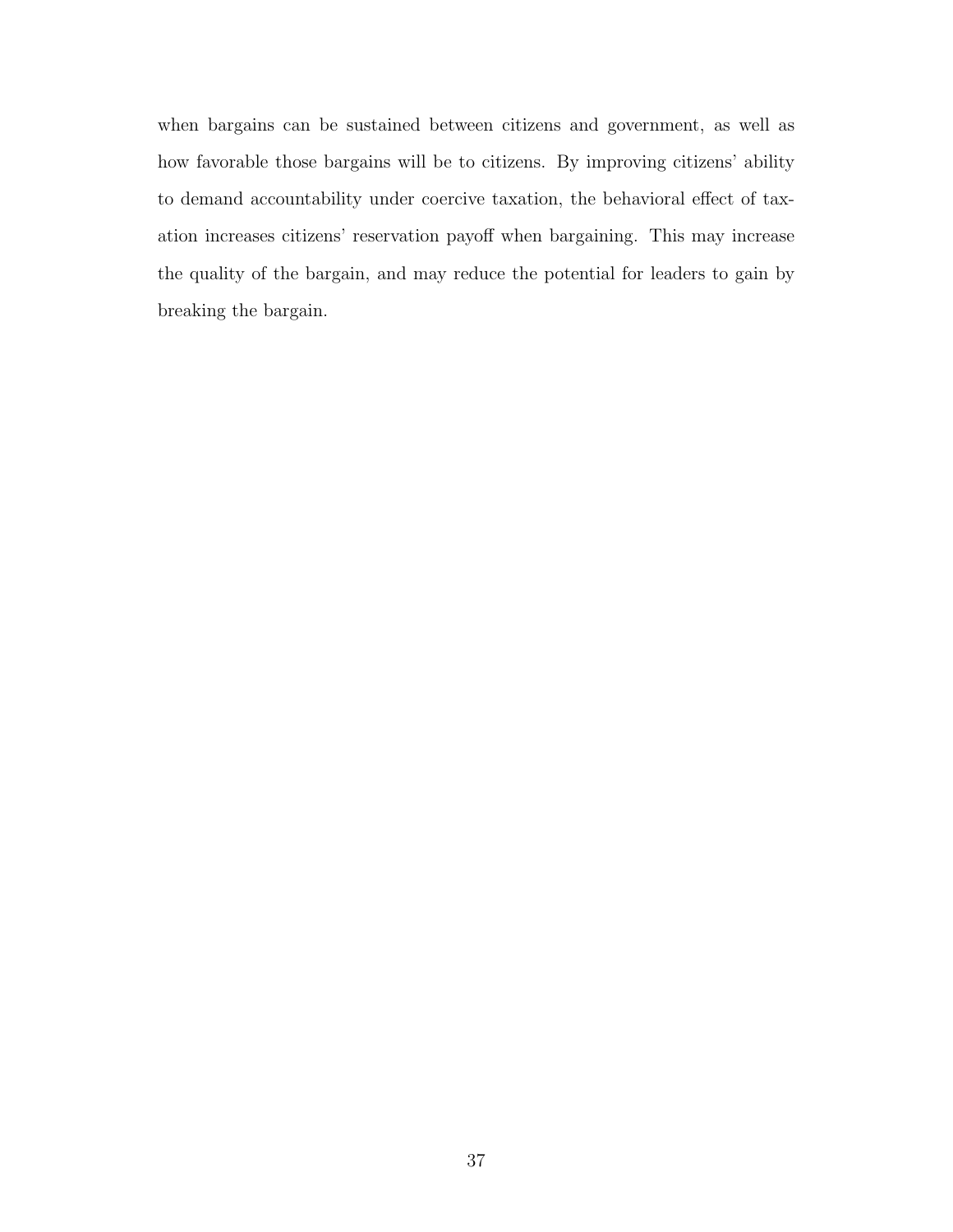when bargains can be sustained between citizens and government, as well as how favorable those bargains will be to citizens. By improving citizens' ability to demand accountability under coercive taxation, the behavioral effect of taxation increases citizens' reservation payoff when bargaining. This may increase the quality of the bargain, and may reduce the potential for leaders to gain by breaking the bargain.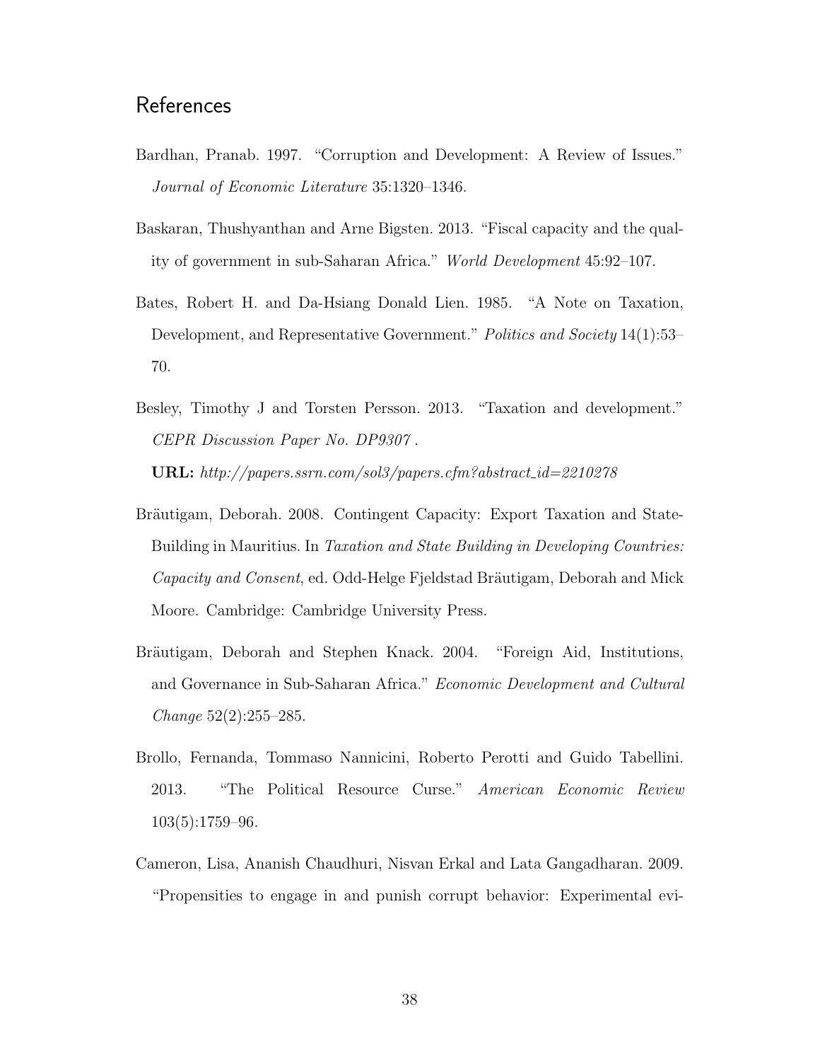## References

Bardhan, Pranab. 1997. "Corruption and Development: A Review of Issues." *Journal of Economic Literature* 35:1320–1346.

Baskaran, Thushyanthan and Arne Bigsten. 2013. "Fiscal capacity and the quality of government in sub-Saharan Africa." *World Development* 45:92–107.

Bates, Robert H. and Da-Hsiang Donald Lien. 1985. "A Note on Taxation, Development, and Representative Government." *Politics and Society* 14(1):53–70.

Besley, Timothy J and Torsten Persson. 2013. "Taxation and development." *CEPR Discussion Paper No. DP9307* .
**URL:** *http://papers.ssrn.com/sol3/papers.cfm?abstract_id=2210278*

Bräutigam, Deborah. 2008. Contingent Capacity: Export Taxation and State-Building in Mauritius. In *Taxation and State Building in Developing Countries: Capacity and Consent*, ed. Odd-Helge Fjeldstad Bräutigam, Deborah and Mick Moore. Cambridge: Cambridge University Press.

Bräutigam, Deborah and Stephen Knack. 2004. "Foreign Aid, Institutions, and Governance in Sub-Saharan Africa." *Economic Development and Cultural Change* 52(2):255–285.

Brollo, Fernanda, Tommaso Nannicini, Roberto Perotti and Guido Tabellini. 2013. "The Political Resource Curse." *American Economic Review* 103(5):1759–96.

Cameron, Lisa, Ananish Chaudhuri, Nisvan Erkal and Lata Gangadharan. 2009. "Propensities to engage in and punish corrupt behavior: Experimental evi-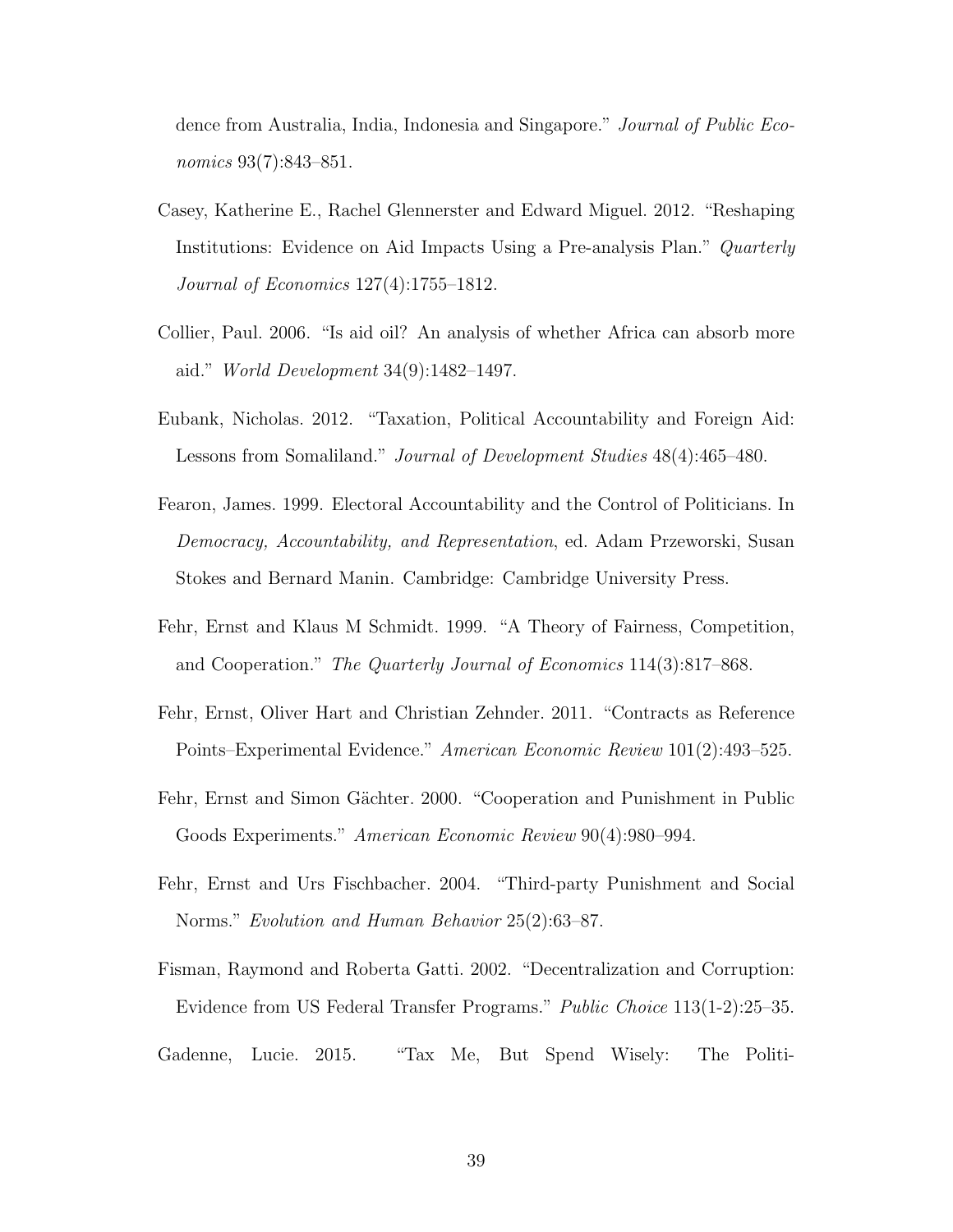dence from Australia, India, Indonesia and Singapore." *Journal of Public Economics* 93(7):843–851.

Casey, Katherine E., Rachel Glennerster and Edward Miguel. 2012. "Reshaping Institutions: Evidence on Aid Impacts Using a Pre-analysis Plan." *Quarterly Journal of Economics* 127(4):1755–1812.

Collier, Paul. 2006. "Is aid oil? An analysis of whether Africa can absorb more aid." *World Development* 34(9):1482–1497.

Eubank, Nicholas. 2012. "Taxation, Political Accountability and Foreign Aid: Lessons from Somaliland." *Journal of Development Studies* 48(4):465–480.

Fearon, James. 1999. Electoral Accountability and the Control of Politicians. In *Democracy, Accountability, and Representation*, ed. Adam Przeworski, Susan Stokes and Bernard Manin. Cambridge: Cambridge University Press.

Fehr, Ernst and Klaus M Schmidt. 1999. "A Theory of Fairness, Competition, and Cooperation." *The Quarterly Journal of Economics* 114(3):817–868.

Fehr, Ernst, Oliver Hart and Christian Zehnder. 2011. "Contracts as Reference Points–Experimental Evidence." *American Economic Review* 101(2):493–525.

Fehr, Ernst and Simon Gächter. 2000. "Cooperation and Punishment in Public Goods Experiments." *American Economic Review* 90(4):980–994.

Fehr, Ernst and Urs Fischbacher. 2004. "Third-party Punishment and Social Norms." *Evolution and Human Behavior* 25(2):63–87.

Fisman, Raymond and Roberta Gatti. 2002. "Decentralization and Corruption: Evidence from US Federal Transfer Programs." *Public Choice* 113(1-2):25–35.

Gadenne, Lucie. 2015. "Tax Me, But Spend Wisely: The Politi-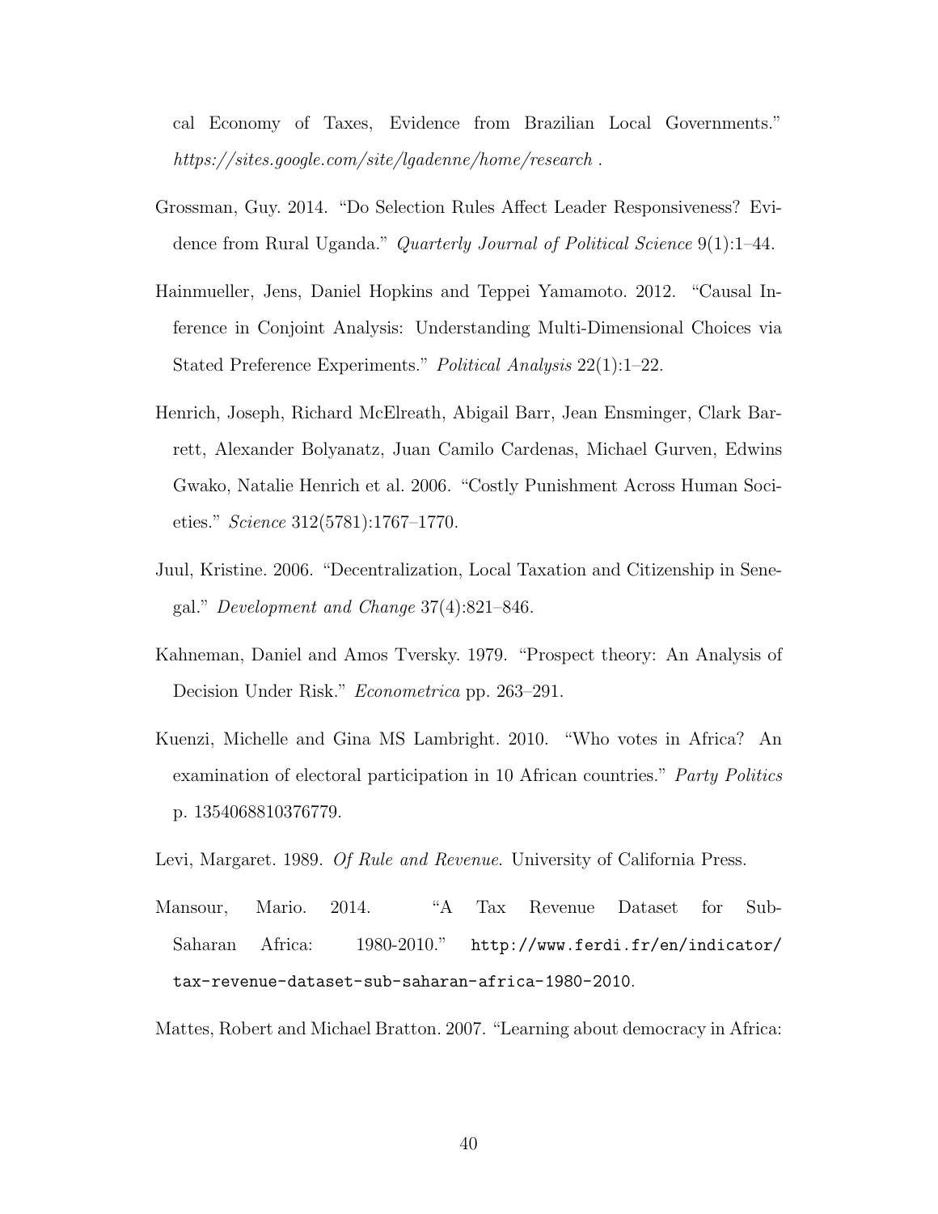cal Economy of Taxes, Evidence from Brazilian Local Governments." *https://sites.google.com/site/lgadenne/home/research* .

Grossman, Guy. 2014. "Do Selection Rules Affect Leader Responsiveness? Evidence from Rural Uganda." *Quarterly Journal of Political Science* 9(1):1–44.

Hainmueller, Jens, Daniel Hopkins and Teppei Yamamoto. 2012. "Causal Inference in Conjoint Analysis: Understanding Multi-Dimensional Choices via Stated Preference Experiments." *Political Analysis* 22(1):1–22.

Henrich, Joseph, Richard McElreath, Abigail Barr, Jean Ensminger, Clark Barrett, Alexander Bolyanatz, Juan Camilo Cardenas, Michael Gurven, Edwins Gwako, Natalie Henrich et al. 2006. "Costly Punishment Across Human Societies." *Science* 312(5781):1767–1770.

Juul, Kristine. 2006. "Decentralization, Local Taxation and Citizenship in Senegal." *Development and Change* 37(4):821–846.

Kahneman, Daniel and Amos Tversky. 1979. "Prospect theory: An Analysis of Decision Under Risk." *Econometrica* pp. 263–291.

Kuenzi, Michelle and Gina MS Lambright. 2010. "Who votes in Africa? An examination of electoral participation in 10 African countries." *Party Politics* p. 1354068810376779.

Levi, Margaret. 1989. *Of Rule and Revenue*. University of California Press.

Mansour, Mario. 2014. "A Tax Revenue Dataset for Sub-Saharan Africa: 1980-2010." `http://www.ferdi.fr/en/indicator/tax-revenue-dataset-sub-saharan-africa-1980-2010`.

Mattes, Robert and Michael Bratton. 2007. "Learning about democracy in Africa: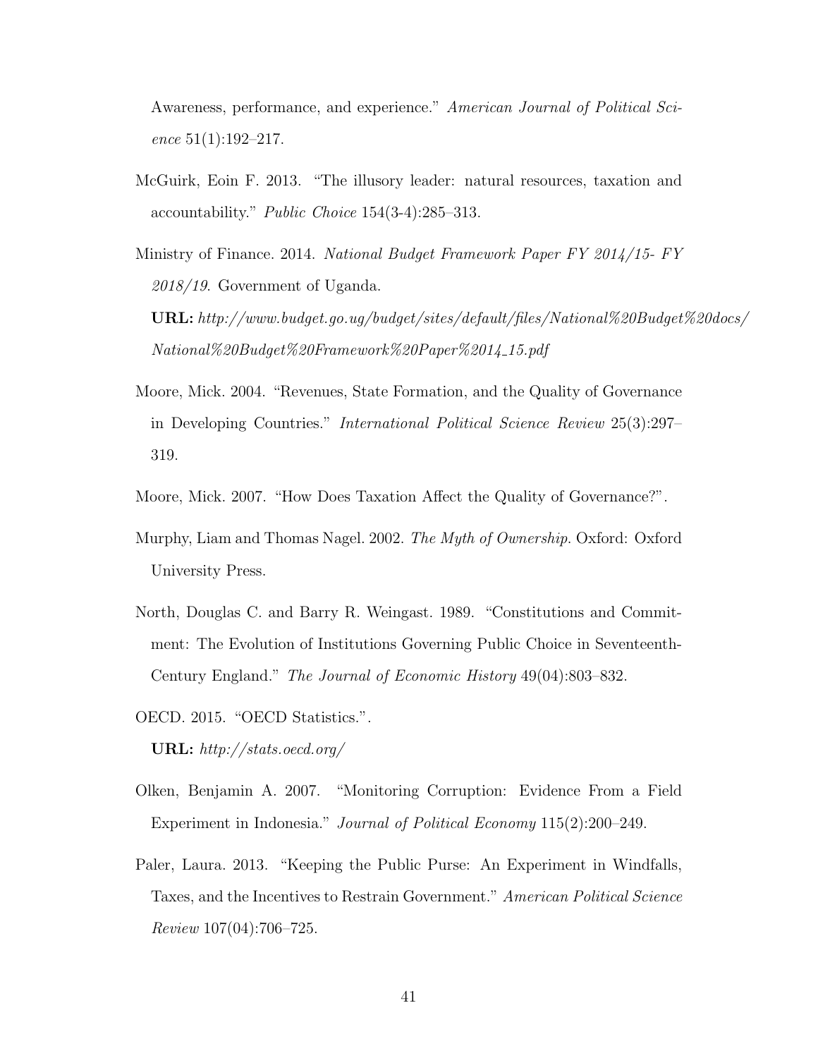Awareness, performance, and experience." *American Journal of Political Science* 51(1):192–217.

McGuirk, Eoin F. 2013. "The illusory leader: natural resources, taxation and accountability." *Public Choice* 154(3-4):285–313.

Ministry of Finance. 2014. *National Budget Framework Paper FY 2014/15- FY 2018/19*. Government of Uganda.
**URL:** *http://www.budget.go.ug/budget/sites/default/files/National%20Budget%20docs/National%20Budget%20Framework%20Paper%2014_15.pdf*

Moore, Mick. 2004. "Revenues, State Formation, and the Quality of Governance in Developing Countries." *International Political Science Review* 25(3):297–319.

Moore, Mick. 2007. "How Does Taxation Affect the Quality of Governance?".

Murphy, Liam and Thomas Nagel. 2002. *The Myth of Ownership*. Oxford: Oxford University Press.

North, Douglas C. and Barry R. Weingast. 1989. "Constitutions and Commitment: The Evolution of Institutions Governing Public Choice in Seventeenth-Century England." *The Journal of Economic History* 49(04):803–832.

OECD. 2015. "OECD Statistics.".
**URL:** *http://stats.oecd.org/*

Olken, Benjamin A. 2007. "Monitoring Corruption: Evidence From a Field Experiment in Indonesia." *Journal of Political Economy* 115(2):200–249.

Paler, Laura. 2013. "Keeping the Public Purse: An Experiment in Windfalls, Taxes, and the Incentives to Restrain Government." *American Political Science Review* 107(04):706–725.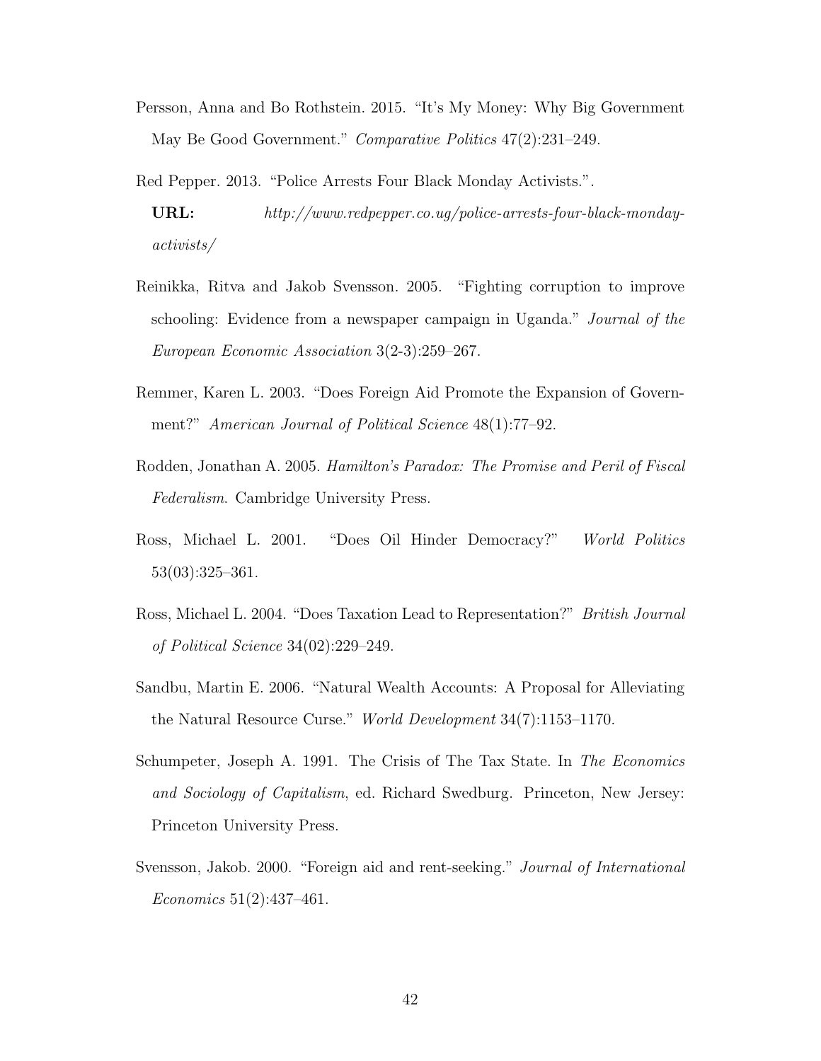Persson, Anna and Bo Rothstein. 2015. "It's My Money: Why Big Government May Be Good Government." *Comparative Politics* 47(2):231–249.

Red Pepper. 2013. "Police Arrests Four Black Monday Activists.".
**URL:** *http://www.redpepper.co.ug/police-arrests-four-black-monday-activists/*

Reinikka, Ritva and Jakob Svensson. 2005. "Fighting corruption to improve schooling: Evidence from a newspaper campaign in Uganda." *Journal of the European Economic Association* 3(2-3):259–267.

Remmer, Karen L. 2003. "Does Foreign Aid Promote the Expansion of Government?" *American Journal of Political Science* 48(1):77–92.

Rodden, Jonathan A. 2005. *Hamilton's Paradox: The Promise and Peril of Fiscal Federalism*. Cambridge University Press.

Ross, Michael L. 2001. "Does Oil Hinder Democracy?" *World Politics* 53(03):325–361.

Ross, Michael L. 2004. "Does Taxation Lead to Representation?" *British Journal of Political Science* 34(02):229–249.

Sandbu, Martin E. 2006. "Natural Wealth Accounts: A Proposal for Alleviating the Natural Resource Curse." *World Development* 34(7):1153–1170.

Schumpeter, Joseph A. 1991. The Crisis of The Tax State. In *The Economics and Sociology of Capitalism*, ed. Richard Swedburg. Princeton, New Jersey: Princeton University Press.

Svensson, Jakob. 2000. "Foreign aid and rent-seeking." *Journal of International Economics* 51(2):437–461.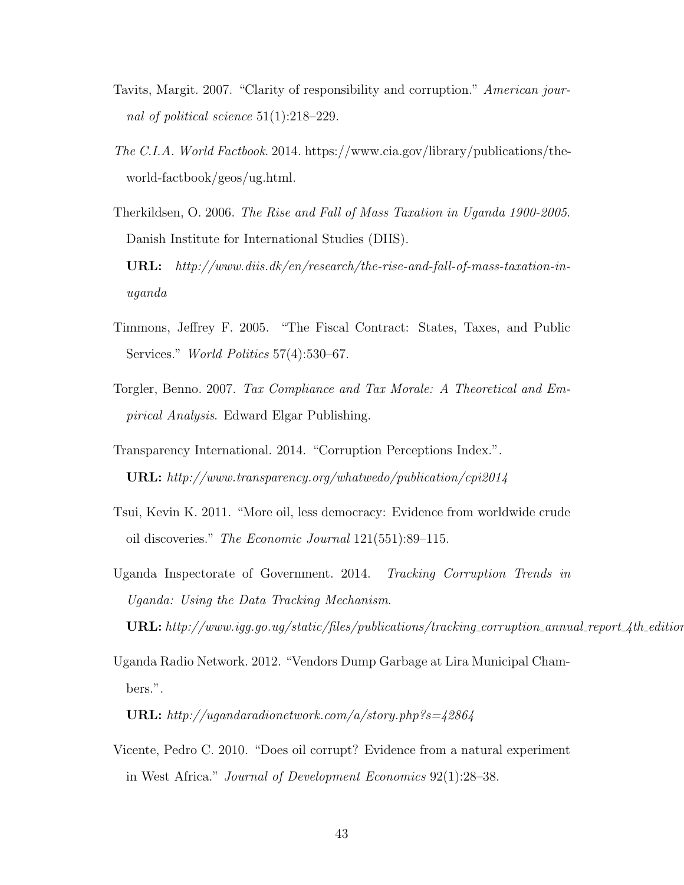Tavits, Margit. 2007. "Clarity of responsibility and corruption." *American journal of political science* 51(1):218–229.

*The C.I.A. World Factbook*. 2014. https://www.cia.gov/library/publications/the-world-factbook/geos/ug.html.

Therkildsen, O. 2006. *The Rise and Fall of Mass Taxation in Uganda 1900-2005*. Danish Institute for International Studies (DIIS).
**URL:** *http://www.diis.dk/en/research/the-rise-and-fall-of-mass-taxation-in-uganda*

Timmons, Jeffrey F. 2005. "The Fiscal Contract: States, Taxes, and Public Services." *World Politics* 57(4):530–67.

Torgler, Benno. 2007. *Tax Compliance and Tax Morale: A Theoretical and Empirical Analysis*. Edward Elgar Publishing.

Transparency International. 2014. "Corruption Perceptions Index.".
**URL:** *http://www.transparency.org/whatwedo/publication/cpi2014*

Tsui, Kevin K. 2011. "More oil, less democracy: Evidence from worldwide crude oil discoveries." *The Economic Journal* 121(551):89–115.

Uganda Inspectorate of Government. 2014. *Tracking Corruption Trends in Uganda: Using the Data Tracking Mechanism*.
**URL:** *http://www.igg.go.ug/static/files/publications/tracking_corruption_annual_report_4th_edition*

Uganda Radio Network. 2012. "Vendors Dump Garbage at Lira Municipal Chambers.".
**URL:** *http://ugandaradionetwork.com/a/story.php?s=42864*

Vicente, Pedro C. 2010. "Does oil corrupt? Evidence from a natural experiment in West Africa." *Journal of Development Economics* 92(1):28–38.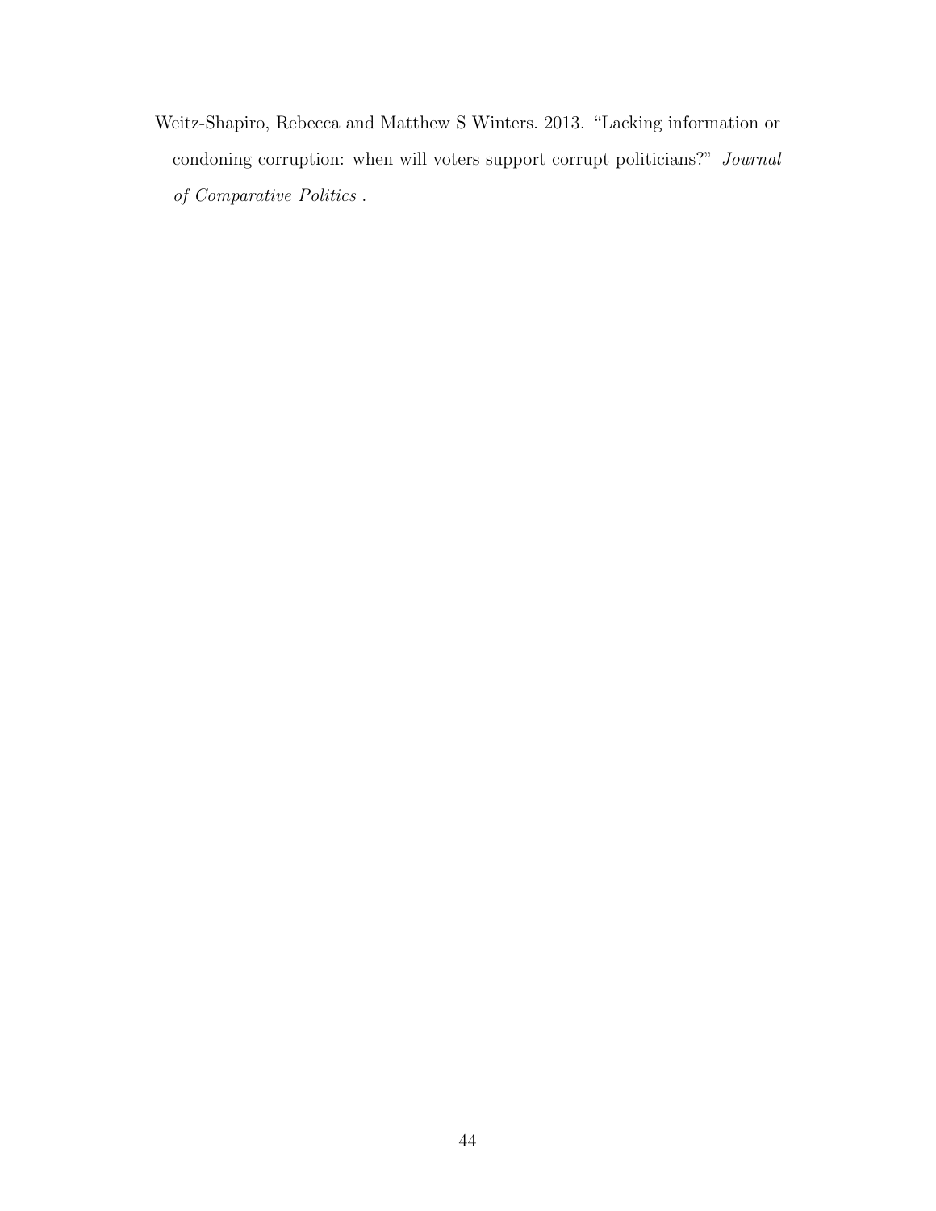Weitz-Shapiro, Rebecca and Matthew S Winters. 2013. "Lacking information or condoning corruption: when will voters support corrupt politicians?" *Journal of Comparative Politics* .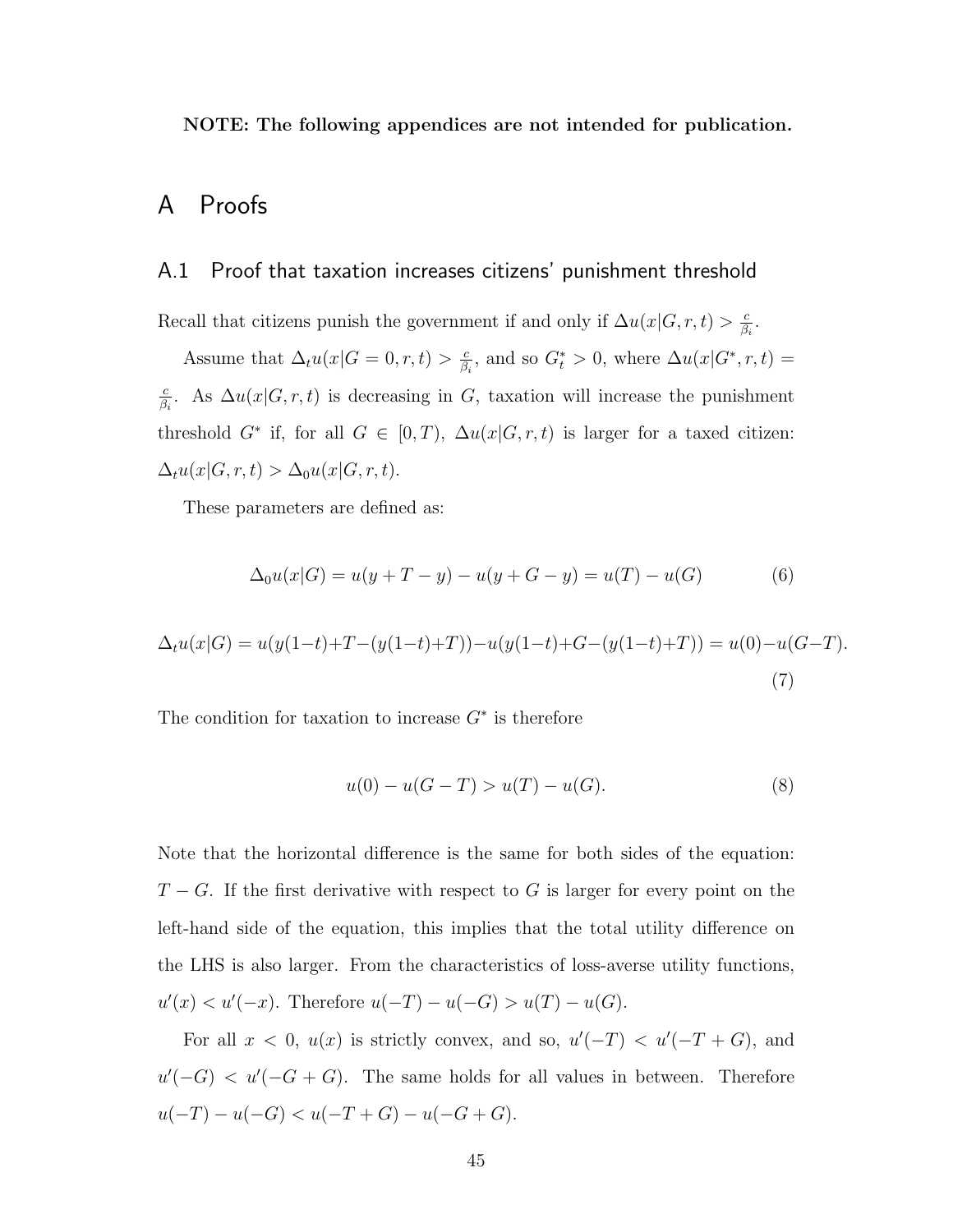**NOTE: The following appendices are not intended for publication.**

# A Proofs

## A.1 Proof that taxation increases citizens' punishment threshold

Recall that citizens punish the government if and only if $\Delta u(x|G, r, t) > \frac{c}{\beta_i}$.

Assume that $\Delta_t u(x|G = 0, r, t) > \frac{c}{\beta_i}$, and so $G_t^* > 0$, where $\Delta u(x|G^*, r, t) = \frac{c}{\beta_i}$. As $\Delta u(x|G, r, t)$ is decreasing in $G$, taxation will increase the punishment threshold $G^*$ if, for all $G \in [0, T)$, $\Delta u(x|G, r, t)$ is larger for a taxed citizen: $\Delta_t u(x|G, r, t) > \Delta_0 u(x|G, r, t)$.

These parameters are defined as:

$$\Delta_0 u(x|G) = u(y + T - y) - u(y + G - y) = u(T) - u(G) \tag{6}$$

$$\Delta_t u(x|G) = u(y(1-t)+T-(y(1-t)+T)) - u(y(1-t)+G-(y(1-t)+T)) = u(0) - u(G-T). \tag{7}$$

The condition for taxation to increase $G^*$ is therefore

$$u(0) - u(G - T) > u(T) - u(G). \tag{8}$$

Note that the horizontal difference is the same for both sides of the equation: $T - G$. If the first derivative with respect to $G$ is larger for every point on the left-hand side of the equation, this implies that the total utility difference on the LHS is also larger. From the characteristics of loss-averse utility functions, $u'(x) < u'(-x)$. Therefore $u(-T) - u(-G) > u(T) - u(G)$.

For all $x < 0$, $u(x)$ is strictly convex, and so, $u'(-T) < u'(-T + G)$, and $u'(-G) < u'(-G + G)$. The same holds for all values in between. Therefore $u(-T) - u(-G) < u(-T + G) - u(-G + G)$.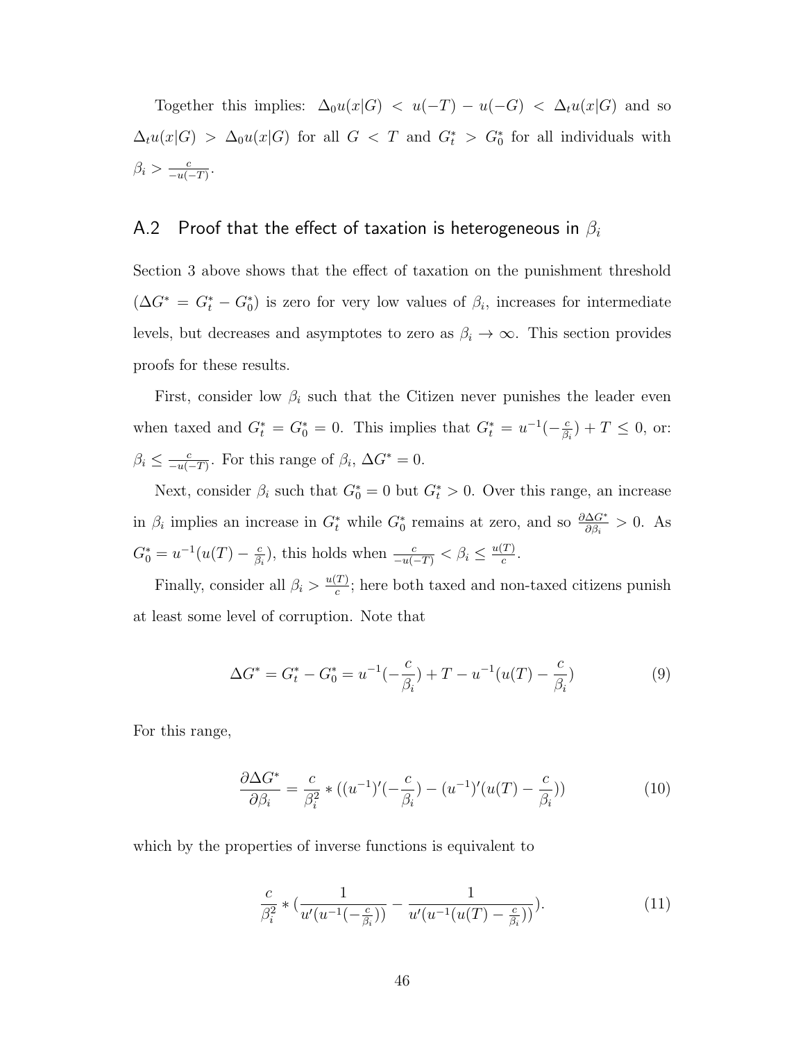Together this implies: $\Delta_0 u(x|G) < u(-T) - u(-G) < \Delta_t u(x|G)$ and so $\Delta_t u(x|G) > \Delta_0 u(x|G)$ for all $G < T$ and $G^*_t > G^*_0$ for all individuals with $\beta_i > \frac{c}{-u(-T)}$.

## A.2 Proof that the effect of taxation is heterogeneous in $\beta_i$

Section 3 above shows that the effect of taxation on the punishment threshold ($\Delta G^* = G^*_t - G^*_0$) is zero for very low values of $\beta_i$, increases for intermediate levels, but decreases and asymptotes to zero as $\beta_i \to \infty$. This section provides proofs for these results.

First, consider low $\beta_i$ such that the Citizen never punishes the leader even when taxed and $G^*_t = G^*_0 = 0$. This implies that $G^*_t = u^{-1}(-\frac{c}{\beta_i}) + T \leq 0$, or: $\beta_i \leq \frac{c}{-u(-T)}$. For this range of $\beta_i$, $\Delta G^* = 0$.

Next, consider $\beta_i$ such that $G^*_0 = 0$ but $G^*_t > 0$. Over this range, an increase in $\beta_i$ implies an increase in $G^*_t$ while $G^*_0$ remains at zero, and so $\frac{\partial \Delta G^*}{\partial \beta_i} > 0$. As $G^*_0 = u^{-1}(u(T) - \frac{c}{\beta_i})$, this holds when $\frac{c}{-u(-T)} < \beta_i \leq \frac{u(T)}{c}$.

Finally, consider all $\beta_i > \frac{u(T)}{c}$; here both taxed and non-taxed citizens punish at least some level of corruption. Note that

$$\Delta G^* = G^*_t - G^*_0 = u^{-1}(-\frac{c}{\beta_i}) + T - u^{-1}(u(T) - \frac{c}{\beta_i}) \tag{9}$$

For this range,

$$\frac{\partial \Delta G^*}{\partial \beta_i} = \frac{c}{\beta_i^2} * ((u^{-1})'(-\frac{c}{\beta_i}) - (u^{-1})'(u(T) - \frac{c}{\beta_i})) \tag{10}$$

which by the properties of inverse functions is equivalent to

$$\frac{c}{\beta_i^2} * (\frac{1}{u'(u^{-1}(-\frac{c}{\beta_i}))} - \frac{1}{u'(u^{-1}(u(T) - \frac{c}{\beta_i}))}). \tag{11}$$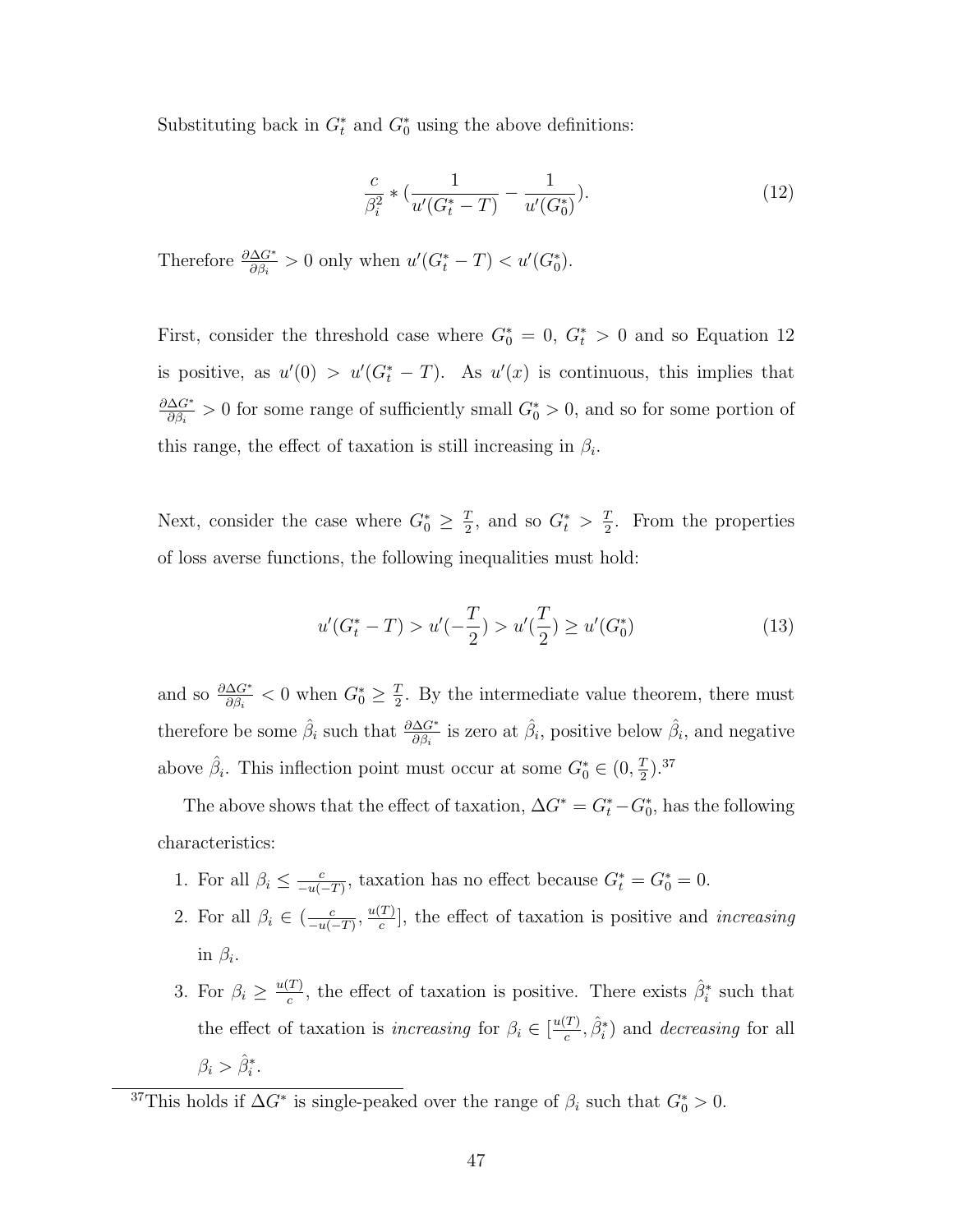Substituting back in $G_t^*$ and $G_0^*$ using the above definitions:

$$\frac{c}{\beta_i^2} * \left(\frac{1}{u'(G_t^* - T)} - \frac{1}{u'(G_0^*)}\right). \tag{12}$$

Therefore $\frac{\partial \Delta G^*}{\partial \beta_i} > 0$ only when $u'(G_t^* - T) < u'(G_0^*)$.

First, consider the threshold case where $G_0^* = 0$, $G_t^* > 0$ and so Equation 12 is positive, as $u'(0) > u'(G_t^* - T)$. As $u'(x)$ is continuous, this implies that $\frac{\partial \Delta G^*}{\partial \beta_i} > 0$ for some range of sufficiently small $G_0^* > 0$, and so for some portion of this range, the effect of taxation is still increasing in $\beta_i$.

Next, consider the case where $G_0^* \geq \frac{T}{2}$, and so $G_t^* > \frac{T}{2}$. From the properties of loss averse functions, the following inequalities must hold:

$$u'(G_t^* - T) > u'(-\frac{T}{2}) > u'(\frac{T}{2}) \geq u'(G_0^*) \tag{13}$$

and so $\frac{\partial \Delta G^*}{\partial \beta_i} < 0$ when $G_0^* \geq \frac{T}{2}$. By the intermediate value theorem, there must therefore be some $\hat{\beta}_i$ such that $\frac{\partial \Delta G^*}{\partial \beta_i}$ is zero at $\hat{\beta}_i$, positive below $\hat{\beta}_i$, and negative above $\hat{\beta}_i$. This inflection point must occur at some $G_0^* \in (0, \frac{T}{2})$.[37]

The above shows that the effect of taxation, $\Delta G^* = G_t^* - G_0^*$, has the following characteristics:

1. For all $\beta_i \leq \frac{c}{-u(-T)}$, taxation has no effect because $G_t^* = G_0^* = 0$.
2. For all $\beta_i \in (\frac{c}{-u(-T)}, \frac{u(T)}{c}]$, the effect of taxation is positive and *increasing* in $\beta_i$.
3. For $\beta_i \geq \frac{u(T)}{c}$, the effect of taxation is positive. There exists $\hat{\beta}_i^*$ such that the effect of taxation is *increasing* for $\beta_i \in [\frac{u(T)}{c}, \hat{\beta}_i^*)$ and *decreasing* for all $\beta_i > \hat{\beta}_i^*$.

[37] This holds if $\Delta G^*$ is single-peaked over the range of $\beta_i$ such that $G_0^* > 0$.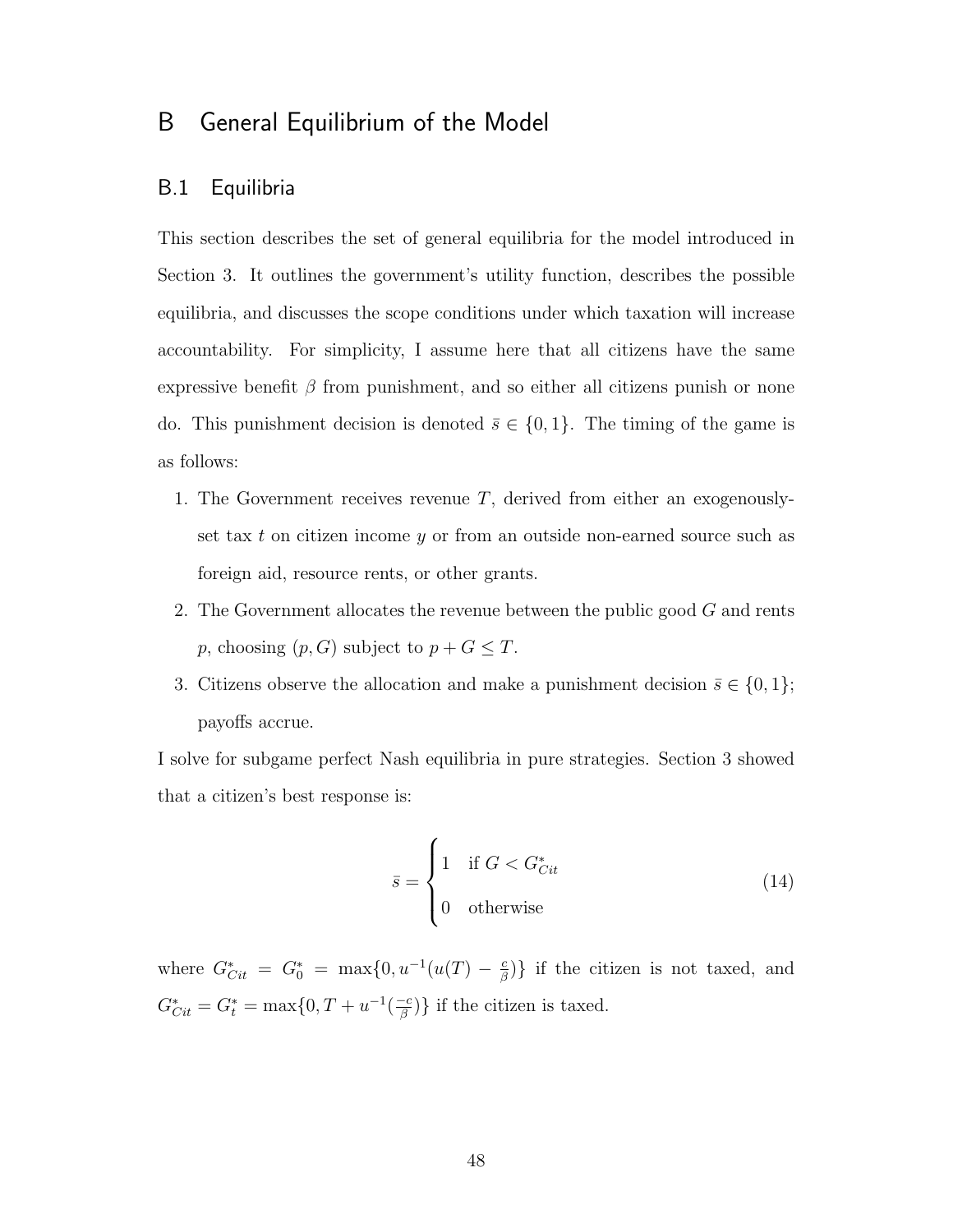# B General Equilibrium of the Model

## B.1 Equilibria

This section describes the set of general equilibria for the model introduced in Section 3. It outlines the government's utility function, describes the possible equilibria, and discusses the scope conditions under which taxation will increase accountability. For simplicity, I assume here that all citizens have the same expressive benefit $\beta$ from punishment, and so either all citizens punish or none do. This punishment decision is denoted $\bar{s} \in \{0, 1\}$. The timing of the game is as follows:

1. The Government receives revenue $T$, derived from either an exogenously-set tax $t$ on citizen income $y$ or from an outside non-earned source such as foreign aid, resource rents, or other grants.
2. The Government allocates the revenue between the public good $G$ and rents $p$, choosing $(p, G)$ subject to $p + G \leq T$.
3. Citizens observe the allocation and make a punishment decision $\bar{s} \in \{0, 1\}$; payoffs accrue.

I solve for subgame perfect Nash equilibria in pure strategies. Section 3 showed that a citizen's best response is:

$$\bar{s} = \begin{cases} 1 & \text{if } G < G^*_{Cit} \\ 0 & \text{otherwise} \end{cases} \tag{14}$$

where $G^*_{Cit} = G^*_0 = \max\{0, u^{-1}(u(T) - \frac{c}{\beta})\}$ if the citizen is not taxed, and $G^*_{Cit} = G^*_t = \max\{0, T + u^{-1}(\frac{-c}{\beta})\}$ if the citizen is taxed.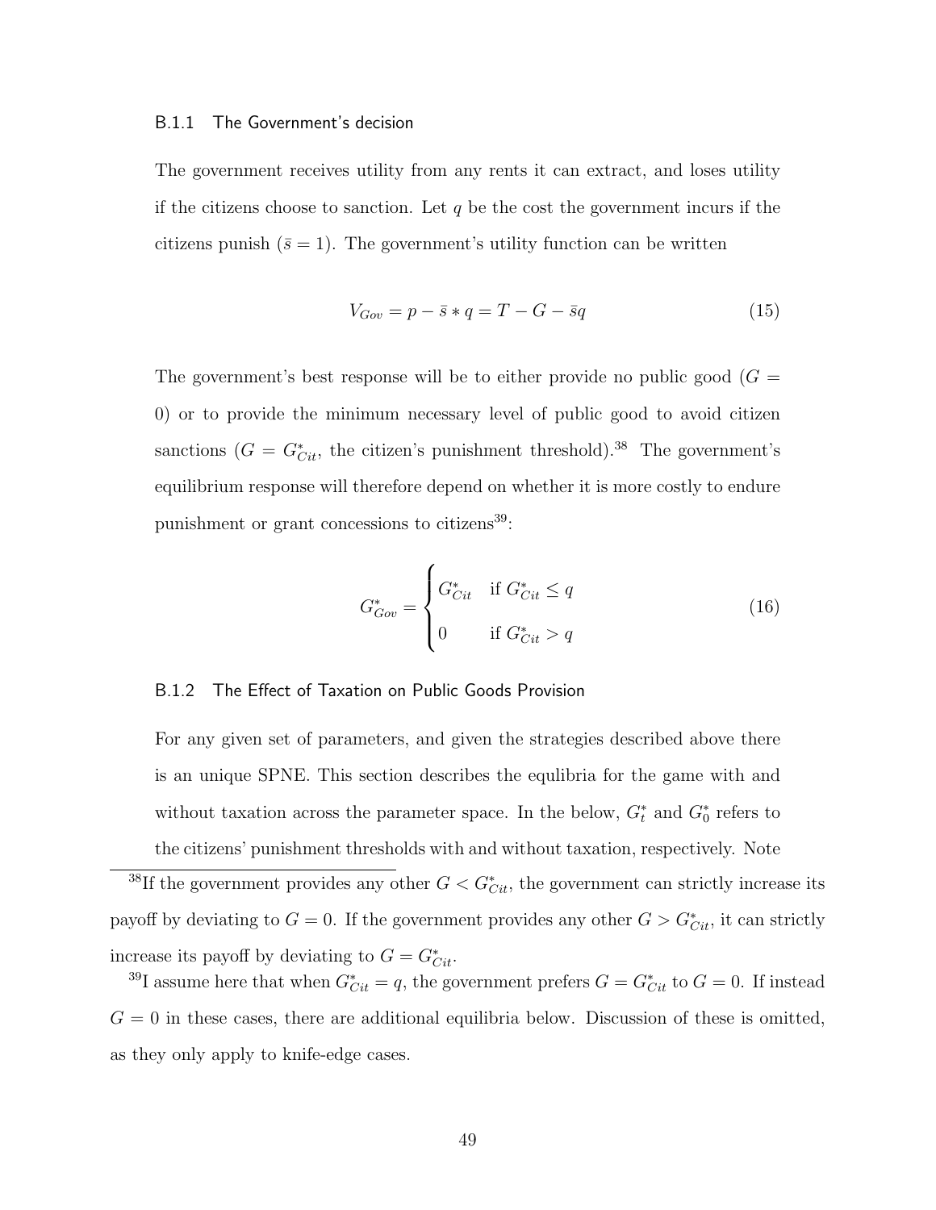### B.1.1 The Government's decision

The government receives utility from any rents it can extract, and loses utility if the citizens choose to sanction. Let $q$ be the cost the government incurs if the citizens punish ($\bar{s} = 1$). The government's utility function can be written

$$V_{Gov} = p - \bar{s} * q = T - G - \bar{s}q \tag{15}$$

The government's best response will be to either provide no public good ($G = 0$) or to provide the minimum necessary level of public good to avoid citizen sanctions ($G = G^*_{Cit}$, the citizen's punishment threshold).[38] The government's equilibrium response will therefore depend on whether it is more costly to endure punishment or grant concessions to citizens[39]:

$$G^*_{Gov} = \begin{cases} G^*_{Cit} & \text{if } G^*_{Cit} \leq q \\ 0 & \text{if } G^*_{Cit} > q \end{cases} \tag{16}$$

### B.1.2 The Effect of Taxation on Public Goods Provision

For any given set of parameters, and given the strategies described above there is an unique SPNE. This section describes the equlibria for the game with and without taxation across the parameter space. In the below, $G^*_t$ and $G^*_0$ refers to the citizens' punishment thresholds with and without taxation, respectively. Note

[38] If the government provides any other $G < G^*_{Cit}$, the government can strictly increase its payoff by deviating to $G = 0$. If the government provides any other $G > G^*_{Cit}$, it can strictly increase its payoff by deviating to $G = G^*_{Cit}$.

[39] I assume here that when $G^*_{Cit} = q$, the government prefers $G = G^*_{Cit}$ to $G = 0$. If instead $G = 0$ in these cases, there are additional equilibria below. Discussion of these is omitted, as they only apply to knife-edge cases.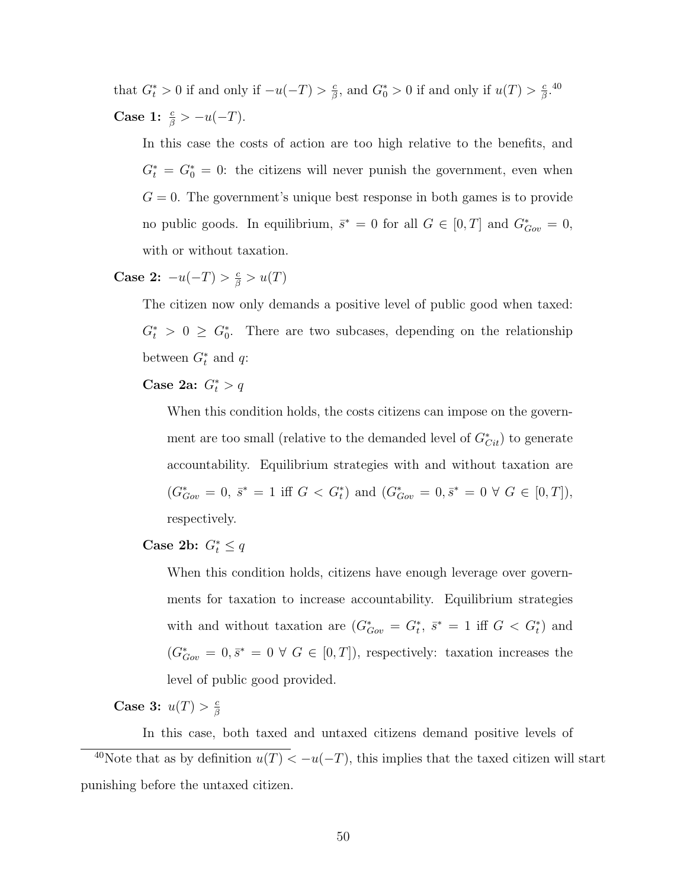that $G_t^* > 0$ if and only if $-u(-T) > \frac{c}{\beta}$, and $G_0^* > 0$ if and only if $u(T) > \frac{c}{\beta}$.[40]

**Case 1:** $\frac{c}{\beta} > -u(-T)$.

In this case the costs of action are too high relative to the benefits, and $G_t^* = G_0^* = 0$: the citizens will never punish the government, even when $G = 0$. The government's unique best response in both games is to provide no public goods. In equilibrium, $\bar{s}^* = 0$ for all $G \in [0, T]$ and $G_{Gov}^* = 0$, with or without taxation.

**Case 2:** $-u(-T) > \frac{c}{\beta} > u(T)$

The citizen now only demands a positive level of public good when taxed: $G_t^* > 0 \geq G_0^*$. There are two subcases, depending on the relationship between $G_t^*$ and $q$:

**Case 2a:** $G_t^* > q$

When this condition holds, the costs citizens can impose on the government are too small (relative to the demanded level of $G_{Cit}^*$) to generate accountability. Equilibrium strategies with and without taxation are ($G_{Gov}^* = 0$, $\bar{s}^* = 1$ iff $G < G_t^*$) and ($G_{Gov}^* = 0, \bar{s}^* = 0 \ \forall \ G \in [0, T]$), respectively.

**Case 2b:** $G_t^* \leq q$

When this condition holds, citizens have enough leverage over governments for taxation to increase accountability. Equilibrium strategies with and without taxation are ($G_{Gov}^* = G_t^*$, $\bar{s}^* = 1$ iff $G < G_t^*$) and ($G_{Gov}^* = 0, \bar{s}^* = 0 \ \forall \ G \in [0, T]$), respectively: taxation increases the level of public good provided.

**Case 3:** $u(T) > \frac{c}{\beta}$

In this case, both taxed and untaxed citizens demand positive levels of

[40] Note that as by definition $u(T) < -u(-T)$, this implies that the taxed citizen will start punishing before the untaxed citizen.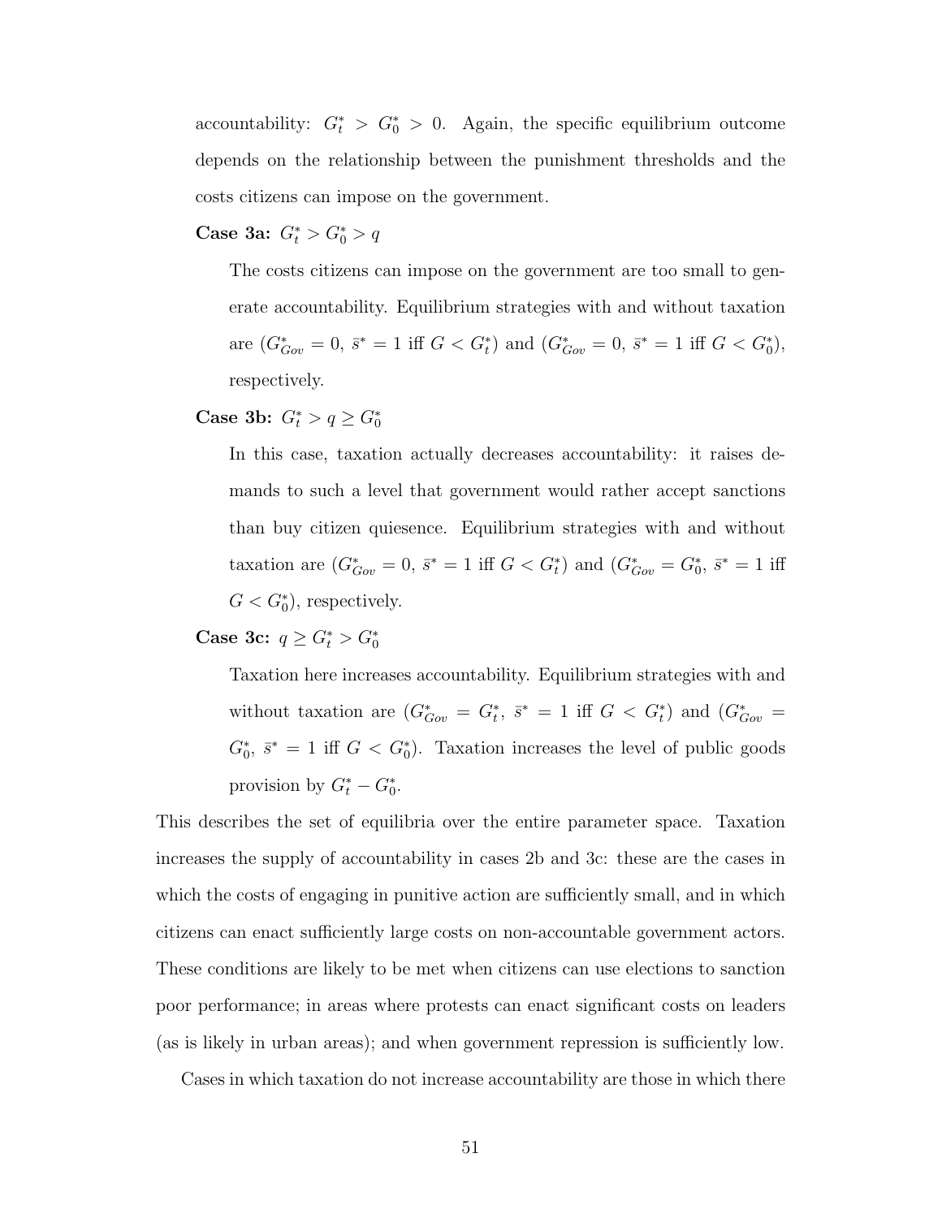accountability: $G_t^* > G_0^* > 0$. Again, the specific equilibrium outcome depends on the relationship between the punishment thresholds and the costs citizens can impose on the government.

**Case 3a:** $G_t^* > G_0^* > q$

The costs citizens can impose on the government are too small to generate accountability. Equilibrium strategies with and without taxation are ($G_{Gov}^* = 0$, $\bar{s}^* = 1$ iff $G < G_t^*$) and ($G_{Gov}^* = 0$, $\bar{s}^* = 1$ iff $G < G_0^*$), respectively.

**Case 3b:** $G_t^* > q \geq G_0^*$

In this case, taxation actually decreases accountability: it raises demands to such a level that government would rather accept sanctions than buy citizen quiesence. Equilibrium strategies with and without taxation are ($G_{Gov}^* = 0$, $\bar{s}^* = 1$ iff $G < G_t^*$) and ($G_{Gov}^* = G_0^*$, $\bar{s}^* = 1$ iff $G < G_0^*$), respectively.

**Case 3c:** $q \geq G_t^* > G_0^*$

Taxation here increases accountability. Equilibrium strategies with and without taxation are ($G_{Gov}^* = G_t^*$, $\bar{s}^* = 1$ iff $G < G_t^*$) and ($G_{Gov}^* = G_0^*$, $\bar{s}^* = 1$ iff $G < G_0^*$). Taxation increases the level of public goods provision by $G_t^* - G_0^*$.

This describes the set of equilibria over the entire parameter space. Taxation increases the supply of accountability in cases 2b and 3c: these are the cases in which the costs of engaging in punitive action are sufficiently small, and in which citizens can enact sufficiently large costs on non-accountable government actors. These conditions are likely to be met when citizens can use elections to sanction poor performance; in areas where protests can enact significant costs on leaders (as is likely in urban areas); and when government repression is sufficiently low.

Cases in which taxation do not increase accountability are those in which there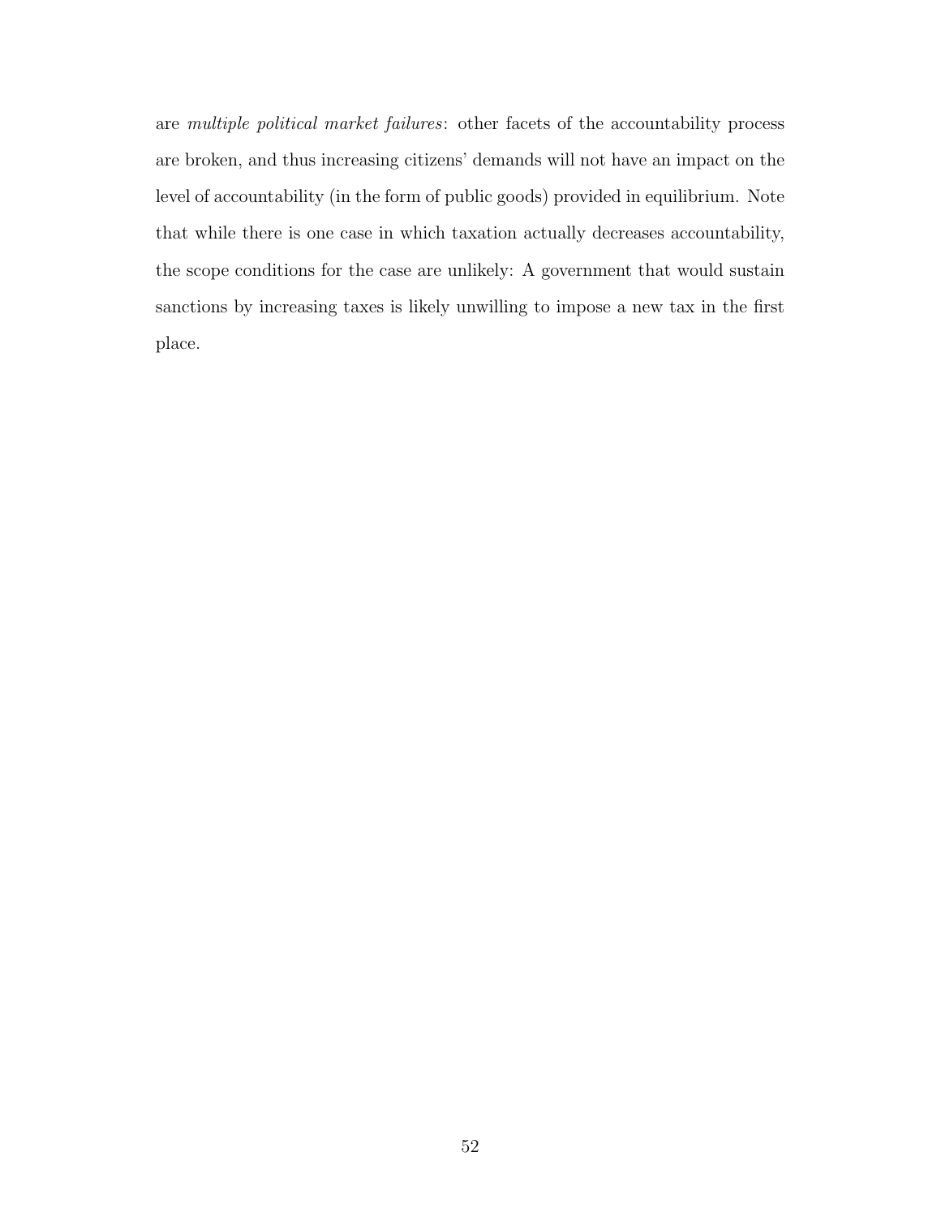are *multiple political market failures*: other facets of the accountability process are broken, and thus increasing citizens' demands will not have an impact on the level of accountability (in the form of public goods) provided in equilibrium. Note that while there is one case in which taxation actually decreases accountability, the scope conditions for the case are unlikely: A government that would sustain sanctions by increasing taxes is likely unwilling to impose a new tax in the first place.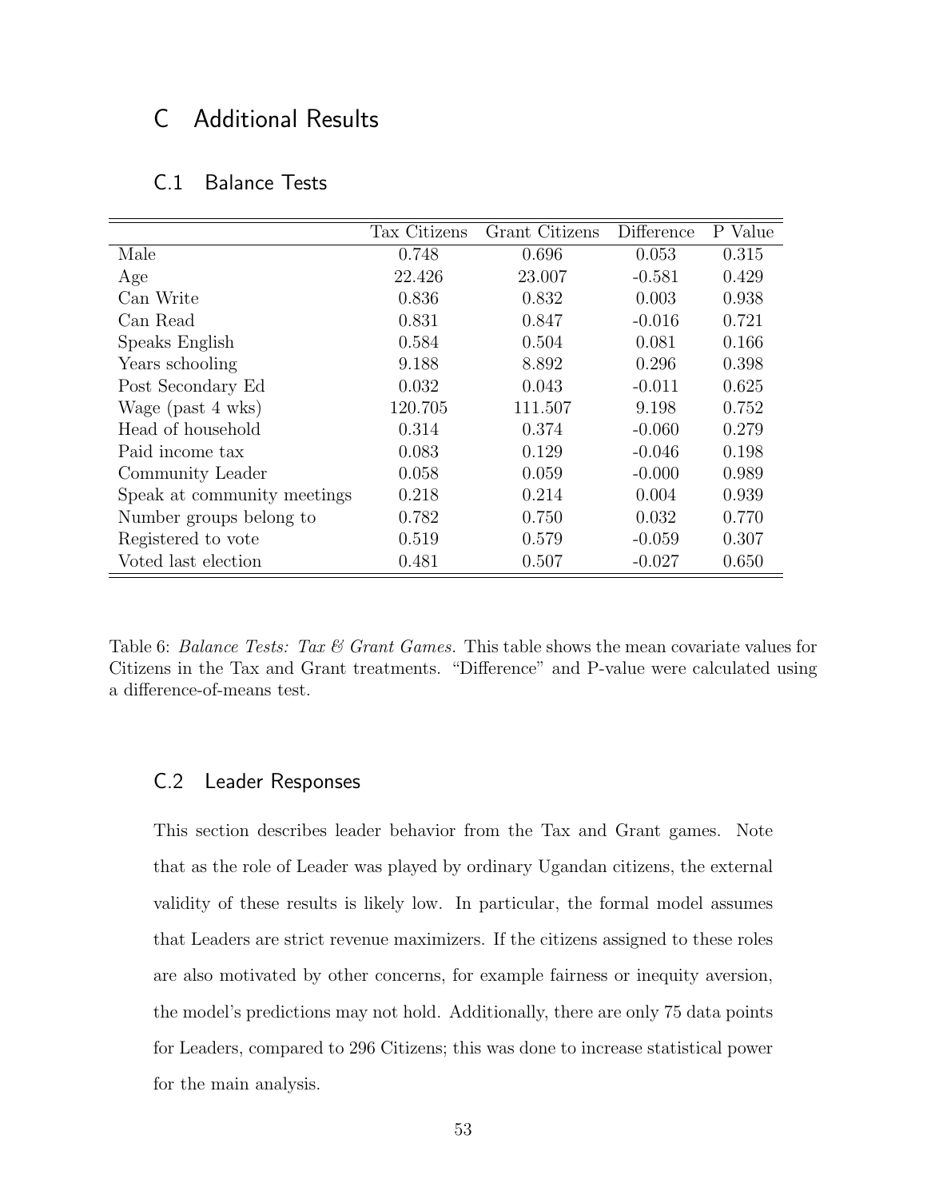# C Additional Results

## C.1 Balance Tests

| | Tax Citizens | Grant Citizens | Difference | P Value |
|---|---|---|---|---|
| Male | 0.748 | 0.696 | 0.053 | 0.315 |
| Age | 22.426 | 23.007 | -0.581 | 0.429 |
| Can Write | 0.836 | 0.832 | 0.003 | 0.938 |
| Can Read | 0.831 | 0.847 | -0.016 | 0.721 |
| Speaks English | 0.584 | 0.504 | 0.081 | 0.166 |
| Years schooling | 9.188 | 8.892 | 0.296 | 0.398 |
| Post Secondary Ed | 0.032 | 0.043 | -0.011 | 0.625 |
| Wage (past 4 wks) | 120.705 | 111.507 | 9.198 | 0.752 |
| Head of household | 0.314 | 0.374 | -0.060 | 0.279 |
| Paid income tax | 0.083 | 0.129 | -0.046 | 0.198 |
| Community Leader | 0.058 | 0.059 | -0.000 | 0.989 |
| Speak at community meetings | 0.218 | 0.214 | 0.004 | 0.939 |
| Number groups belong to | 0.782 | 0.750 | 0.032 | 0.770 |
| Registered to vote | 0.519 | 0.579 | -0.059 | 0.307 |
| Voted last election | 0.481 | 0.507 | -0.027 | 0.650 |

Table 6: *Balance Tests: Tax & Grant Games.* This table shows the mean covariate values for Citizens in the Tax and Grant treatments. "Difference" and P-value were calculated using a difference-of-means test.

## C.2 Leader Responses

This section describes leader behavior from the Tax and Grant games. Note that as the role of Leader was played by ordinary Ugandan citizens, the external validity of these results is likely low. In particular, the formal model assumes that Leaders are strict revenue maximizers. If the citizens assigned to these roles are also motivated by other concerns, for example fairness or inequity aversion, the model's predictions may not hold. Additionally, there are only 75 data points for Leaders, compared to 296 Citizens; this was done to increase statistical power for the main analysis.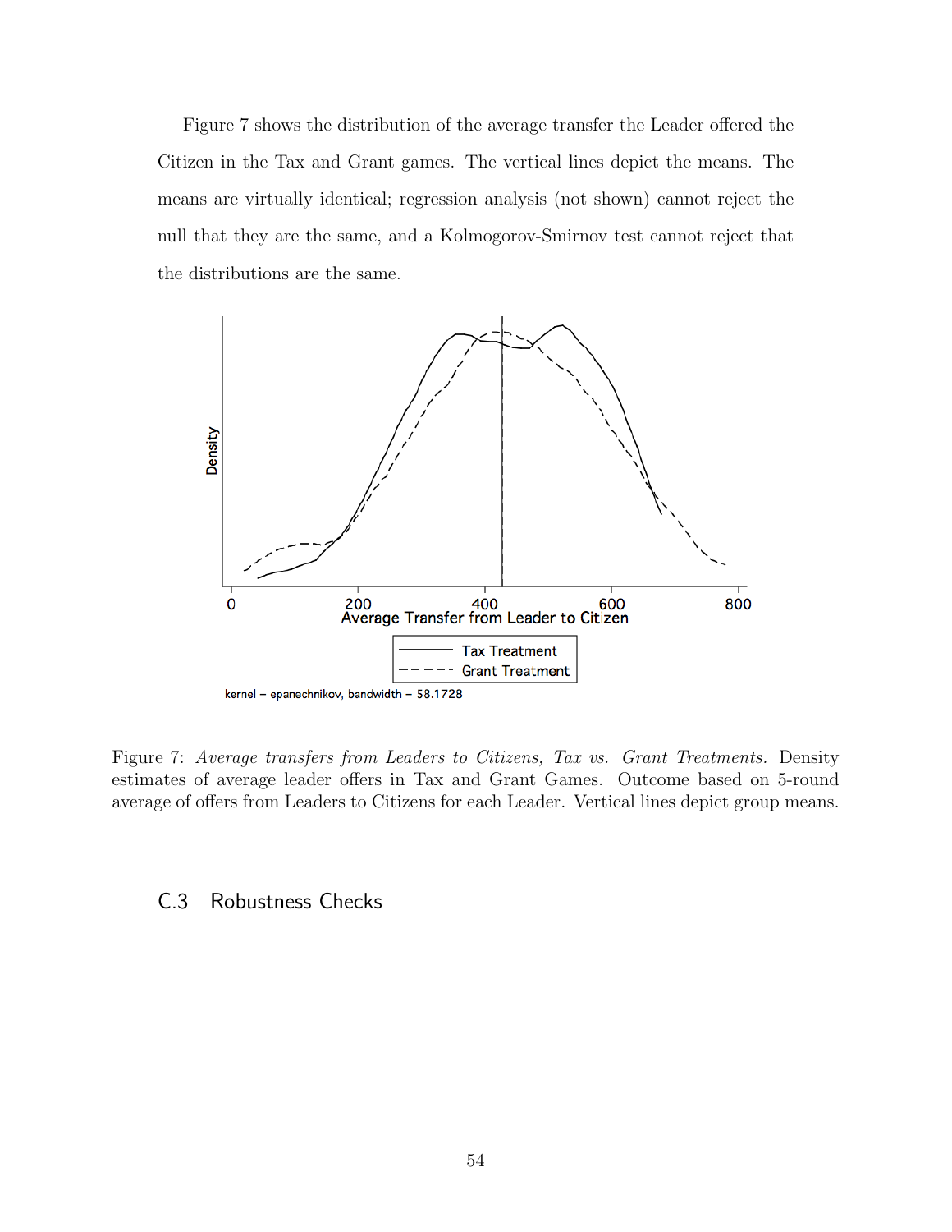Figure 7 shows the distribution of the average transfer the Leader offered the Citizen in the Tax and Grant games. The vertical lines depict the means. The means are virtually identical; regression analysis (not shown) cannot reject the null that they are the same, and a Kolmogorov-Smirnov test cannot reject that the distributions are the same.

Figure 7: *Average transfers from Leaders to Citizens, Tax vs. Grant Treatments.* Density estimates of average leader offers in Tax and Grant Games. Outcome based on 5-round average of offers from Leaders to Citizens for each Leader. Vertical lines depict group means.

## C.3 Robustness Checks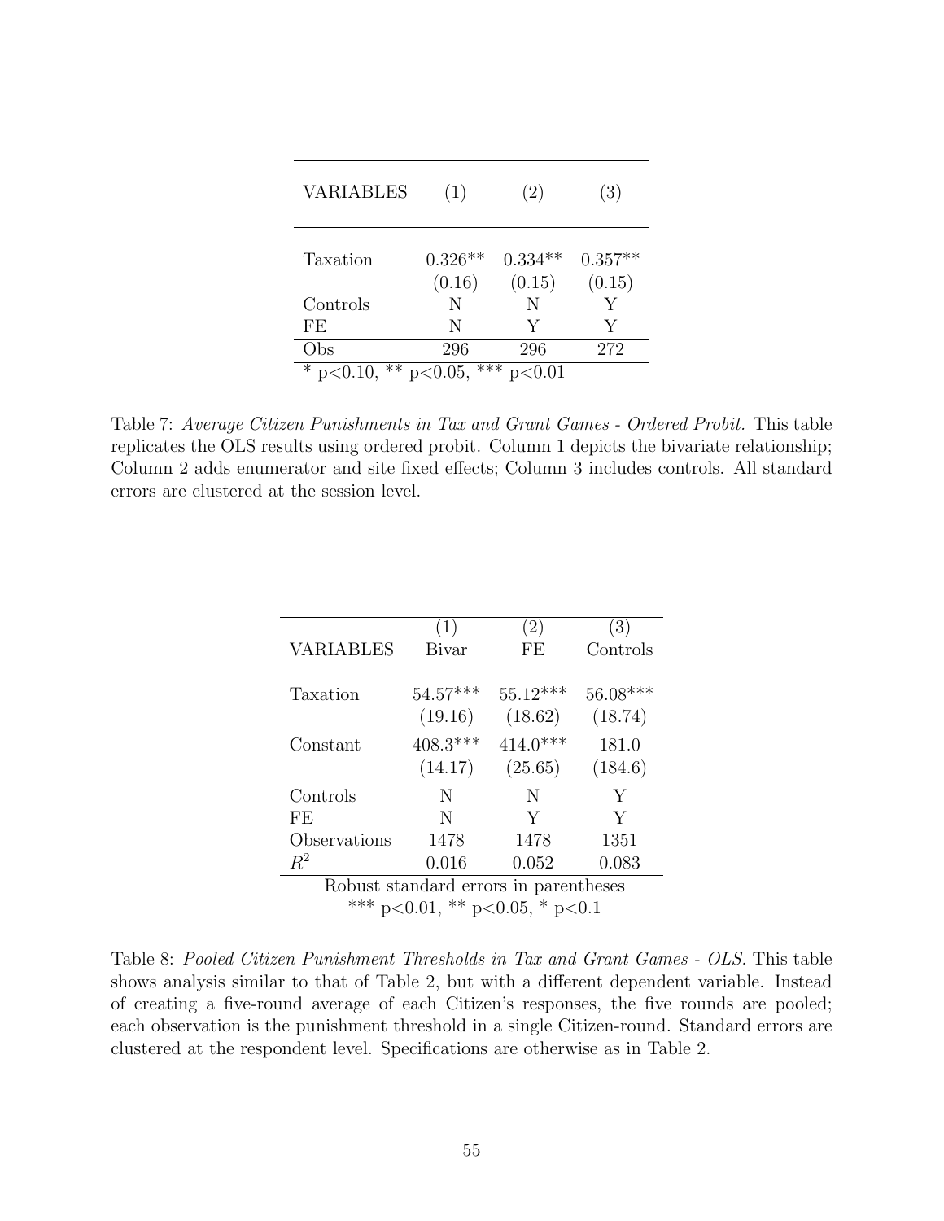| VARIABLES | (1) | (2) | (3) |
|---|---|---|---|
| Taxation | 0.326** | 0.334** | 0.357** |
| | (0.16) | (0.15) | (0.15) |
| Controls | N | N | Y |
| FE | N | Y | Y |
| Obs | 296 | 296 | 272 |

* p<0.10, ** p<0.05, *** p<0.01

Table 7: *Average Citizen Punishments in Tax and Grant Games - Ordered Probit.* This table replicates the OLS results using ordered probit. Column 1 depicts the bivariate relationship; Column 2 adds enumerator and site fixed effects; Column 3 includes controls. All standard errors are clustered at the session level.

| VARIABLES | (1) Bivar | (2) FE | (3) Controls |
|---|---|---|---|
| Taxation | 54.57*** | 55.12*** | 56.08*** |
| | (19.16) | (18.62) | (18.74) |
| Constant | 408.3*** | 414.0*** | 181.0 |
| | (14.17) | (25.65) | (184.6) |
| Controls | N | N | Y |
| FE | N | Y | Y |
| Observations | 1478 | 1478 | 1351 |
| $R^2$ | 0.016 | 0.052 | 0.083 |

Robust standard errors in parentheses
*** p<0.01, ** p<0.05, * p<0.1

Table 8: *Pooled Citizen Punishment Thresholds in Tax and Grant Games - OLS.* This table shows analysis similar to that of Table 2, but with a different dependent variable. Instead of creating a five-round average of each Citizen's responses, the five rounds are pooled; each observation is the punishment threshold in a single Citizen-round. Standard errors are clustered at the respondent level. Specifications are otherwise as in Table 2.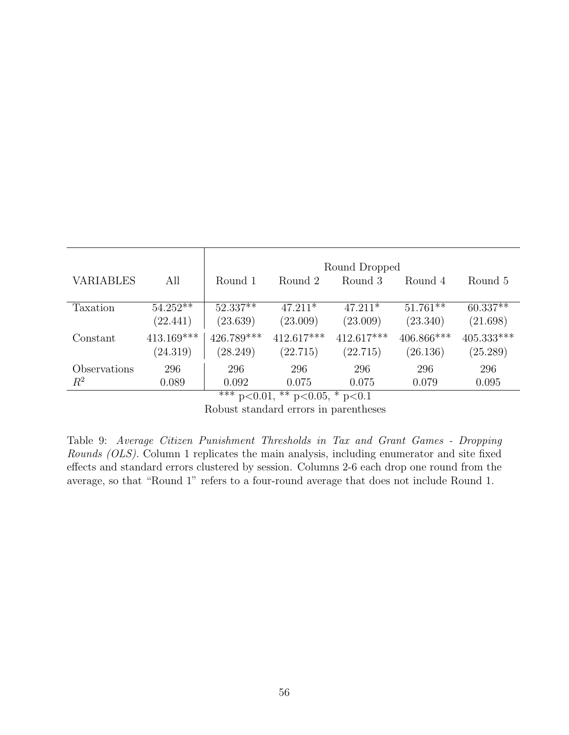| | | Round Dropped | | | | |
|---|---|---|---|---|---|---|
| VARIABLES | All | Round 1 | Round 2 | Round 3 | Round 4 | Round 5 |
| Taxation | 54.252** | 52.337** | 47.211* | 47.211* | 51.761** | 60.337** |
| | (22.441) | (23.639) | (23.009) | (23.009) | (23.340) | (21.698) |
| Constant | 413.169*** | 426.789*** | 412.617*** | 412.617*** | 406.866*** | 405.333*** |
| | (24.319) | (28.249) | (22.715) | (22.715) | (26.136) | (25.289) |
| Observations | 296 | 296 | 296 | 296 | 296 | 296 |
| $R^2$ | 0.089 | 0.092 | 0.075 | 0.075 | 0.079 | 0.095 |

*** p<0.01, ** p<0.05, * p<0.1

Robust standard errors in parentheses

Table 9: *Average Citizen Punishment Thresholds in Tax and Grant Games - Dropping Rounds (OLS).* Column 1 replicates the main analysis, including enumerator and site fixed effects and standard errors clustered by session. Columns 2-6 each drop one round from the average, so that "Round 1" refers to a four-round average that does not include Round 1.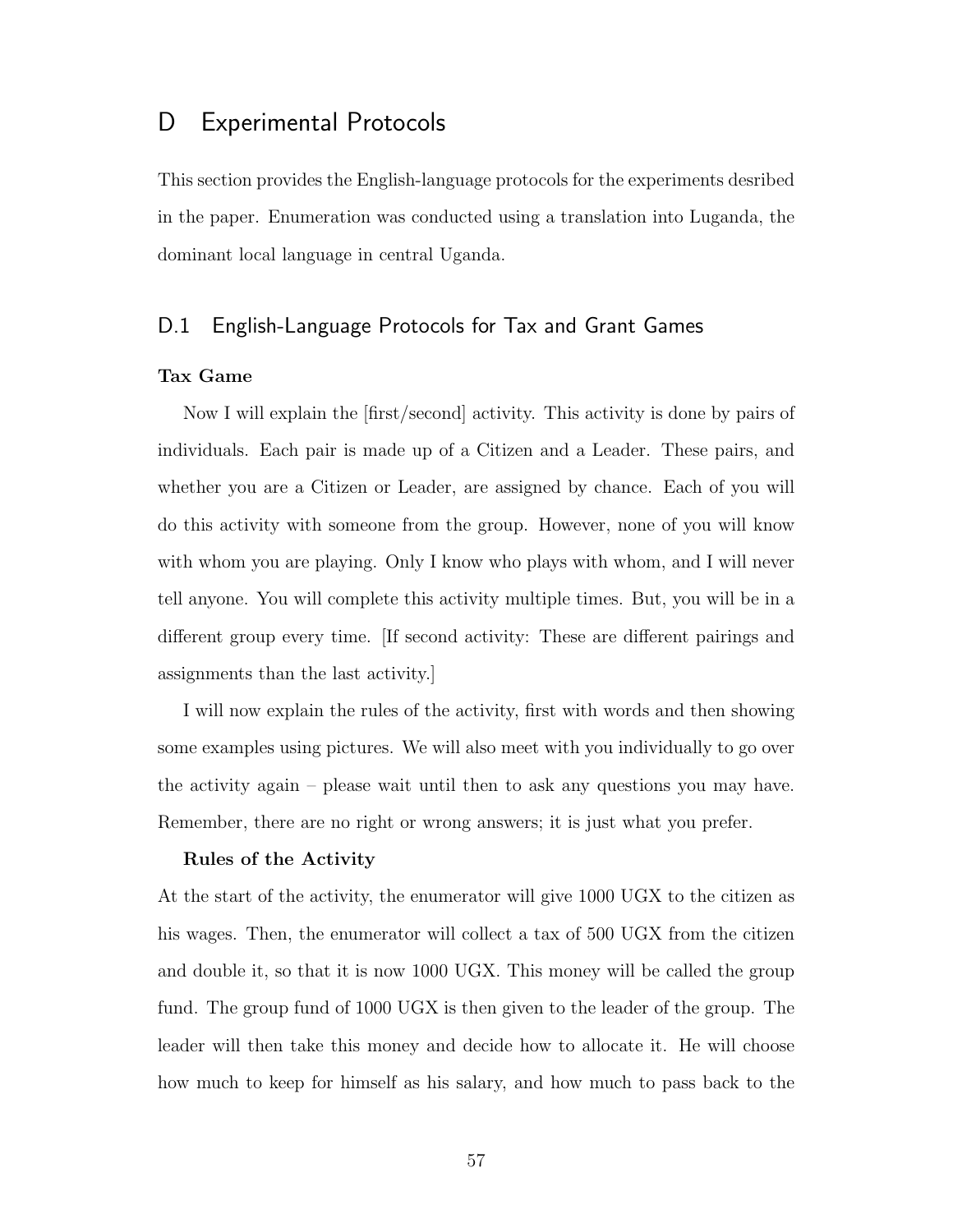# D Experimental Protocols

This section provides the English-language protocols for the experiments desribed in the paper. Enumeration was conducted using a translation into Luganda, the dominant local language in central Uganda.

## D.1 English-Language Protocols for Tax and Grant Games

**Tax Game**

Now I will explain the [first/second] activity. This activity is done by pairs of individuals. Each pair is made up of a Citizen and a Leader. These pairs, and whether you are a Citizen or Leader, are assigned by chance. Each of you will do this activity with someone from the group. However, none of you will know with whom you are playing. Only I know who plays with whom, and I will never tell anyone. You will complete this activity multiple times. But, you will be in a different group every time. [If second activity: These are different pairings and assignments than the last activity.]

I will now explain the rules of the activity, first with words and then showing some examples using pictures. We will also meet with you individually to go over the activity again – please wait until then to ask any questions you may have. Remember, there are no right or wrong answers; it is just what you prefer.

**Rules of the Activity**

At the start of the activity, the enumerator will give 1000 UGX to the citizen as his wages. Then, the enumerator will collect a tax of 500 UGX from the citizen and double it, so that it is now 1000 UGX. This money will be called the group fund. The group fund of 1000 UGX is then given to the leader of the group. The leader will then take this money and decide how to allocate it. He will choose how much to keep for himself as his salary, and how much to pass back to the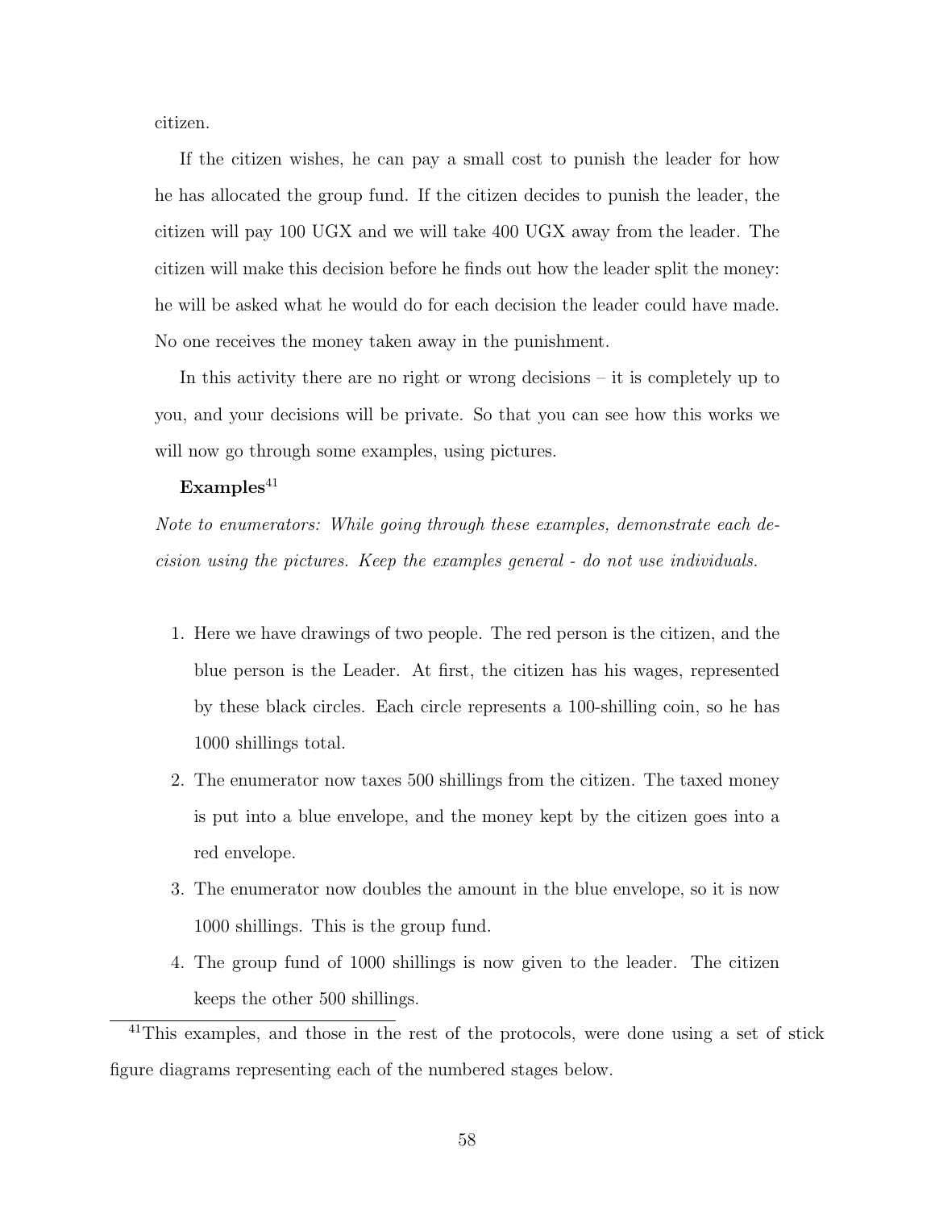citizen.

If the citizen wishes, he can pay a small cost to punish the leader for how he has allocated the group fund. If the citizen decides to punish the leader, the citizen will pay 100 UGX and we will take 400 UGX away from the leader. The citizen will make this decision before he finds out how the leader split the money: he will be asked what he would do for each decision the leader could have made. No one receives the money taken away in the punishment.

In this activity there are no right or wrong decisions – it is completely up to you, and your decisions will be private. So that you can see how this works we will now go through some examples, using pictures.

**Examples**[41]

*Note to enumerators: While going through these examples, demonstrate each decision using the pictures. Keep the examples general - do not use individuals.*

1. Here we have drawings of two people. The red person is the citizen, and the blue person is the Leader. At first, the citizen has his wages, represented by these black circles. Each circle represents a 100-shilling coin, so he has 1000 shillings total.
2. The enumerator now taxes 500 shillings from the citizen. The taxed money is put into a blue envelope, and the money kept by the citizen goes into a red envelope.
3. The enumerator now doubles the amount in the blue envelope, so it is now 1000 shillings. This is the group fund.
4. The group fund of 1000 shillings is now given to the leader. The citizen keeps the other 500 shillings.

[41] This examples, and those in the rest of the protocols, were done using a set of stick figure diagrams representing each of the numbered stages below.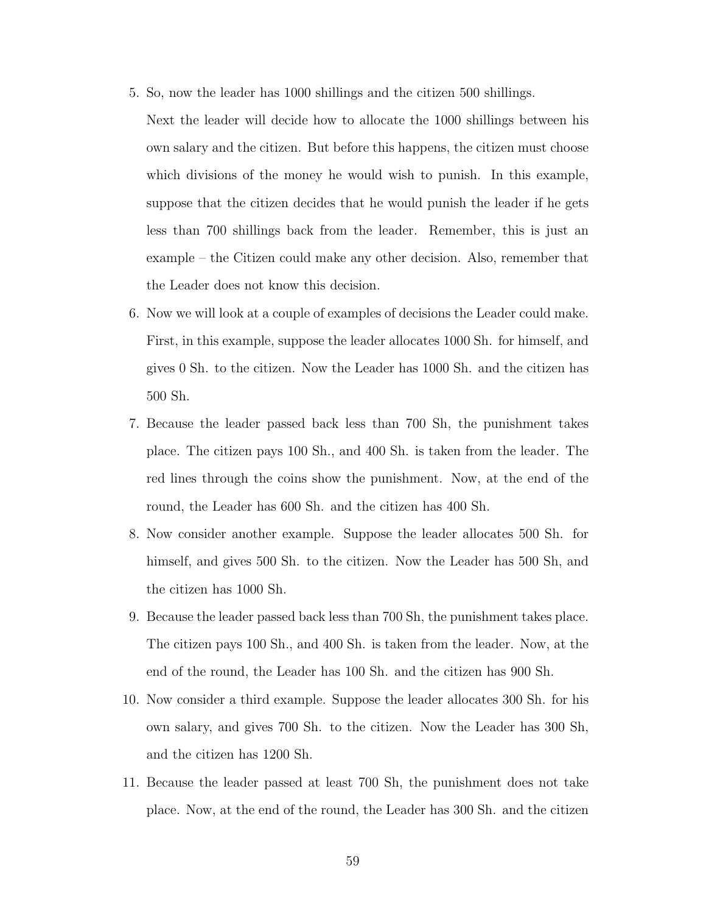5. So, now the leader has 1000 shillings and the citizen 500 shillings.

   Next the leader will decide how to allocate the 1000 shillings between his own salary and the citizen. But before this happens, the citizen must choose which divisions of the money he would wish to punish. In this example, suppose that the citizen decides that he would punish the leader if he gets less than 700 shillings back from the leader. Remember, this is just an example – the Citizen could make any other decision. Also, remember that the Leader does not know this decision.

6. Now we will look at a couple of examples of decisions the Leader could make. First, in this example, suppose the leader allocates 1000 Sh. for himself, and gives 0 Sh. to the citizen. Now the Leader has 1000 Sh. and the citizen has 500 Sh.

7. Because the leader passed back less than 700 Sh, the punishment takes place. The citizen pays 100 Sh., and 400 Sh. is taken from the leader. The red lines through the coins show the punishment. Now, at the end of the round, the Leader has 600 Sh. and the citizen has 400 Sh.

8. Now consider another example. Suppose the leader allocates 500 Sh. for himself, and gives 500 Sh. to the citizen. Now the Leader has 500 Sh, and the citizen has 1000 Sh.

9. Because the leader passed back less than 700 Sh, the punishment takes place. The citizen pays 100 Sh., and 400 Sh. is taken from the leader. Now, at the end of the round, the Leader has 100 Sh. and the citizen has 900 Sh.

10. Now consider a third example. Suppose the leader allocates 300 Sh. for his own salary, and gives 700 Sh. to the citizen. Now the Leader has 300 Sh, and the citizen has 1200 Sh.

11. Because the leader passed at least 700 Sh, the punishment does not take place. Now, at the end of the round, the Leader has 300 Sh. and the citizen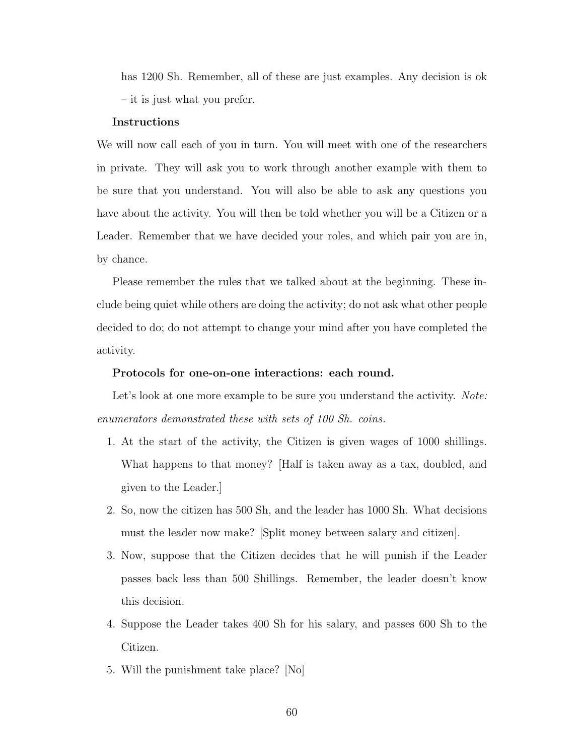has 1200 Sh. Remember, all of these are just examples. Any decision is ok – it is just what you prefer.

**Instructions**

We will now call each of you in turn. You will meet with one of the researchers in private. They will ask you to work through another example with them to be sure that you understand. You will also be able to ask any questions you have about the activity. You will then be told whether you will be a Citizen or a Leader. Remember that we have decided your roles, and which pair you are in, by chance.

Please remember the rules that we talked about at the beginning. These include being quiet while others are doing the activity; do not ask what other people decided to do; do not attempt to change your mind after you have completed the activity.

**Protocols for one-on-one interactions: each round.**

Let's look at one more example to be sure you understand the activity. *Note: enumerators demonstrated these with sets of 100 Sh. coins.*

1. At the start of the activity, the Citizen is given wages of 1000 shillings. What happens to that money? [Half is taken away as a tax, doubled, and given to the Leader.]
2. So, now the citizen has 500 Sh, and the leader has 1000 Sh. What decisions must the leader now make? [Split money between salary and citizen].
3. Now, suppose that the Citizen decides that he will punish if the Leader passes back less than 500 Shillings. Remember, the leader doesn't know this decision.
4. Suppose the Leader takes 400 Sh for his salary, and passes 600 Sh to the Citizen.
5. Will the punishment take place? [No]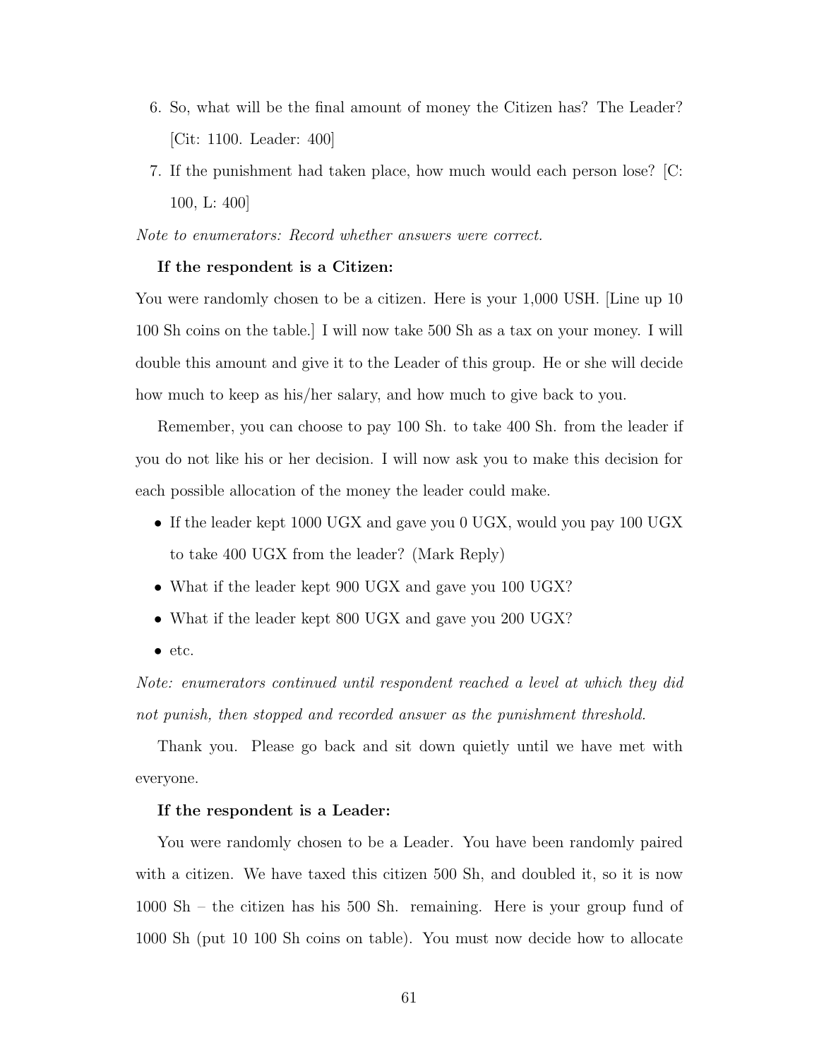6. So, what will be the final amount of money the Citizen has? The Leader? [Cit: 1100. Leader: 400]
7. If the punishment had taken place, how much would each person lose? [C: 100, L: 400]

*Note to enumerators: Record whether answers were correct.*

**If the respondent is a Citizen:**

You were randomly chosen to be a citizen. Here is your 1,000 USH. [Line up 10 100 Sh coins on the table.] I will now take 500 Sh as a tax on your money. I will double this amount and give it to the Leader of this group. He or she will decide how much to keep as his/her salary, and how much to give back to you.

Remember, you can choose to pay 100 Sh. to take 400 Sh. from the leader if you do not like his or her decision. I will now ask you to make this decision for each possible allocation of the money the leader could make.

- If the leader kept 1000 UGX and gave you 0 UGX, would you pay 100 UGX to take 400 UGX from the leader? (Mark Reply)
- What if the leader kept 900 UGX and gave you 100 UGX?
- What if the leader kept 800 UGX and gave you 200 UGX?
- etc.

*Note: enumerators continued until respondent reached a level at which they did not punish, then stopped and recorded answer as the punishment threshold.*

Thank you. Please go back and sit down quietly until we have met with everyone.

**If the respondent is a Leader:**

You were randomly chosen to be a Leader. You have been randomly paired with a citizen. We have taxed this citizen 500 Sh, and doubled it, so it is now 1000 Sh – the citizen has his 500 Sh. remaining. Here is your group fund of 1000 Sh (put 10 100 Sh coins on table). You must now decide how to allocate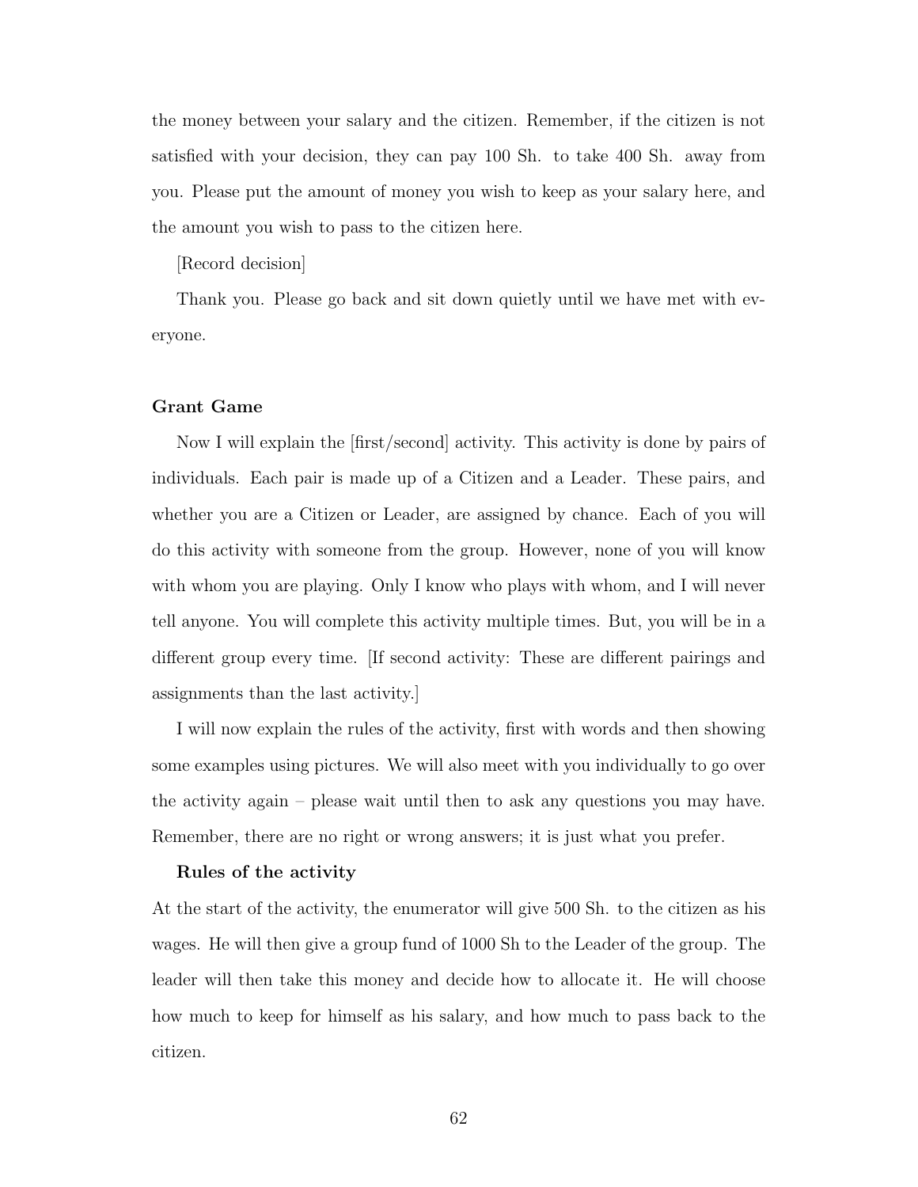the money between your salary and the citizen. Remember, if the citizen is not satisfied with your decision, they can pay 100 Sh. to take 400 Sh. away from you. Please put the amount of money you wish to keep as your salary here, and the amount you wish to pass to the citizen here.

[Record decision]

Thank you. Please go back and sit down quietly until we have met with everyone.

**Grant Game**

Now I will explain the [first/second] activity. This activity is done by pairs of individuals. Each pair is made up of a Citizen and a Leader. These pairs, and whether you are a Citizen or Leader, are assigned by chance. Each of you will do this activity with someone from the group. However, none of you will know with whom you are playing. Only I know who plays with whom, and I will never tell anyone. You will complete this activity multiple times. But, you will be in a different group every time. [If second activity: These are different pairings and assignments than the last activity.]

I will now explain the rules of the activity, first with words and then showing some examples using pictures. We will also meet with you individually to go over the activity again – please wait until then to ask any questions you may have. Remember, there are no right or wrong answers; it is just what you prefer.

**Rules of the activity**

At the start of the activity, the enumerator will give 500 Sh. to the citizen as his wages. He will then give a group fund of 1000 Sh to the Leader of the group. The leader will then take this money and decide how to allocate it. He will choose how much to keep for himself as his salary, and how much to pass back to the citizen.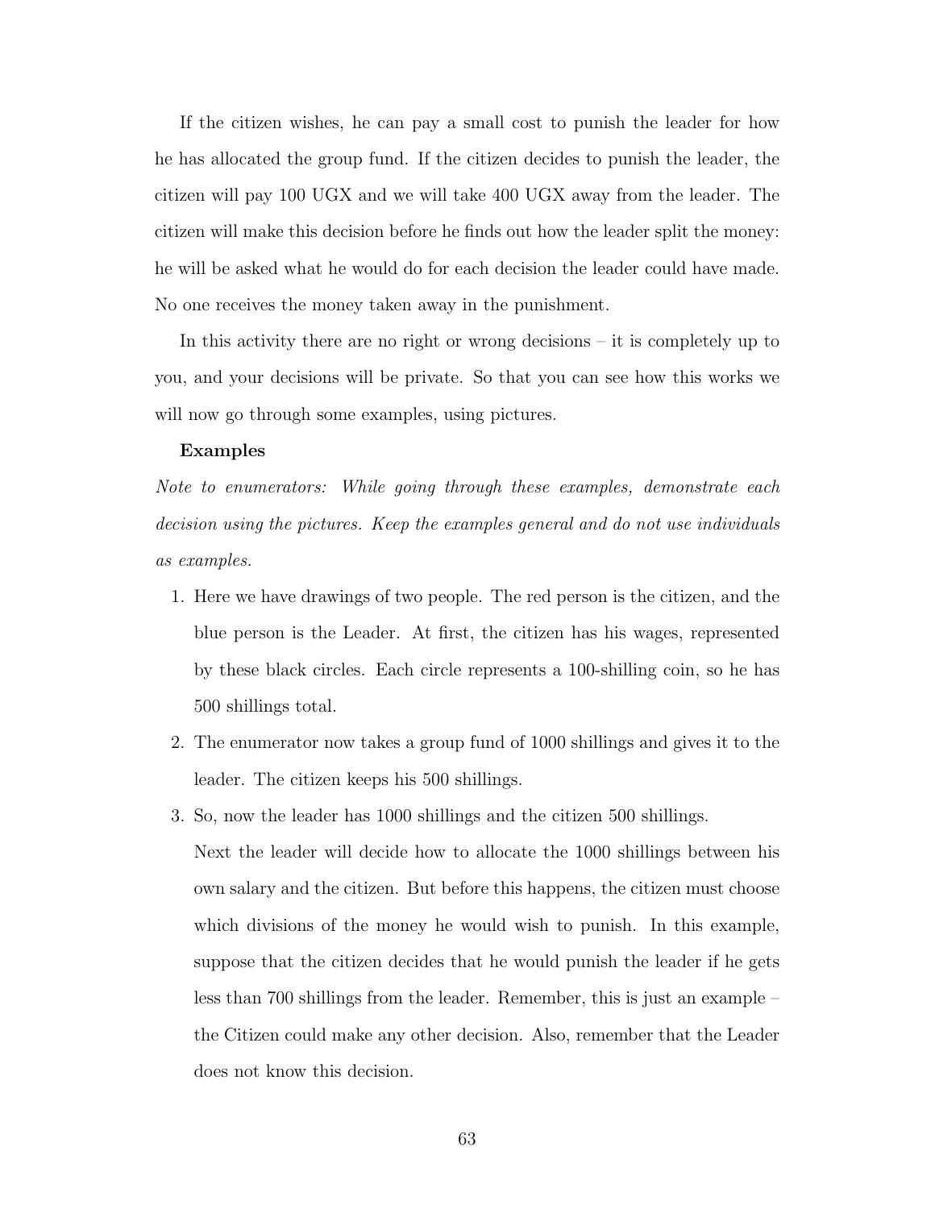If the citizen wishes, he can pay a small cost to punish the leader for how he has allocated the group fund. If the citizen decides to punish the leader, the citizen will pay 100 UGX and we will take 400 UGX away from the leader. The citizen will make this decision before he finds out how the leader split the money: he will be asked what he would do for each decision the leader could have made. No one receives the money taken away in the punishment.

In this activity there are no right or wrong decisions – it is completely up to you, and your decisions will be private. So that you can see how this works we will now go through some examples, using pictures.

**Examples**

*Note to enumerators: While going through these examples, demonstrate each decision using the pictures. Keep the examples general and do not use individuals as examples.*

1. Here we have drawings of two people. The red person is the citizen, and the blue person is the Leader. At first, the citizen has his wages, represented by these black circles. Each circle represents a 100-shilling coin, so he has 500 shillings total.
2. The enumerator now takes a group fund of 1000 shillings and gives it to the leader. The citizen keeps his 500 shillings.
3. So, now the leader has 1000 shillings and the citizen 500 shillings.

   Next the leader will decide how to allocate the 1000 shillings between his own salary and the citizen. But before this happens, the citizen must choose which divisions of the money he would wish to punish. In this example, suppose that the citizen decides that he would punish the leader if he gets less than 700 shillings from the leader. Remember, this is just an example – the Citizen could make any other decision. Also, remember that the Leader does not know this decision.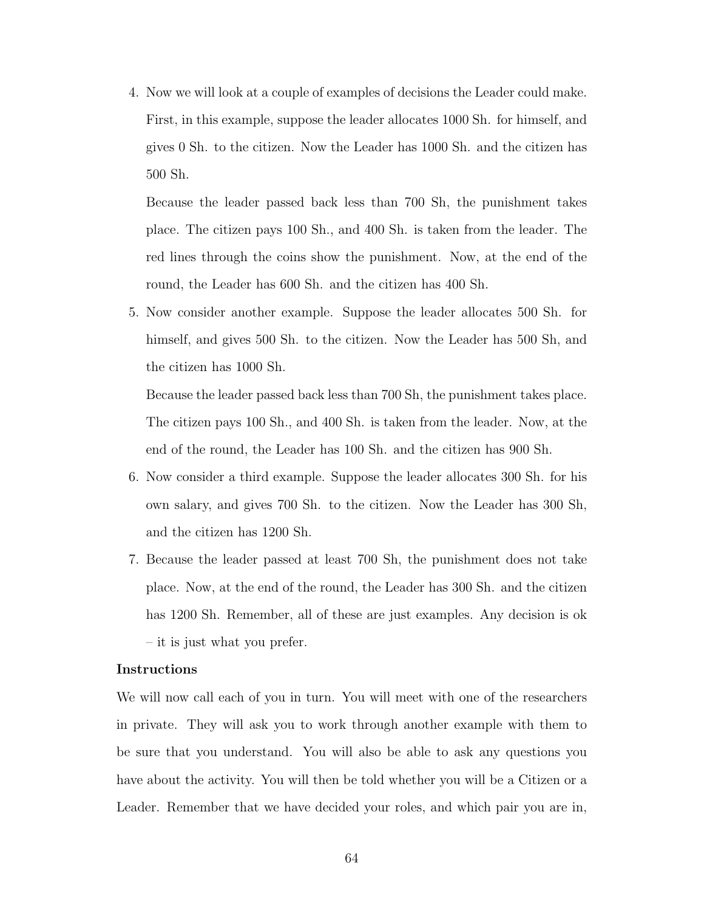4. Now we will look at a couple of examples of decisions the Leader could make. First, in this example, suppose the leader allocates 1000 Sh. for himself, and gives 0 Sh. to the citizen. Now the Leader has 1000 Sh. and the citizen has 500 Sh.

   Because the leader passed back less than 700 Sh, the punishment takes place. The citizen pays 100 Sh., and 400 Sh. is taken from the leader. The red lines through the coins show the punishment. Now, at the end of the round, the Leader has 600 Sh. and the citizen has 400 Sh.

5. Now consider another example. Suppose the leader allocates 500 Sh. for himself, and gives 500 Sh. to the citizen. Now the Leader has 500 Sh, and the citizen has 1000 Sh.

   Because the leader passed back less than 700 Sh, the punishment takes place. The citizen pays 100 Sh., and 400 Sh. is taken from the leader. Now, at the end of the round, the Leader has 100 Sh. and the citizen has 900 Sh.

6. Now consider a third example. Suppose the leader allocates 300 Sh. for his own salary, and gives 700 Sh. to the citizen. Now the Leader has 300 Sh, and the citizen has 1200 Sh.

7. Because the leader passed at least 700 Sh, the punishment does not take place. Now, at the end of the round, the Leader has 300 Sh. and the citizen has 1200 Sh. Remember, all of these are just examples. Any decision is ok – it is just what you prefer.

**Instructions**

We will now call each of you in turn. You will meet with one of the researchers in private. They will ask you to work through another example with them to be sure that you understand. You will also be able to ask any questions you have about the activity. You will then be told whether you will be a Citizen or a Leader. Remember that we have decided your roles, and which pair you are in,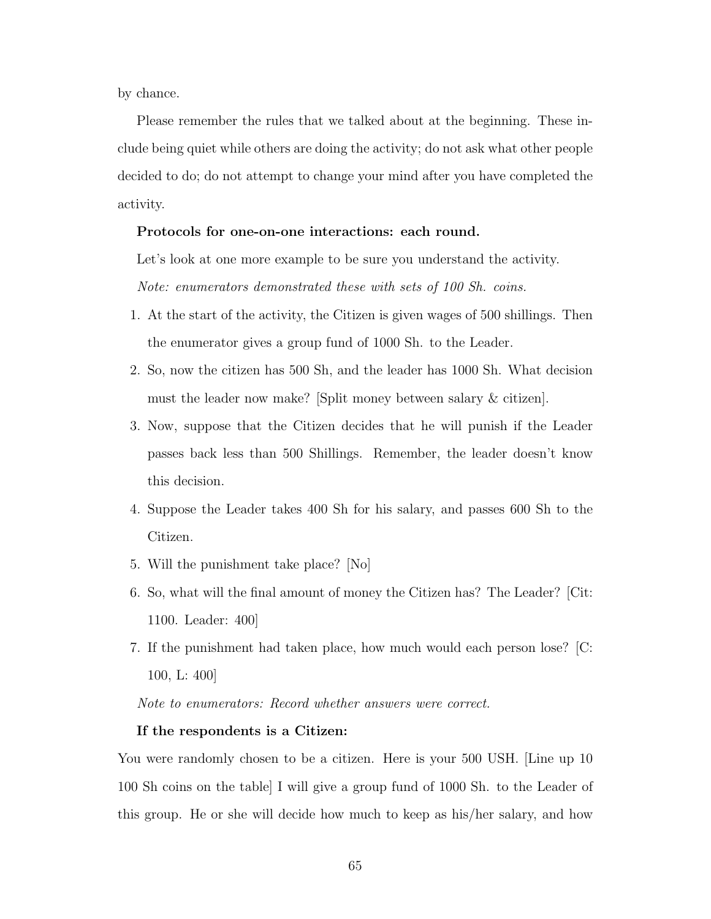by chance.

Please remember the rules that we talked about at the beginning. These include being quiet while others are doing the activity; do not ask what other people decided to do; do not attempt to change your mind after you have completed the activity.

**Protocols for one-on-one interactions: each round.**

Let's look at one more example to be sure you understand the activity.

*Note: enumerators demonstrated these with sets of 100 Sh. coins.*

1. At the start of the activity, the Citizen is given wages of 500 shillings. Then the enumerator gives a group fund of 1000 Sh. to the Leader.
2. So, now the citizen has 500 Sh, and the leader has 1000 Sh. What decision must the leader now make? [Split money between salary & citizen].
3. Now, suppose that the Citizen decides that he will punish if the Leader passes back less than 500 Shillings. Remember, the leader doesn't know this decision.
4. Suppose the Leader takes 400 Sh for his salary, and passes 600 Sh to the Citizen.
5. Will the punishment take place? [No]
6. So, what will the final amount of money the Citizen has? The Leader? [Cit: 1100. Leader: 400]
7. If the punishment had taken place, how much would each person lose? [C: 100, L: 400]

*Note to enumerators: Record whether answers were correct.*

**If the respondents is a Citizen:**

You were randomly chosen to be a citizen. Here is your 500 USH. [Line up 10 100 Sh coins on the table] I will give a group fund of 1000 Sh. to the Leader of this group. He or she will decide how much to keep as his/her salary, and how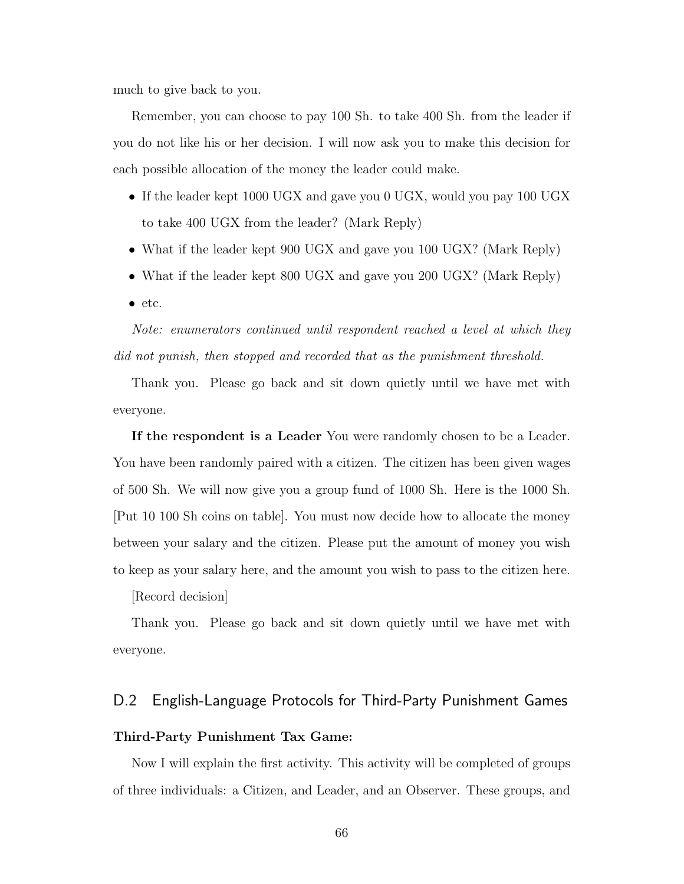much to give back to you.

Remember, you can choose to pay 100 Sh. to take 400 Sh. from the leader if you do not like his or her decision. I will now ask you to make this decision for each possible allocation of the money the leader could make.

- If the leader kept 1000 UGX and gave you 0 UGX, would you pay 100 UGX to take 400 UGX from the leader? (Mark Reply)
- What if the leader kept 900 UGX and gave you 100 UGX? (Mark Reply)
- What if the leader kept 800 UGX and gave you 200 UGX? (Mark Reply)
- etc.

*Note: enumerators continued until respondent reached a level at which they did not punish, then stopped and recorded that as the punishment threshold.*

Thank you. Please go back and sit down quietly until we have met with everyone.

**If the respondent is a Leader** You were randomly chosen to be a Leader. You have been randomly paired with a citizen. The citizen has been given wages of 500 Sh. We will now give you a group fund of 1000 Sh. Here is the 1000 Sh. [Put 10 100 Sh coins on table]. You must now decide how to allocate the money between your salary and the citizen. Please put the amount of money you wish to keep as your salary here, and the amount you wish to pass to the citizen here.

[Record decision]

Thank you. Please go back and sit down quietly until we have met with everyone.

## D.2 English-Language Protocols for Third-Party Punishment Games

**Third-Party Punishment Tax Game:**

Now I will explain the first activity. This activity will be completed of groups of three individuals: a Citizen, and Leader, and an Observer. These groups, and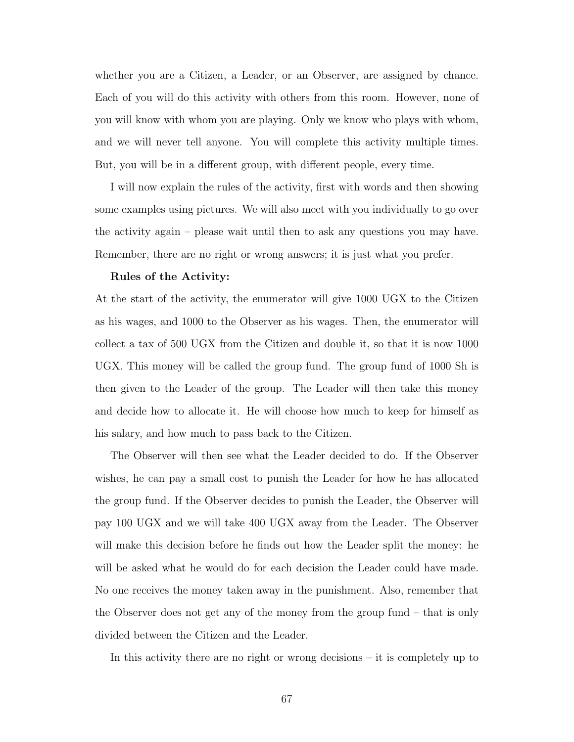whether you are a Citizen, a Leader, or an Observer, are assigned by chance. Each of you will do this activity with others from this room. However, none of you will know with whom you are playing. Only we know who plays with whom, and we will never tell anyone. You will complete this activity multiple times. But, you will be in a different group, with different people, every time.

I will now explain the rules of the activity, first with words and then showing some examples using pictures. We will also meet with you individually to go over the activity again – please wait until then to ask any questions you may have. Remember, there are no right or wrong answers; it is just what you prefer.

**Rules of the Activity:**

At the start of the activity, the enumerator will give 1000 UGX to the Citizen as his wages, and 1000 to the Observer as his wages. Then, the enumerator will collect a tax of 500 UGX from the Citizen and double it, so that it is now 1000 UGX. This money will be called the group fund. The group fund of 1000 Sh is then given to the Leader of the group. The Leader will then take this money and decide how to allocate it. He will choose how much to keep for himself as his salary, and how much to pass back to the Citizen.

The Observer will then see what the Leader decided to do. If the Observer wishes, he can pay a small cost to punish the Leader for how he has allocated the group fund. If the Observer decides to punish the Leader, the Observer will pay 100 UGX and we will take 400 UGX away from the Leader. The Observer will make this decision before he finds out how the Leader split the money: he will be asked what he would do for each decision the Leader could have made. No one receives the money taken away in the punishment. Also, remember that the Observer does not get any of the money from the group fund – that is only divided between the Citizen and the Leader.

In this activity there are no right or wrong decisions – it is completely up to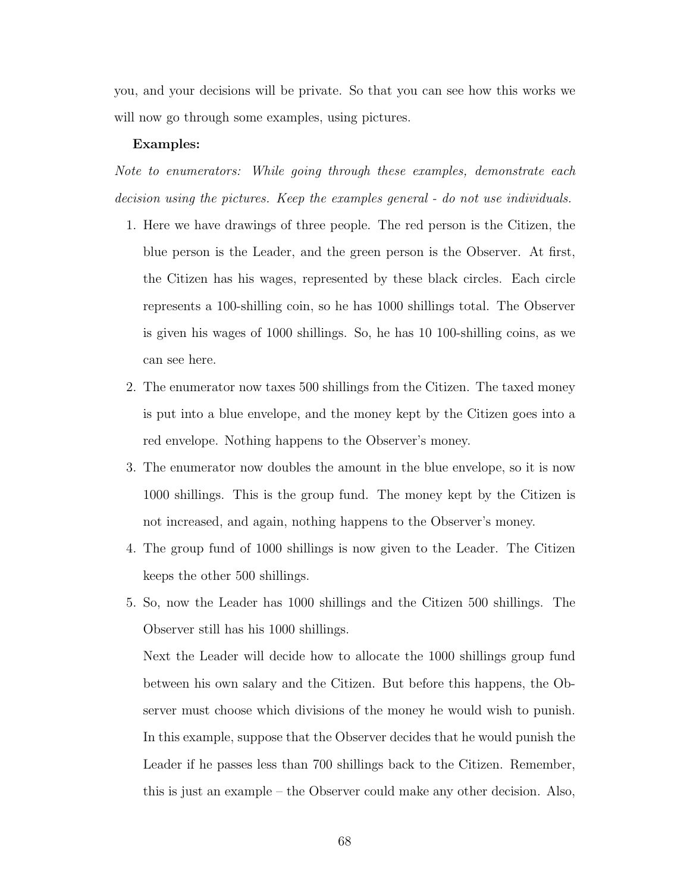you, and your decisions will be private. So that you can see how this works we will now go through some examples, using pictures.

**Examples:**

*Note to enumerators: While going through these examples, demonstrate each decision using the pictures. Keep the examples general - do not use individuals.*

1. Here we have drawings of three people. The red person is the Citizen, the blue person is the Leader, and the green person is the Observer. At first, the Citizen has his wages, represented by these black circles. Each circle represents a 100-shilling coin, so he has 1000 shillings total. The Observer is given his wages of 1000 shillings. So, he has 10 100-shilling coins, as we can see here.
2. The enumerator now taxes 500 shillings from the Citizen. The taxed money is put into a blue envelope, and the money kept by the Citizen goes into a red envelope. Nothing happens to the Observer's money.
3. The enumerator now doubles the amount in the blue envelope, so it is now 1000 shillings. This is the group fund. The money kept by the Citizen is not increased, and again, nothing happens to the Observer's money.
4. The group fund of 1000 shillings is now given to the Leader. The Citizen keeps the other 500 shillings.
5. So, now the Leader has 1000 shillings and the Citizen 500 shillings. The Observer still has his 1000 shillings.

   Next the Leader will decide how to allocate the 1000 shillings group fund between his own salary and the Citizen. But before this happens, the Observer must choose which divisions of the money he would wish to punish. In this example, suppose that the Observer decides that he would punish the Leader if he passes less than 700 shillings back to the Citizen. Remember, this is just an example – the Observer could make any other decision. Also,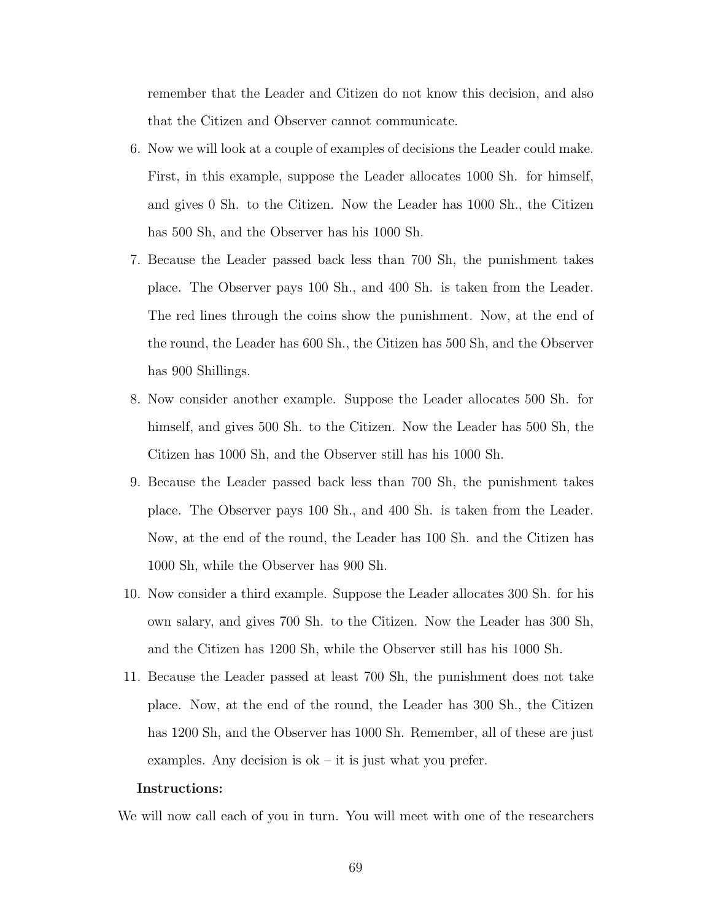remember that the Leader and Citizen do not know this decision, and also that the Citizen and Observer cannot communicate.

6. Now we will look at a couple of examples of decisions the Leader could make. First, in this example, suppose the Leader allocates 1000 Sh. for himself, and gives 0 Sh. to the Citizen. Now the Leader has 1000 Sh., the Citizen has 500 Sh, and the Observer has his 1000 Sh.

7. Because the Leader passed back less than 700 Sh, the punishment takes place. The Observer pays 100 Sh., and 400 Sh. is taken from the Leader. The red lines through the coins show the punishment. Now, at the end of the round, the Leader has 600 Sh., the Citizen has 500 Sh, and the Observer has 900 Shillings.

8. Now consider another example. Suppose the Leader allocates 500 Sh. for himself, and gives 500 Sh. to the Citizen. Now the Leader has 500 Sh, the Citizen has 1000 Sh, and the Observer still has his 1000 Sh.

9. Because the Leader passed back less than 700 Sh, the punishment takes place. The Observer pays 100 Sh., and 400 Sh. is taken from the Leader. Now, at the end of the round, the Leader has 100 Sh. and the Citizen has 1000 Sh, while the Observer has 900 Sh.

10. Now consider a third example. Suppose the Leader allocates 300 Sh. for his own salary, and gives 700 Sh. to the Citizen. Now the Leader has 300 Sh, and the Citizen has 1200 Sh, while the Observer still has his 1000 Sh.

11. Because the Leader passed at least 700 Sh, the punishment does not take place. Now, at the end of the round, the Leader has 300 Sh., the Citizen has 1200 Sh, and the Observer has 1000 Sh. Remember, all of these are just examples. Any decision is ok – it is just what you prefer.

**Instructions:**

We will now call each of you in turn. You will meet with one of the researchers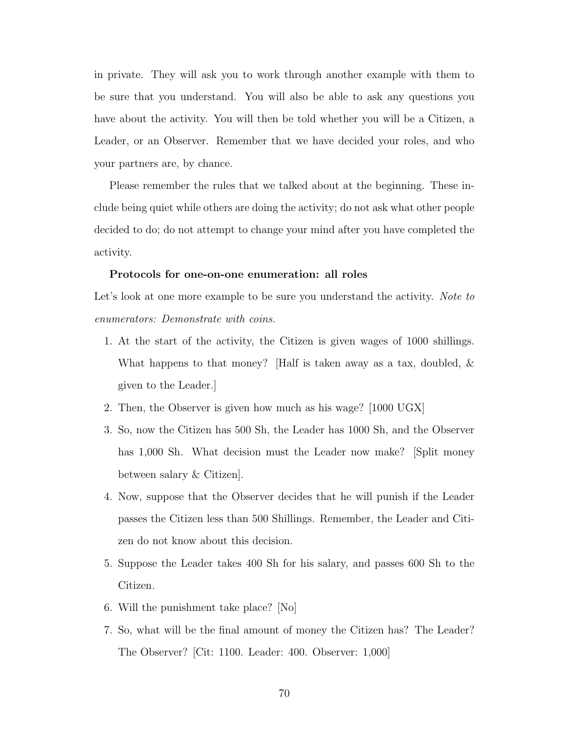in private. They will ask you to work through another example with them to be sure that you understand. You will also be able to ask any questions you have about the activity. You will then be told whether you will be a Citizen, a Leader, or an Observer. Remember that we have decided your roles, and who your partners are, by chance.

Please remember the rules that we talked about at the beginning. These include being quiet while others are doing the activity; do not ask what other people decided to do; do not attempt to change your mind after you have completed the activity.

**Protocols for one-on-one enumeration: all roles**

Let's look at one more example to be sure you understand the activity. *Note to enumerators: Demonstrate with coins.*

1. At the start of the activity, the Citizen is given wages of 1000 shillings. What happens to that money? [Half is taken away as a tax, doubled, & given to the Leader.]
2. Then, the Observer is given how much as his wage? [1000 UGX]
3. So, now the Citizen has 500 Sh, the Leader has 1000 Sh, and the Observer has 1,000 Sh. What decision must the Leader now make? [Split money between salary & Citizen].
4. Now, suppose that the Observer decides that he will punish if the Leader passes the Citizen less than 500 Shillings. Remember, the Leader and Citizen do not know about this decision.
5. Suppose the Leader takes 400 Sh for his salary, and passes 600 Sh to the Citizen.
6. Will the punishment take place? [No]
7. So, what will be the final amount of money the Citizen has? The Leader? The Observer? [Cit: 1100. Leader: 400. Observer: 1,000]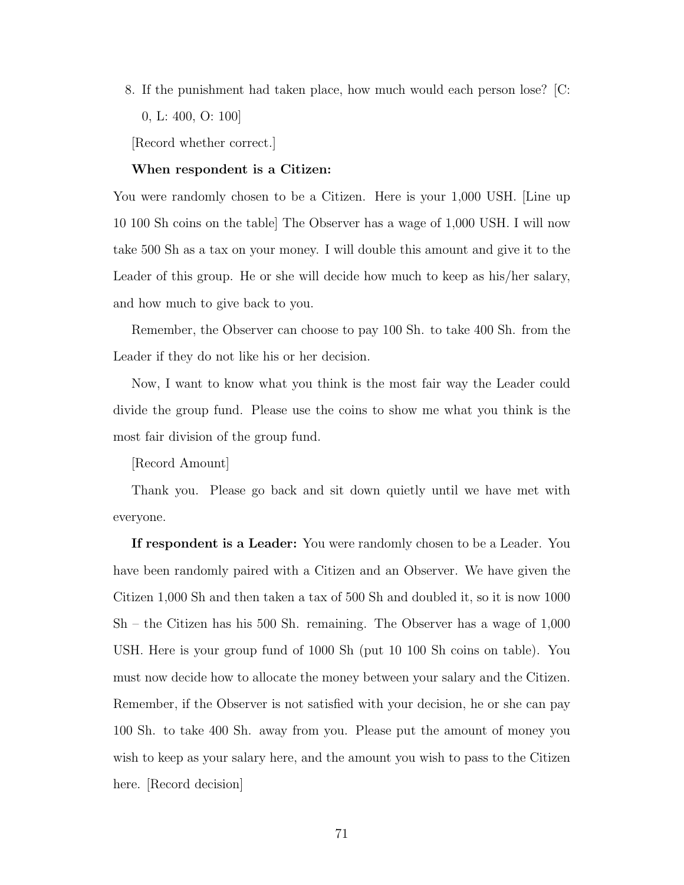8. If the punishment had taken place, how much would each person lose? [C: 0, L: 400, O: 100]

[Record whether correct.]

**When respondent is a Citizen:**

You were randomly chosen to be a Citizen. Here is your 1,000 USH. [Line up 10 100 Sh coins on the table] The Observer has a wage of 1,000 USH. I will now take 500 Sh as a tax on your money. I will double this amount and give it to the Leader of this group. He or she will decide how much to keep as his/her salary, and how much to give back to you.

Remember, the Observer can choose to pay 100 Sh. to take 400 Sh. from the Leader if they do not like his or her decision.

Now, I want to know what you think is the most fair way the Leader could divide the group fund. Please use the coins to show me what you think is the most fair division of the group fund.

[Record Amount]

Thank you. Please go back and sit down quietly until we have met with everyone.

**If respondent is a Leader:** You were randomly chosen to be a Leader. You have been randomly paired with a Citizen and an Observer. We have given the Citizen 1,000 Sh and then taken a tax of 500 Sh and doubled it, so it is now 1000 Sh – the Citizen has his 500 Sh. remaining. The Observer has a wage of 1,000 USH. Here is your group fund of 1000 Sh (put 10 100 Sh coins on table). You must now decide how to allocate the money between your salary and the Citizen. Remember, if the Observer is not satisfied with your decision, he or she can pay 100 Sh. to take 400 Sh. away from you. Please put the amount of money you wish to keep as your salary here, and the amount you wish to pass to the Citizen here. [Record decision]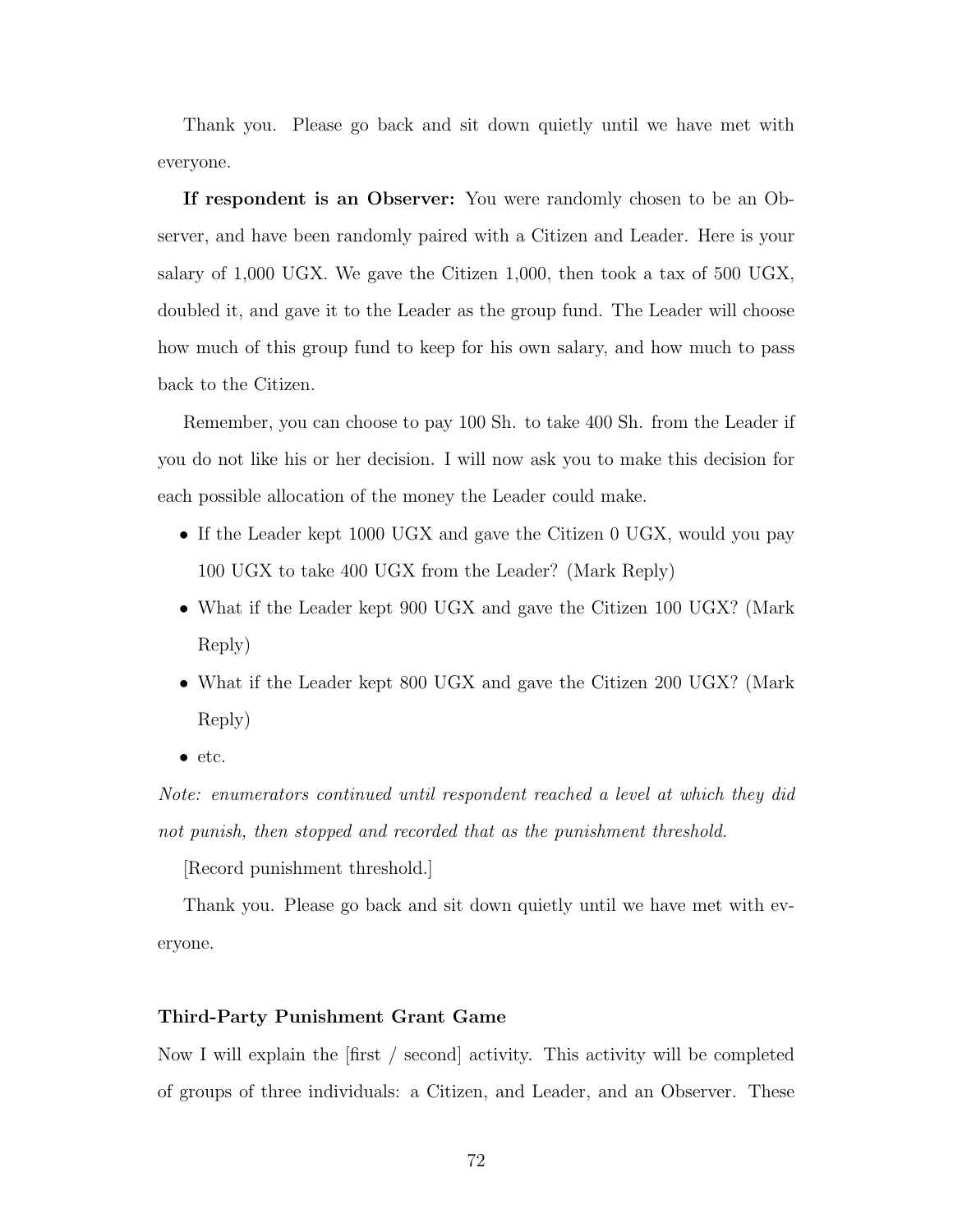Thank you. Please go back and sit down quietly until we have met with everyone.

**If respondent is an Observer:** You were randomly chosen to be an Observer, and have been randomly paired with a Citizen and Leader. Here is your salary of 1,000 UGX. We gave the Citizen 1,000, then took a tax of 500 UGX, doubled it, and gave it to the Leader as the group fund. The Leader will choose how much of this group fund to keep for his own salary, and how much to pass back to the Citizen.

Remember, you can choose to pay 100 Sh. to take 400 Sh. from the Leader if you do not like his or her decision. I will now ask you to make this decision for each possible allocation of the money the Leader could make.

- If the Leader kept 1000 UGX and gave the Citizen 0 UGX, would you pay 100 UGX to take 400 UGX from the Leader? (Mark Reply)
- What if the Leader kept 900 UGX and gave the Citizen 100 UGX? (Mark Reply)
- What if the Leader kept 800 UGX and gave the Citizen 200 UGX? (Mark Reply)
- etc.

*Note: enumerators continued until respondent reached a level at which they did not punish, then stopped and recorded that as the punishment threshold.*

[Record punishment threshold.]

Thank you. Please go back and sit down quietly until we have met with everyone.

### Third-Party Punishment Grant Game

Now I will explain the [first / second] activity. This activity will be completed of groups of three individuals: a Citizen, and Leader, and an Observer. These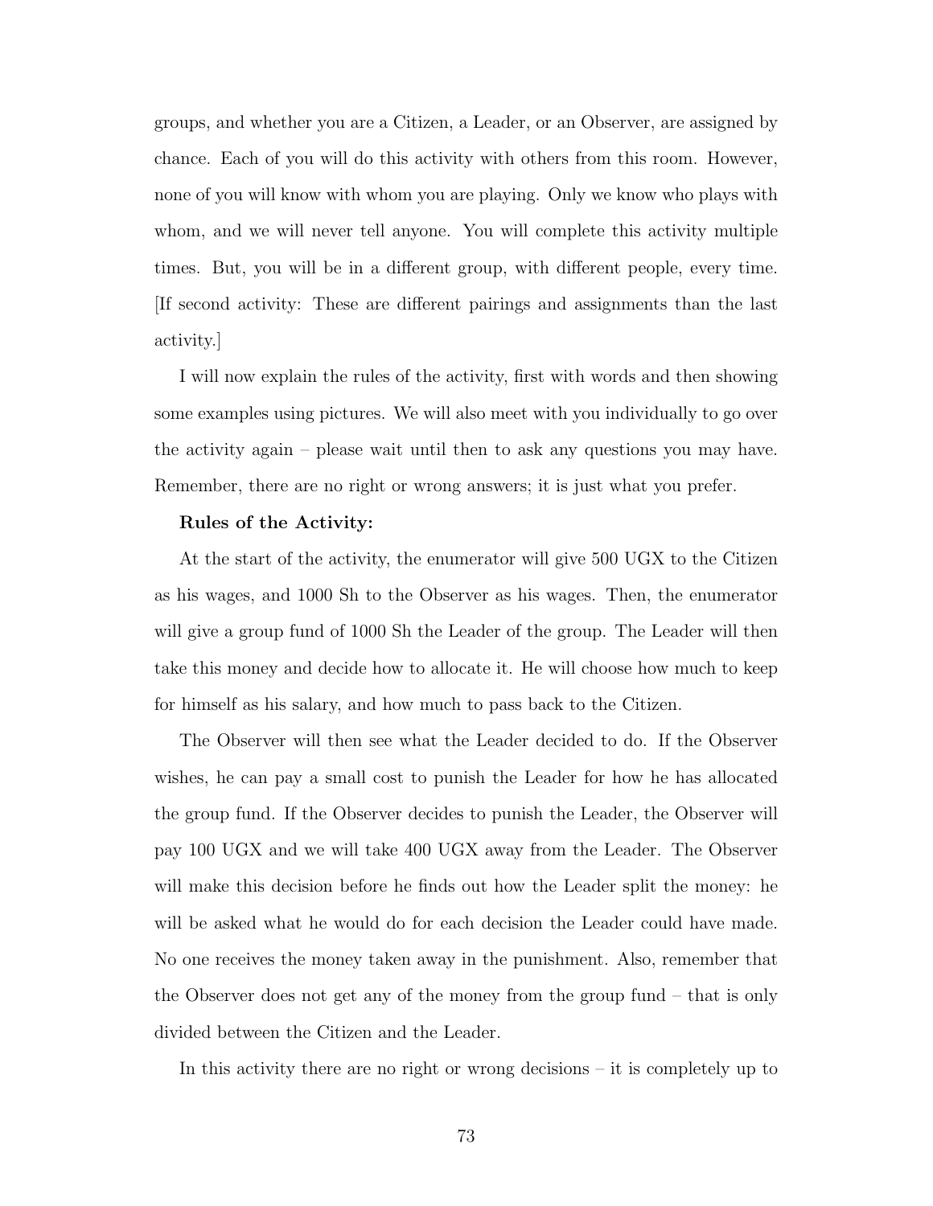groups, and whether you are a Citizen, a Leader, or an Observer, are assigned by chance. Each of you will do this activity with others from this room. However, none of you will know with whom you are playing. Only we know who plays with whom, and we will never tell anyone. You will complete this activity multiple times. But, you will be in a different group, with different people, every time. [If second activity: These are different pairings and assignments than the last activity.]

I will now explain the rules of the activity, first with words and then showing some examples using pictures. We will also meet with you individually to go over the activity again – please wait until then to ask any questions you may have. Remember, there are no right or wrong answers; it is just what you prefer.

**Rules of the Activity:**

At the start of the activity, the enumerator will give 500 UGX to the Citizen as his wages, and 1000 Sh to the Observer as his wages. Then, the enumerator will give a group fund of 1000 Sh the Leader of the group. The Leader will then take this money and decide how to allocate it. He will choose how much to keep for himself as his salary, and how much to pass back to the Citizen.

The Observer will then see what the Leader decided to do. If the Observer wishes, he can pay a small cost to punish the Leader for how he has allocated the group fund. If the Observer decides to punish the Leader, the Observer will pay 100 UGX and we will take 400 UGX away from the Leader. The Observer will make this decision before he finds out how the Leader split the money: he will be asked what he would do for each decision the Leader could have made. No one receives the money taken away in the punishment. Also, remember that the Observer does not get any of the money from the group fund – that is only divided between the Citizen and the Leader.

In this activity there are no right or wrong decisions – it is completely up to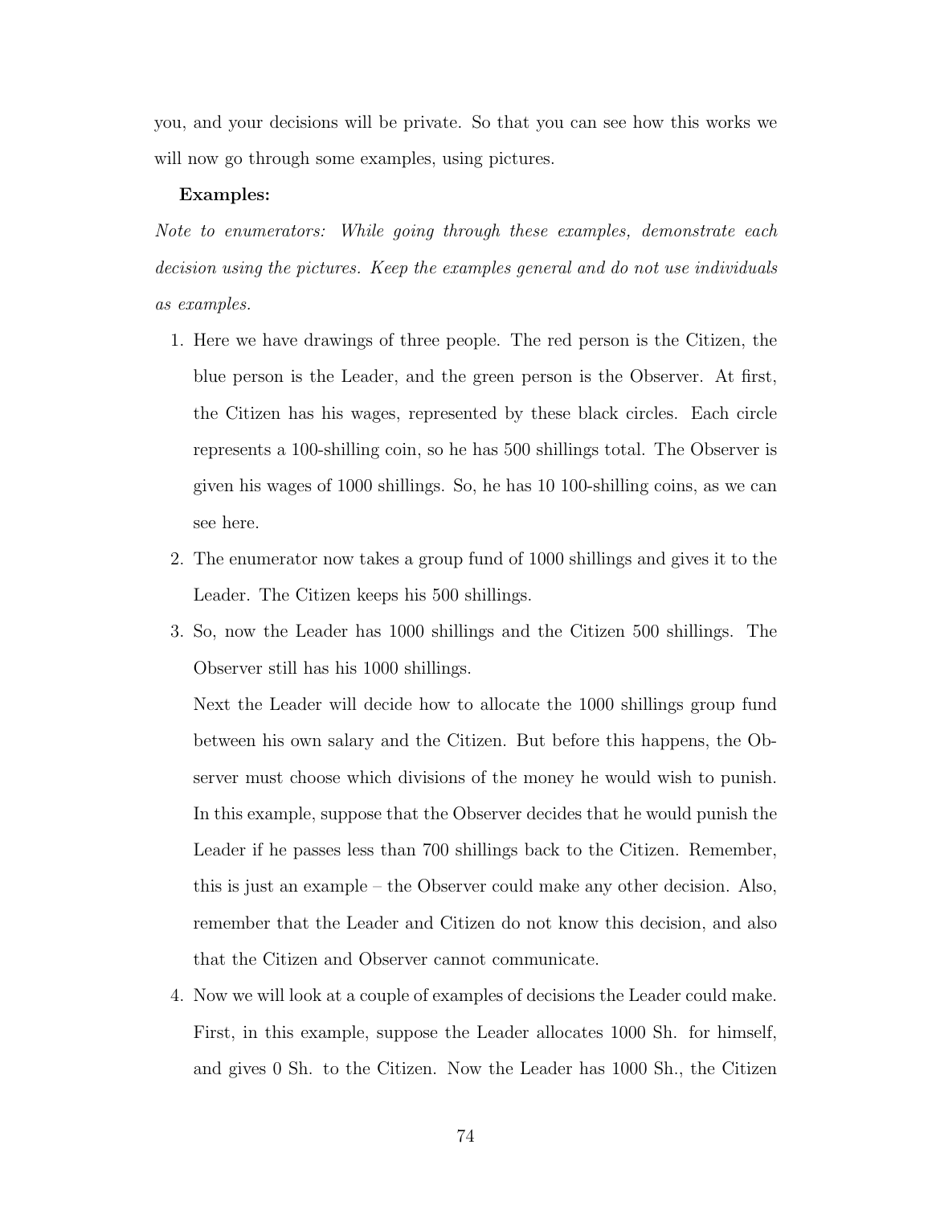you, and your decisions will be private. So that you can see how this works we will now go through some examples, using pictures.

**Examples:**

*Note to enumerators: While going through these examples, demonstrate each decision using the pictures. Keep the examples general and do not use individuals as examples.*

1. Here we have drawings of three people. The red person is the Citizen, the blue person is the Leader, and the green person is the Observer. At first, the Citizen has his wages, represented by these black circles. Each circle represents a 100-shilling coin, so he has 500 shillings total. The Observer is given his wages of 1000 shillings. So, he has 10 100-shilling coins, as we can see here.
2. The enumerator now takes a group fund of 1000 shillings and gives it to the Leader. The Citizen keeps his 500 shillings.
3. So, now the Leader has 1000 shillings and the Citizen 500 shillings. The Observer still has his 1000 shillings.

   Next the Leader will decide how to allocate the 1000 shillings group fund between his own salary and the Citizen. But before this happens, the Observer must choose which divisions of the money he would wish to punish. In this example, suppose that the Observer decides that he would punish the Leader if he passes less than 700 shillings back to the Citizen. Remember, this is just an example – the Observer could make any other decision. Also, remember that the Leader and Citizen do not know this decision, and also that the Citizen and Observer cannot communicate.
4. Now we will look at a couple of examples of decisions the Leader could make. First, in this example, suppose the Leader allocates 1000 Sh. for himself, and gives 0 Sh. to the Citizen. Now the Leader has 1000 Sh., the Citizen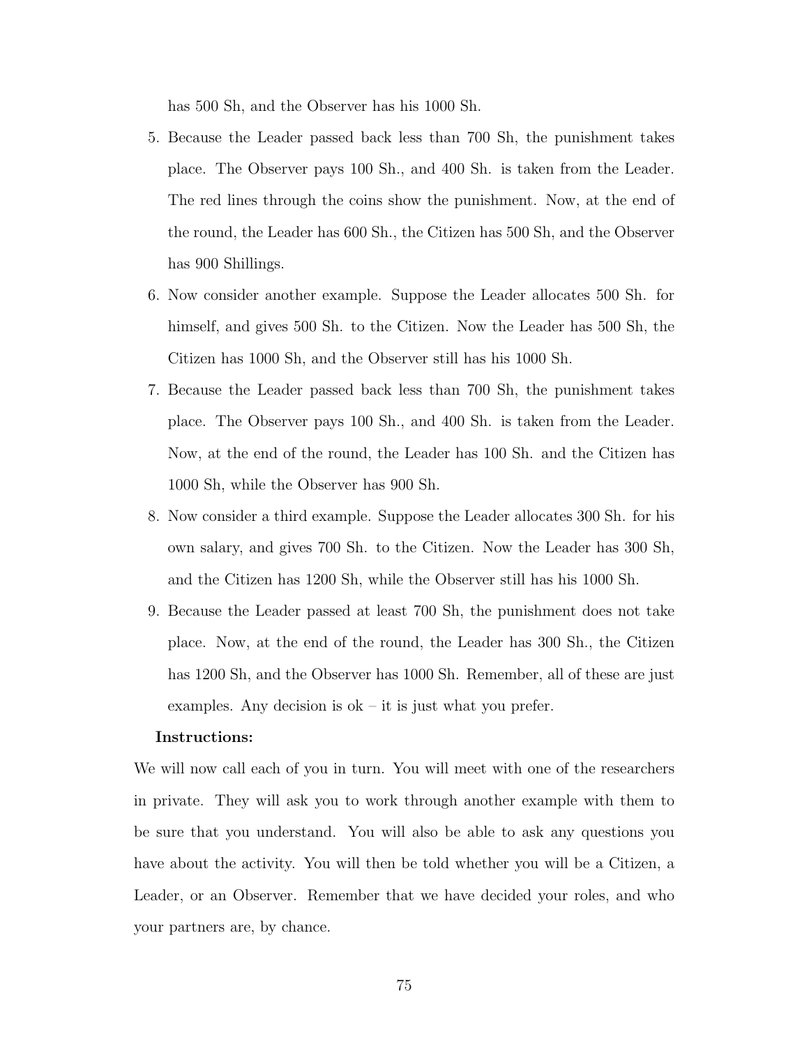has 500 Sh, and the Observer has his 1000 Sh.

5. Because the Leader passed back less than 700 Sh, the punishment takes place. The Observer pays 100 Sh., and 400 Sh. is taken from the Leader. The red lines through the coins show the punishment. Now, at the end of the round, the Leader has 600 Sh., the Citizen has 500 Sh, and the Observer has 900 Shillings.

6. Now consider another example. Suppose the Leader allocates 500 Sh. for himself, and gives 500 Sh. to the Citizen. Now the Leader has 500 Sh, the Citizen has 1000 Sh, and the Observer still has his 1000 Sh.

7. Because the Leader passed back less than 700 Sh, the punishment takes place. The Observer pays 100 Sh., and 400 Sh. is taken from the Leader. Now, at the end of the round, the Leader has 100 Sh. and the Citizen has 1000 Sh, while the Observer has 900 Sh.

8. Now consider a third example. Suppose the Leader allocates 300 Sh. for his own salary, and gives 700 Sh. to the Citizen. Now the Leader has 300 Sh, and the Citizen has 1200 Sh, while the Observer still has his 1000 Sh.

9. Because the Leader passed at least 700 Sh, the punishment does not take place. Now, at the end of the round, the Leader has 300 Sh., the Citizen has 1200 Sh, and the Observer has 1000 Sh. Remember, all of these are just examples. Any decision is ok – it is just what you prefer.

**Instructions:**

We will now call each of you in turn. You will meet with one of the researchers in private. They will ask you to work through another example with them to be sure that you understand. You will also be able to ask any questions you have about the activity. You will then be told whether you will be a Citizen, a Leader, or an Observer. Remember that we have decided your roles, and who your partners are, by chance.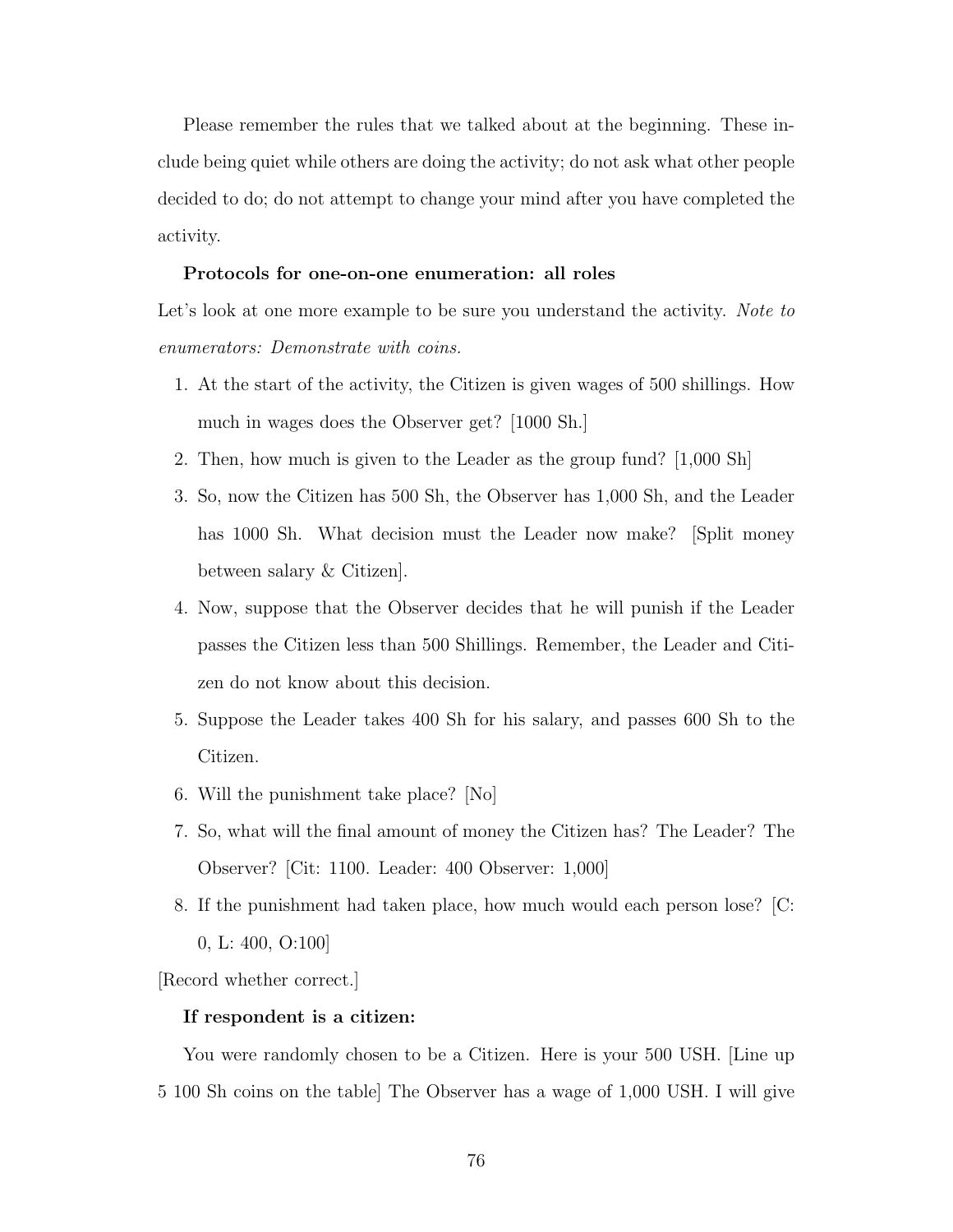Please remember the rules that we talked about at the beginning. These include being quiet while others are doing the activity; do not ask what other people decided to do; do not attempt to change your mind after you have completed the activity.

**Protocols for one-on-one enumeration: all roles**

Let's look at one more example to be sure you understand the activity. *Note to enumerators: Demonstrate with coins.*

1. At the start of the activity, the Citizen is given wages of 500 shillings. How much in wages does the Observer get? [1000 Sh.]
2. Then, how much is given to the Leader as the group fund? [1,000 Sh]
3. So, now the Citizen has 500 Sh, the Observer has 1,000 Sh, and the Leader has 1000 Sh. What decision must the Leader now make? [Split money between salary & Citizen].
4. Now, suppose that the Observer decides that he will punish if the Leader passes the Citizen less than 500 Shillings. Remember, the Leader and Citizen do not know about this decision.
5. Suppose the Leader takes 400 Sh for his salary, and passes 600 Sh to the Citizen.
6. Will the punishment take place? [No]
7. So, what will the final amount of money the Citizen has? The Leader? The Observer? [Cit: 1100. Leader: 400 Observer: 1,000]
8. If the punishment had taken place, how much would each person lose? [C: 0, L: 400, O:100]

[Record whether correct.]

**If respondent is a citizen:**

You were randomly chosen to be a Citizen. Here is your 500 USH. [Line up 5 100 Sh coins on the table] The Observer has a wage of 1,000 USH. I will give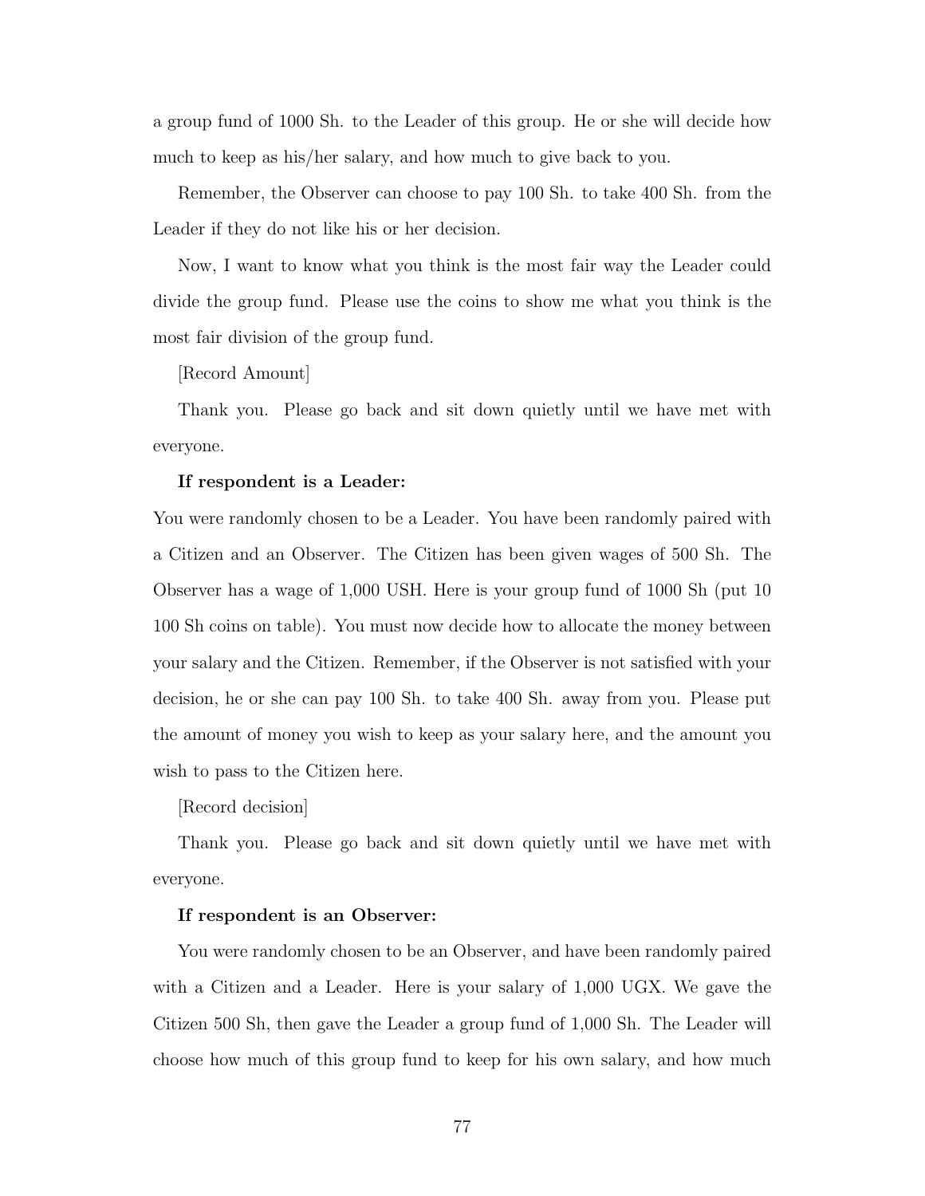a group fund of 1000 Sh. to the Leader of this group. He or she will decide how much to keep as his/her salary, and how much to give back to you.

Remember, the Observer can choose to pay 100 Sh. to take 400 Sh. from the Leader if they do not like his or her decision.

Now, I want to know what you think is the most fair way the Leader could divide the group fund. Please use the coins to show me what you think is the most fair division of the group fund.

[Record Amount]

Thank you. Please go back and sit down quietly until we have met with everyone.

**If respondent is a Leader:**

You were randomly chosen to be a Leader. You have been randomly paired with a Citizen and an Observer. The Citizen has been given wages of 500 Sh. The Observer has a wage of 1,000 USH. Here is your group fund of 1000 Sh (put 10 100 Sh coins on table). You must now decide how to allocate the money between your salary and the Citizen. Remember, if the Observer is not satisfied with your decision, he or she can pay 100 Sh. to take 400 Sh. away from you. Please put the amount of money you wish to keep as your salary here, and the amount you wish to pass to the Citizen here.

[Record decision]

Thank you. Please go back and sit down quietly until we have met with everyone.

**If respondent is an Observer:**

You were randomly chosen to be an Observer, and have been randomly paired with a Citizen and a Leader. Here is your salary of 1,000 UGX. We gave the Citizen 500 Sh, then gave the Leader a group fund of 1,000 Sh. The Leader will choose how much of this group fund to keep for his own salary, and how much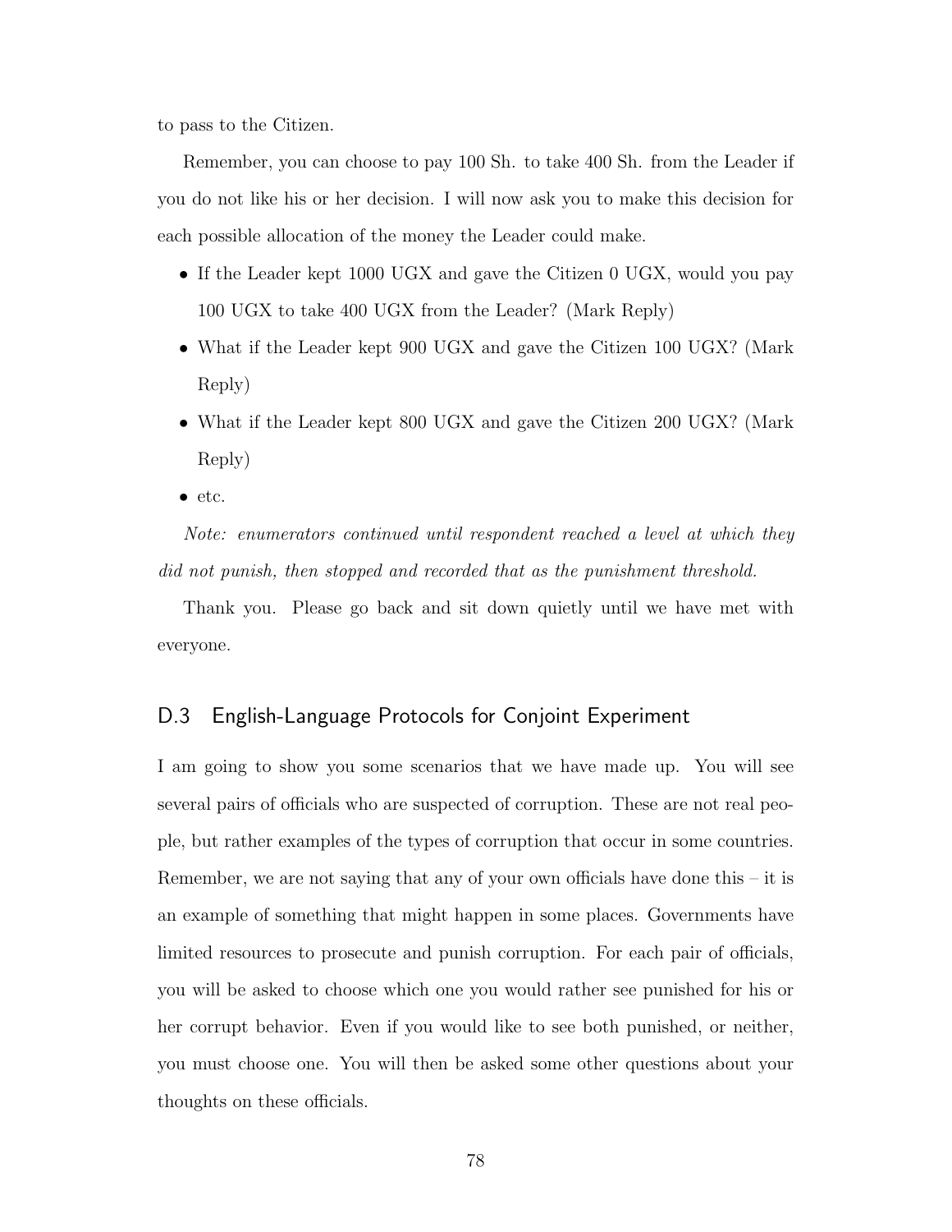to pass to the Citizen.

Remember, you can choose to pay 100 Sh. to take 400 Sh. from the Leader if you do not like his or her decision. I will now ask you to make this decision for each possible allocation of the money the Leader could make.

- If the Leader kept 1000 UGX and gave the Citizen 0 UGX, would you pay 100 UGX to take 400 UGX from the Leader? (Mark Reply)
- What if the Leader kept 900 UGX and gave the Citizen 100 UGX? (Mark Reply)
- What if the Leader kept 800 UGX and gave the Citizen 200 UGX? (Mark Reply)
- etc.

*Note: enumerators continued until respondent reached a level at which they did not punish, then stopped and recorded that as the punishment threshold.*

Thank you. Please go back and sit down quietly until we have met with everyone.

## D.3 English-Language Protocols for Conjoint Experiment

I am going to show you some scenarios that we have made up. You will see several pairs of officials who are suspected of corruption. These are not real people, but rather examples of the types of corruption that occur in some countries. Remember, we are not saying that any of your own officials have done this – it is an example of something that might happen in some places. Governments have limited resources to prosecute and punish corruption. For each pair of officials, you will be asked to choose which one you would rather see punished for his or her corrupt behavior. Even if you would like to see both punished, or neither, you must choose one. You will then be asked some other questions about your thoughts on these officials.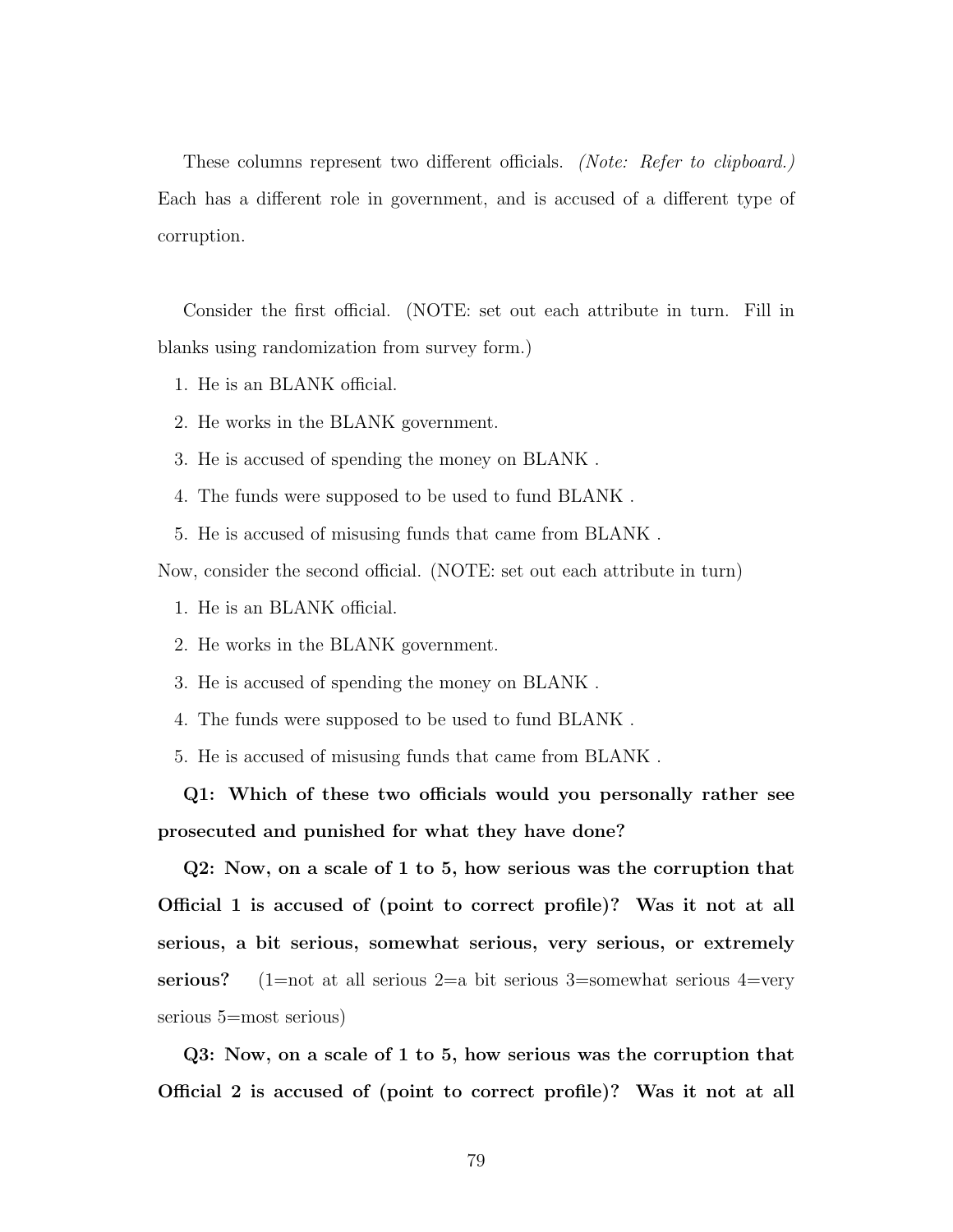These columns represent two different officials. *(Note: Refer to clipboard.)* Each has a different role in government, and is accused of a different type of corruption.

Consider the first official. (NOTE: set out each attribute in turn. Fill in blanks using randomization from survey form.)

1. He is an BLANK official.
2. He works in the BLANK government.
3. He is accused of spending the money on BLANK .
4. The funds were supposed to be used to fund BLANK .
5. He is accused of misusing funds that came from BLANK .

Now, consider the second official. (NOTE: set out each attribute in turn)

1. He is an BLANK official.
2. He works in the BLANK government.
3. He is accused of spending the money on BLANK .
4. The funds were supposed to be used to fund BLANK .
5. He is accused of misusing funds that came from BLANK .

**Q1: Which of these two officials would you personally rather see prosecuted and punished for what they have done?**

**Q2: Now, on a scale of 1 to 5, how serious was the corruption that Official 1 is accused of (point to correct profile)? Was it not at all serious, a bit serious, somewhat serious, very serious, or extremely serious?** (1=not at all serious 2=a bit serious 3=somewhat serious 4=very serious 5=most serious)

**Q3: Now, on a scale of 1 to 5, how serious was the corruption that Official 2 is accused of (point to correct profile)? Was it not at all**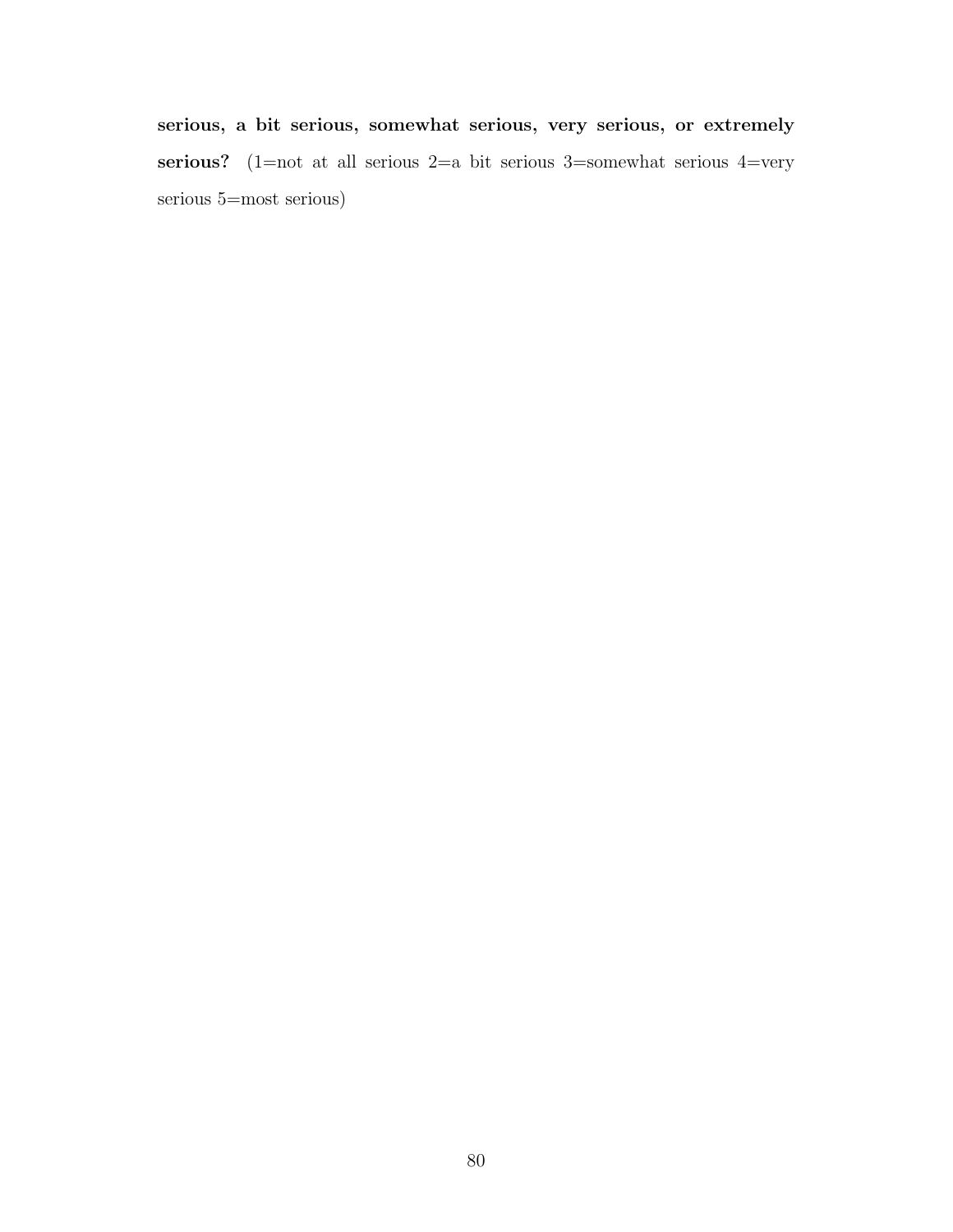**serious, a bit serious, somewhat serious, very serious, or extremely serious?** (1=not at all serious 2=a bit serious 3=somewhat serious 4=very serious 5=most serious)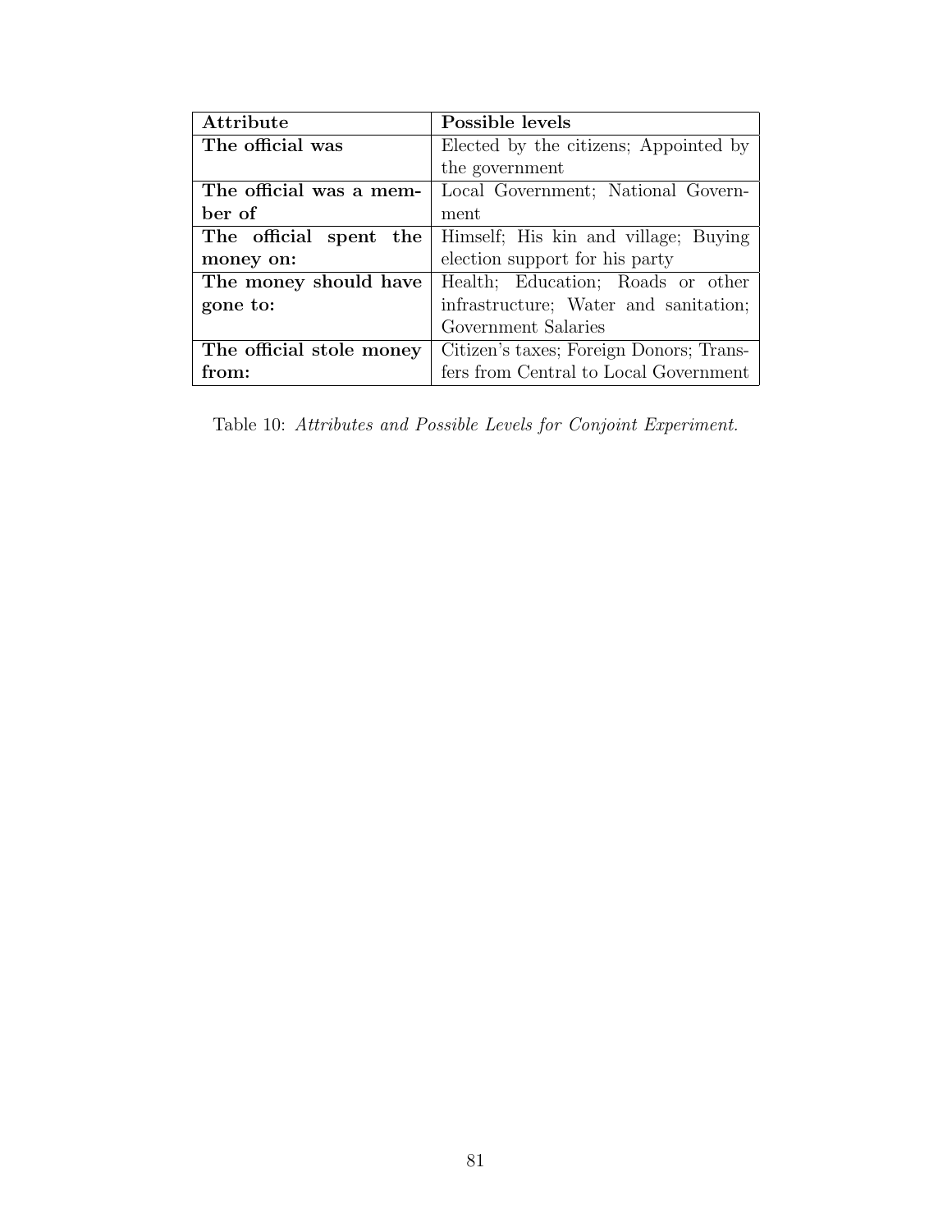| **Attribute** | **Possible levels** |
|---|---|
| **The official was** | Elected by the citizens; Appointed by the government |
| **The official was a member of** | Local Government; National Government |
| **The official spent the money on:** | Himself; His kin and village; Buying election support for his party |
| **The money should have gone to:** | Health; Education; Roads or other infrastructure; Water and sanitation; Government Salaries |
| **The official stole money from:** | Citizen's taxes; Foreign Donors; Transfers from Central to Local Government |

Table 10: *Attributes and Possible Levels for Conjoint Experiment.*